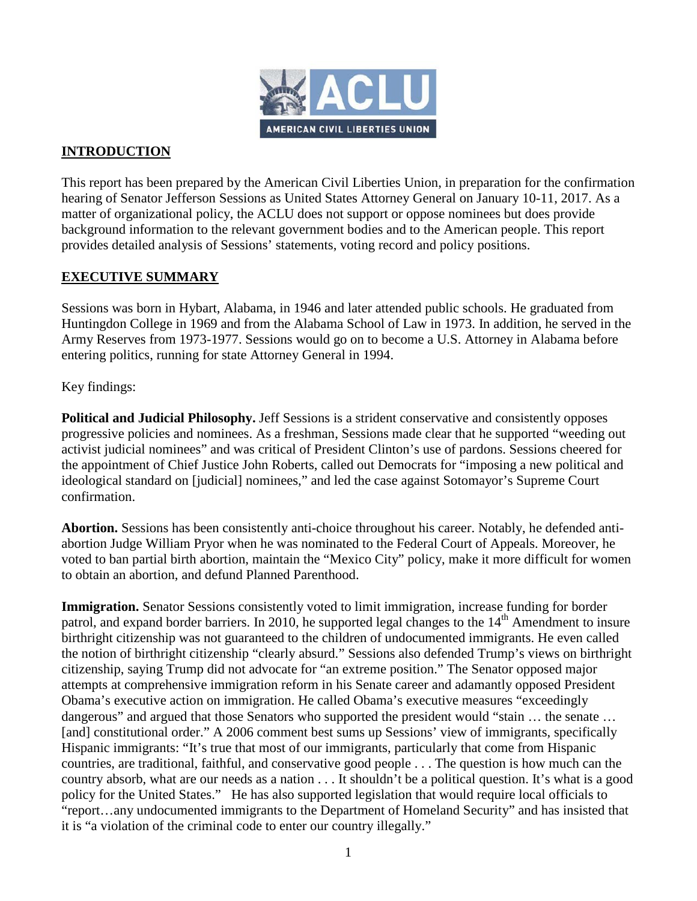## INTRODUCTION

This report has been prepared by the American Civil Liberties Union, in preparation for the confirmation hearing of Senator Jefferson Sessions as United States Attorney General on January 10-11, 2017. As a matter of organizational policy, the ACLU does not support or oppose nominees but does provide background information to the relevant government bodies and to the American people. This report provides detailed analysis of Sessions' statements, voting record and policy positions.

## EXECUTIVE SUMMARY

Sessions was born in Hybart, Alabama, in 1946 and later attended public schools. He graduated from Huntingdon College in 1969 and from the Alabama School of Law in 1973. In addition, he served in the Army Reserves from 1973-1977. Sessions would go on to become a U.S. Attorney in Alabama before entering politics, running for state Attorney General in 1994.

Key findings:

**Political and Judicial Philosophy.** Jeff Sessions is a strident conservative and consistently opposes progressive policies and nominees. As a freshman, Sessions made clear that he supported "weeding out activist judicial nominees" and was critical of President Clinton's use of pardons. Sessions cheered for the appointment of Chief Justice John Roberts, called out Democrats for "imposing a new political and ideological standard on [judicial] nominees," and led the case against Sotomayor's Supreme Court confirmation.

**Abortion.** Sessions has been consistently anti-choice throughout his career. Notably, he defended anti-abortion Judge William Pryor when he was nominated to the Federal Court of Appeals. Moreover, he voted to ban partial birth abortion, maintain the "Mexico City" policy, make it more difficult for women to obtain an abortion, and defund Planned Parenthood.

**Immigration.** Senator Sessions consistently voted to limit immigration, increase funding for border patrol, and expand border barriers. In 2010, he supported legal changes to the 14th Amendment to insure birthright citizenship was not guaranteed to the children of undocumented immigrants. He even called the notion of birthright citizenship "clearly absurd." Sessions also defended Trump's views on birthright citizenship, saying Trump did not advocate for "an extreme position." The Senator opposed major attempts at comprehensive immigration reform in his Senate career and adamantly opposed President Obama's executive action on immigration. He called Obama's executive measures "exceedingly dangerous" and argued that those Senators who supported the president would "stain … the senate … [and] constitutional order." A 2006 comment best sums up Sessions' view of immigrants, specifically Hispanic immigrants: "It's true that most of our immigrants, particularly that come from Hispanic countries, are traditional, faithful, and conservative good people . . . The question is how much can the country absorb, what are our needs as a nation . . . It shouldn't be a political question. It's what is a good policy for the United States." He has also supported legislation that would require local officials to "report…any undocumented immigrants to the Department of Homeland Security" and has insisted that it is "a violation of the criminal code to enter our country illegally."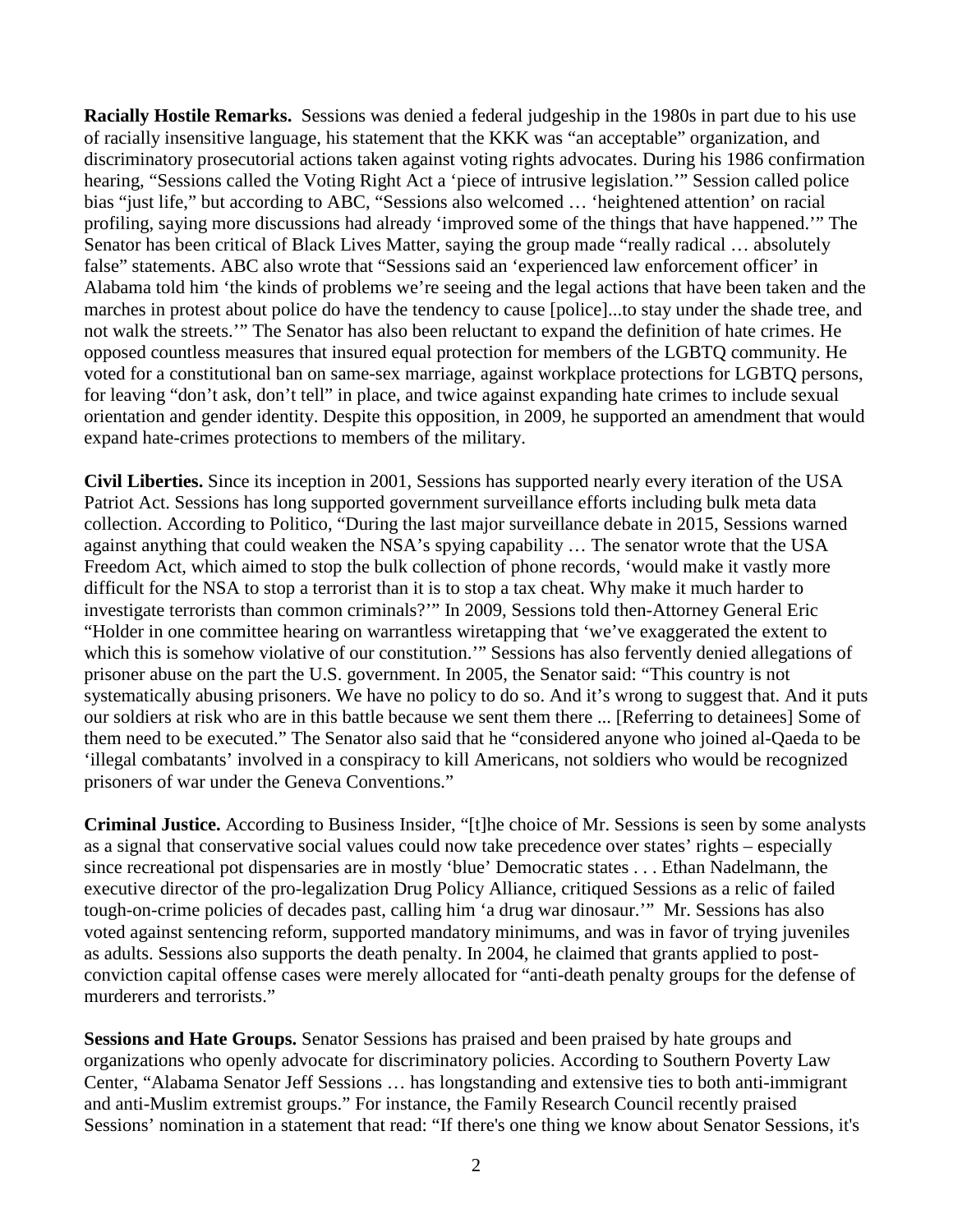**Racially Hostile Remarks.** Sessions was denied a federal judgeship in the 1980s in part due to his use of racially insensitive language, his statement that the KKK was "an acceptable" organization, and discriminatory prosecutorial actions taken against voting rights advocates. During his 1986 confirmation hearing, "Sessions called the Voting Right Act a 'piece of intrusive legislation.'" Session called police bias "just life," but according to ABC, "Sessions also welcomed … 'heightened attention' on racial profiling, saying more discussions had already 'improved some of the things that have happened.'" The Senator has been critical of Black Lives Matter, saying the group made "really radical … absolutely false" statements. ABC also wrote that "Sessions said an 'experienced law enforcement officer' in Alabama told him 'the kinds of problems we're seeing and the legal actions that have been taken and the marches in protest about police do have the tendency to cause [police]...to stay under the shade tree, and not walk the streets.'" The Senator has also been reluctant to expand the definition of hate crimes. He opposed countless measures that insured equal protection for members of the LGBTQ community. He voted for a constitutional ban on same-sex marriage, against workplace protections for LGBTQ persons, for leaving "don't ask, don't tell" in place, and twice against expanding hate crimes to include sexual orientation and gender identity. Despite this opposition, in 2009, he supported an amendment that would expand hate-crimes protections to members of the military.

**Civil Liberties.** Since its inception in 2001, Sessions has supported nearly every iteration of the USA Patriot Act. Sessions has long supported government surveillance efforts including bulk meta data collection. According to Politico, "During the last major surveillance debate in 2015, Sessions warned against anything that could weaken the NSA's spying capability … The senator wrote that the USA Freedom Act, which aimed to stop the bulk collection of phone records, 'would make it vastly more difficult for the NSA to stop a terrorist than it is to stop a tax cheat. Why make it much harder to investigate terrorists than common criminals?'" In 2009, Sessions told then-Attorney General Eric "Holder in one committee hearing on warrantless wiretapping that 'we've exaggerated the extent to which this is somehow violative of our constitution.'" Sessions has also fervently denied allegations of prisoner abuse on the part the U.S. government. In 2005, the Senator said: "This country is not systematically abusing prisoners. We have no policy to do so. And it's wrong to suggest that. And it puts our soldiers at risk who are in this battle because we sent them there ... [Referring to detainees] Some of them need to be executed." The Senator also said that he "considered anyone who joined al-Qaeda to be 'illegal combatants' involved in a conspiracy to kill Americans, not soldiers who would be recognized prisoners of war under the Geneva Conventions."

**Criminal Justice.** According to Business Insider, "[t]he choice of Mr. Sessions is seen by some analysts as a signal that conservative social values could now take precedence over states' rights – especially since recreational pot dispensaries are in mostly 'blue' Democratic states . . . Ethan Nadelmann, the executive director of the pro-legalization Drug Policy Alliance, critiqued Sessions as a relic of failed tough-on-crime policies of decades past, calling him 'a drug war dinosaur.'" Mr. Sessions has also voted against sentencing reform, supported mandatory minimums, and was in favor of trying juveniles as adults. Sessions also supports the death penalty. In 2004, he claimed that grants applied to post-conviction capital offense cases were merely allocated for "anti-death penalty groups for the defense of murderers and terrorists."

**Sessions and Hate Groups.** Senator Sessions has praised and been praised by hate groups and organizations who openly advocate for discriminatory policies. According to Southern Poverty Law Center, "Alabama Senator Jeff Sessions … has longstanding and extensive ties to both anti-immigrant and anti-Muslim extremist groups." For instance, the Family Research Council recently praised Sessions' nomination in a statement that read: "If there's one thing we know about Senator Sessions, it's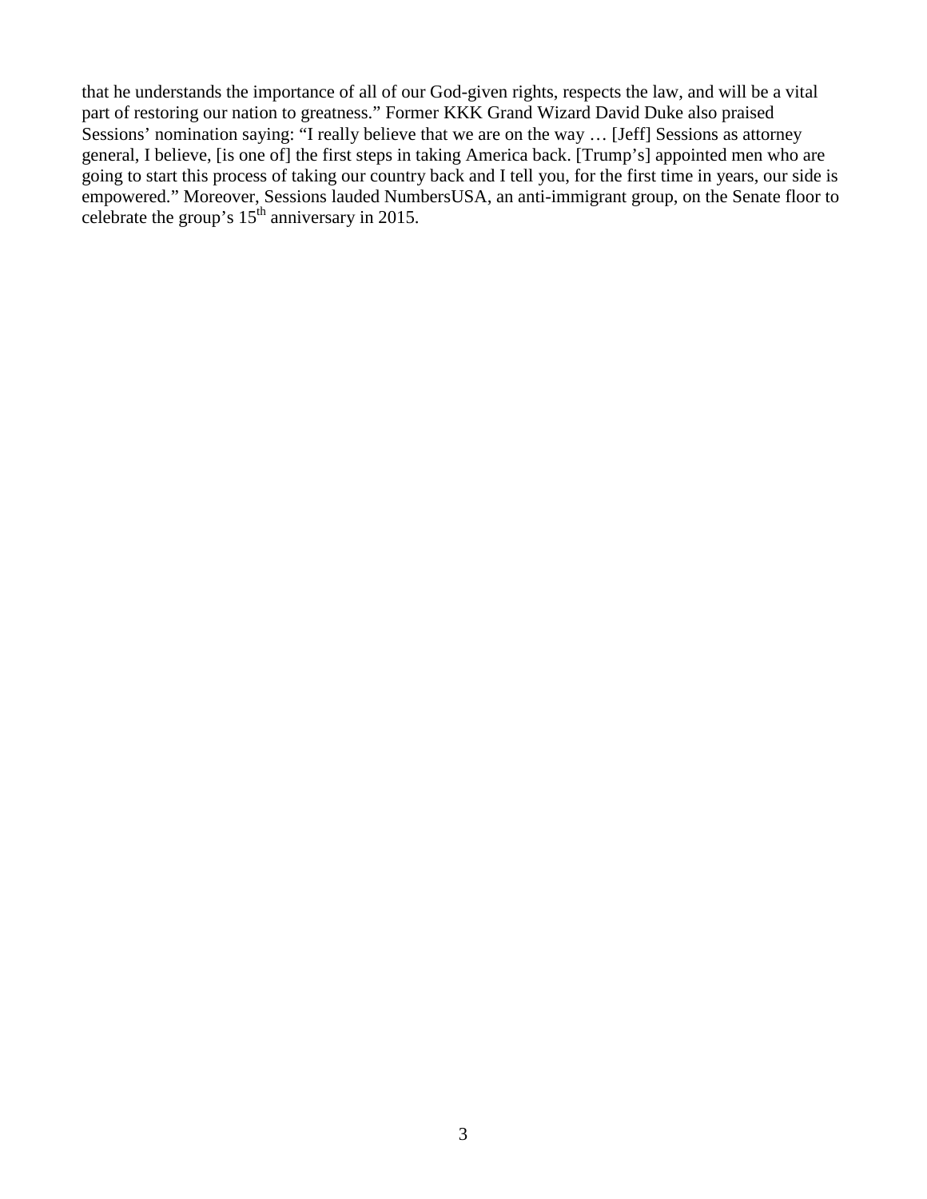that he understands the importance of all of our God-given rights, respects the law, and will be a vital part of restoring our nation to greatness." Former KKK Grand Wizard David Duke also praised Sessions' nomination saying: "I really believe that we are on the way … [Jeff] Sessions as attorney general, I believe, [is one of] the first steps in taking America back. [Trump's] appointed men who are going to start this process of taking our country back and I tell you, for the first time in years, our side is empowered." Moreover, Sessions lauded NumbersUSA, an anti-immigrant group, on the Senate floor to celebrate the group's 15th anniversary in 2015.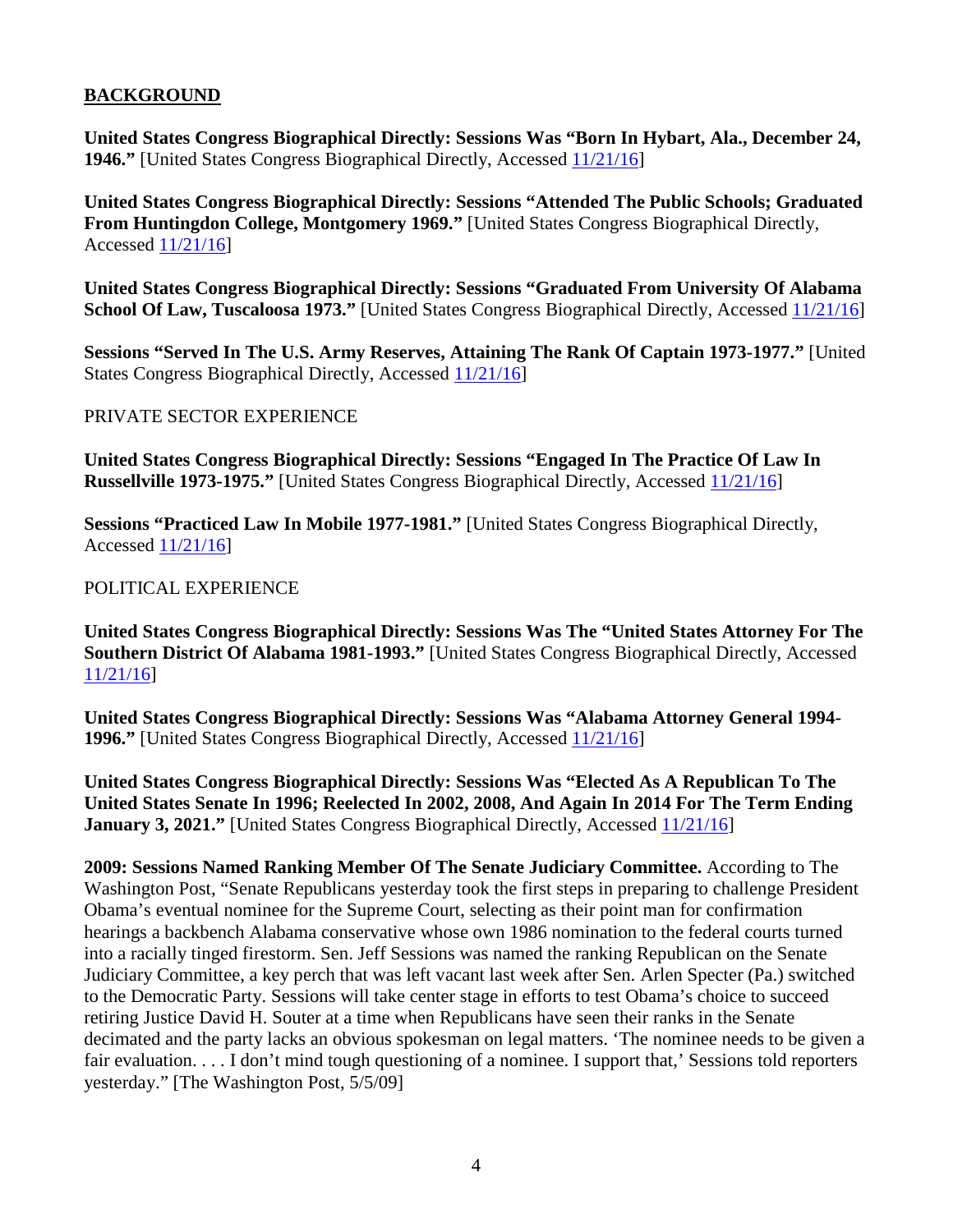## BACKGROUND

**United States Congress Biographical Directly: Sessions Was "Born In Hybart, Ala., December 24, 1946."** [United States Congress Biographical Directly, Accessed 11/21/16]

**United States Congress Biographical Directly: Sessions "Attended The Public Schools; Graduated From Huntingdon College, Montgomery 1969."** [United States Congress Biographical Directly, Accessed 11/21/16]

**United States Congress Biographical Directly: Sessions "Graduated From University Of Alabama School Of Law, Tuscaloosa 1973."** [United States Congress Biographical Directly, Accessed 11/21/16]

**Sessions "Served In The U.S. Army Reserves, Attaining The Rank Of Captain 1973-1977."** [United States Congress Biographical Directly, Accessed 11/21/16]

PRIVATE SECTOR EXPERIENCE

**United States Congress Biographical Directly: Sessions "Engaged In The Practice Of Law In Russellville 1973-1975."** [United States Congress Biographical Directly, Accessed 11/21/16]

**Sessions "Practiced Law In Mobile 1977-1981."** [United States Congress Biographical Directly, Accessed 11/21/16]

POLITICAL EXPERIENCE

**United States Congress Biographical Directly: Sessions Was The "United States Attorney For The Southern District Of Alabama 1981-1993."** [United States Congress Biographical Directly, Accessed 11/21/16]

**United States Congress Biographical Directly: Sessions Was "Alabama Attorney General 1994-1996."** [United States Congress Biographical Directly, Accessed 11/21/16]

**United States Congress Biographical Directly: Sessions Was "Elected As A Republican To The United States Senate In 1996; Reelected In 2002, 2008, And Again In 2014 For The Term Ending January 3, 2021."** [United States Congress Biographical Directly, Accessed 11/21/16]

**2009: Sessions Named Ranking Member Of The Senate Judiciary Committee.** According to The Washington Post, "Senate Republicans yesterday took the first steps in preparing to challenge President Obama's eventual nominee for the Supreme Court, selecting as their point man for confirmation hearings a backbench Alabama conservative whose own 1986 nomination to the federal courts turned into a racially tinged firestorm. Sen. Jeff Sessions was named the ranking Republican on the Senate Judiciary Committee, a key perch that was left vacant last week after Sen. Arlen Specter (Pa.) switched to the Democratic Party. Sessions will take center stage in efforts to test Obama's choice to succeed retiring Justice David H. Souter at a time when Republicans have seen their ranks in the Senate decimated and the party lacks an obvious spokesman on legal matters. 'The nominee needs to be given a fair evaluation. . . . I don't mind tough questioning of a nominee. I support that,' Sessions told reporters yesterday." [The Washington Post, 5/5/09]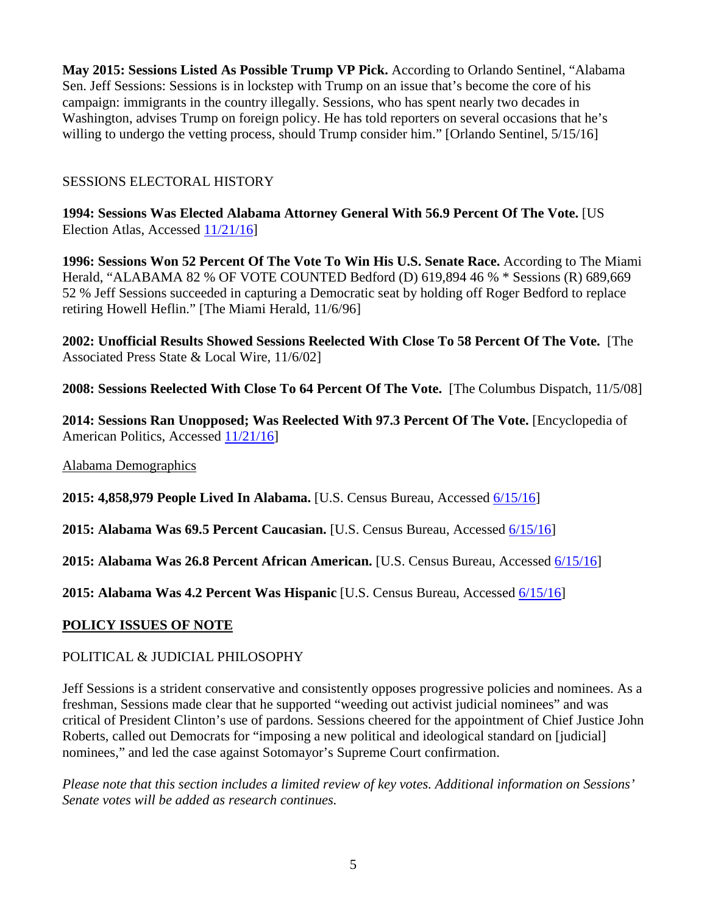**May 2015: Sessions Listed As Possible Trump VP Pick.** According to Orlando Sentinel, "Alabama Sen. Jeff Sessions: Sessions is in lockstep with Trump on an issue that's become the core of his campaign: immigrants in the country illegally. Sessions, who has spent nearly two decades in Washington, advises Trump on foreign policy. He has told reporters on several occasions that he's willing to undergo the vetting process, should Trump consider him." [Orlando Sentinel, 5/15/16]

SESSIONS ELECTORAL HISTORY

**1994: Sessions Was Elected Alabama Attorney General With 56.9 Percent Of The Vote.** [US Election Atlas, Accessed 11/21/16]

**1996: Sessions Won 52 Percent Of The Vote To Win His U.S. Senate Race.** According to The Miami Herald, "ALABAMA 82 % OF VOTE COUNTED Bedford (D) 619,894 46 % * Sessions (R) 689,669 52 % Jeff Sessions succeeded in capturing a Democratic seat by holding off Roger Bedford to replace retiring Howell Heflin." [The Miami Herald, 11/6/96]

**2002: Unofficial Results Showed Sessions Reelected With Close To 58 Percent Of The Vote.** [The Associated Press State & Local Wire, 11/6/02]

**2008: Sessions Reelected With Close To 64 Percent Of The Vote.** [The Columbus Dispatch, 11/5/08]

**2014: Sessions Ran Unopposed; Was Reelected With 97.3 Percent Of The Vote.** [Encyclopedia of American Politics, Accessed 11/21/16]

Alabama Demographics

**2015: 4,858,979 People Lived In Alabama.** [U.S. Census Bureau, Accessed 6/15/16]

**2015: Alabama Was 69.5 Percent Caucasian.** [U.S. Census Bureau, Accessed 6/15/16]

**2015: Alabama Was 26.8 Percent African American.** [U.S. Census Bureau, Accessed 6/15/16]

**2015: Alabama Was 4.2 Percent Was Hispanic** [U.S. Census Bureau, Accessed 6/15/16]

## POLICY ISSUES OF NOTE

POLITICAL & JUDICIAL PHILOSOPHY

Jeff Sessions is a strident conservative and consistently opposes progressive policies and nominees. As a freshman, Sessions made clear that he supported "weeding out activist judicial nominees" and was critical of President Clinton's use of pardons. Sessions cheered for the appointment of Chief Justice John Roberts, called out Democrats for "imposing a new political and ideological standard on [judicial] nominees," and led the case against Sotomayor's Supreme Court confirmation.

*Please note that this section includes a limited review of key votes. Additional information on Sessions' Senate votes will be added as research continues.*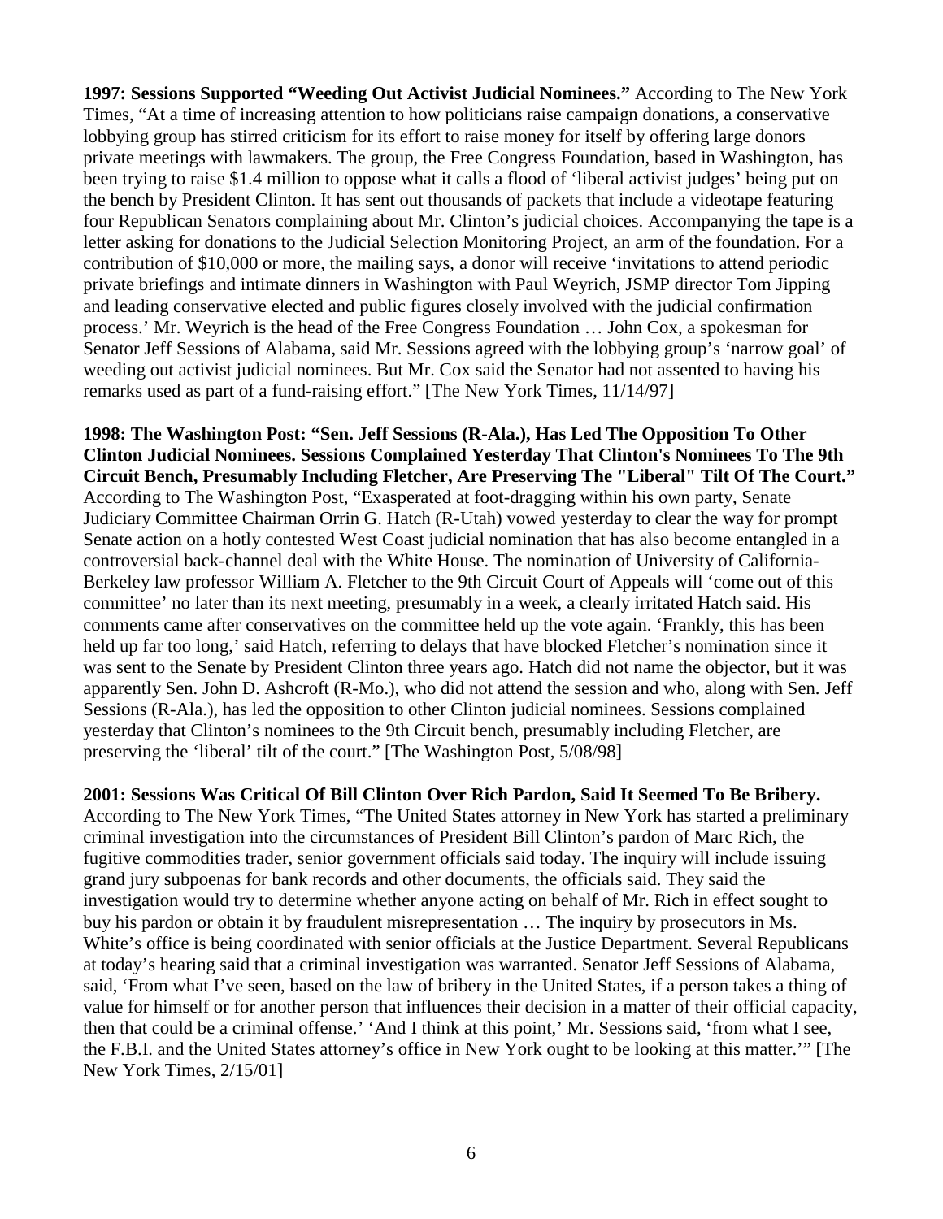**1997: Sessions Supported "Weeding Out Activist Judicial Nominees."** According to The New York Times, "At a time of increasing attention to how politicians raise campaign donations, a conservative lobbying group has stirred criticism for its effort to raise money for itself by offering large donors private meetings with lawmakers. The group, the Free Congress Foundation, based in Washington, has been trying to raise $1.4 million to oppose what it calls a flood of 'liberal activist judges' being put on the bench by President Clinton. It has sent out thousands of packets that include a videotape featuring four Republican Senators complaining about Mr. Clinton's judicial choices. Accompanying the tape is a letter asking for donations to the Judicial Selection Monitoring Project, an arm of the foundation. For a contribution of $10,000 or more, the mailing says, a donor will receive 'invitations to attend periodic private briefings and intimate dinners in Washington with Paul Weyrich, JSMP director Tom Jipping and leading conservative elected and public figures closely involved with the judicial confirmation process.' Mr. Weyrich is the head of the Free Congress Foundation … John Cox, a spokesman for Senator Jeff Sessions of Alabama, said Mr. Sessions agreed with the lobbying group's 'narrow goal' of weeding out activist judicial nominees. But Mr. Cox said the Senator had not assented to having his remarks used as part of a fund-raising effort." [The New York Times, 11/14/97]

**1998: The Washington Post: "Sen. Jeff Sessions (R-Ala.), Has Led The Opposition To Other Clinton Judicial Nominees. Sessions Complained Yesterday That Clinton's Nominees To The 9th Circuit Bench, Presumably Including Fletcher, Are Preserving The "Liberal" Tilt Of The Court."** According to The Washington Post, "Exasperated at foot-dragging within his own party, Senate Judiciary Committee Chairman Orrin G. Hatch (R-Utah) vowed yesterday to clear the way for prompt Senate action on a hotly contested West Coast judicial nomination that has also become entangled in a controversial back-channel deal with the White House. The nomination of University of California-Berkeley law professor William A. Fletcher to the 9th Circuit Court of Appeals will 'come out of this committee' no later than its next meeting, presumably in a week, a clearly irritated Hatch said. His comments came after conservatives on the committee held up the vote again. 'Frankly, this has been held up far too long,' said Hatch, referring to delays that have blocked Fletcher's nomination since it was sent to the Senate by President Clinton three years ago. Hatch did not name the objector, but it was apparently Sen. John D. Ashcroft (R-Mo.), who did not attend the session and who, along with Sen. Jeff Sessions (R-Ala.), has led the opposition to other Clinton judicial nominees. Sessions complained yesterday that Clinton's nominees to the 9th Circuit bench, presumably including Fletcher, are preserving the 'liberal' tilt of the court." [The Washington Post, 5/08/98]

**2001: Sessions Was Critical Of Bill Clinton Over Rich Pardon, Said It Seemed To Be Bribery.** According to The New York Times, "The United States attorney in New York has started a preliminary criminal investigation into the circumstances of President Bill Clinton's pardon of Marc Rich, the fugitive commodities trader, senior government officials said today. The inquiry will include issuing grand jury subpoenas for bank records and other documents, the officials said. They said the investigation would try to determine whether anyone acting on behalf of Mr. Rich in effect sought to buy his pardon or obtain it by fraudulent misrepresentation … The inquiry by prosecutors in Ms. White's office is being coordinated with senior officials at the Justice Department. Several Republicans at today's hearing said that a criminal investigation was warranted. Senator Jeff Sessions of Alabama, said, 'From what I've seen, based on the law of bribery in the United States, if a person takes a thing of value for himself or for another person that influences their decision in a matter of their official capacity, then that could be a criminal offense.' 'And I think at this point,' Mr. Sessions said, 'from what I see, the F.B.I. and the United States attorney's office in New York ought to be looking at this matter.'" [The New York Times, 2/15/01]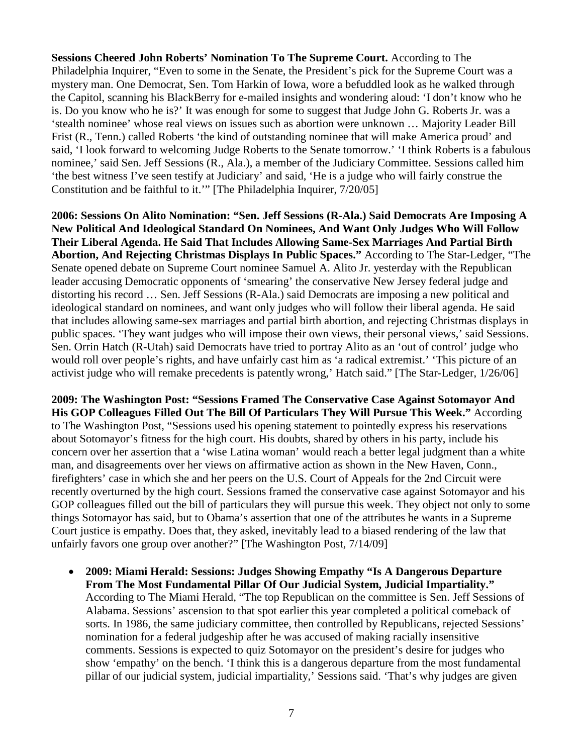**Sessions Cheered John Roberts' Nomination To The Supreme Court.** According to The Philadelphia Inquirer, "Even to some in the Senate, the President's pick for the Supreme Court was a mystery man. One Democrat, Sen. Tom Harkin of Iowa, wore a befuddled look as he walked through the Capitol, scanning his BlackBerry for e-mailed insights and wondering aloud: 'I don't know who he is. Do you know who he is?' It was enough for some to suggest that Judge John G. Roberts Jr. was a 'stealth nominee' whose real views on issues such as abortion were unknown … Majority Leader Bill Frist (R., Tenn.) called Roberts 'the kind of outstanding nominee that will make America proud' and said, 'I look forward to welcoming Judge Roberts to the Senate tomorrow.' 'I think Roberts is a fabulous nominee,' said Sen. Jeff Sessions (R., Ala.), a member of the Judiciary Committee. Sessions called him 'the best witness I've seen testify at Judiciary' and said, 'He is a judge who will fairly construe the Constitution and be faithful to it.'" [The Philadelphia Inquirer, 7/20/05]

**2006: Sessions On Alito Nomination: "Sen. Jeff Sessions (R-Ala.) Said Democrats Are Imposing A New Political And Ideological Standard On Nominees, And Want Only Judges Who Will Follow Their Liberal Agenda. He Said That Includes Allowing Same-Sex Marriages And Partial Birth Abortion, And Rejecting Christmas Displays In Public Spaces."** According to The Star-Ledger, "The Senate opened debate on Supreme Court nominee Samuel A. Alito Jr. yesterday with the Republican leader accusing Democratic opponents of 'smearing' the conservative New Jersey federal judge and distorting his record … Sen. Jeff Sessions (R-Ala.) said Democrats are imposing a new political and ideological standard on nominees, and want only judges who will follow their liberal agenda. He said that includes allowing same-sex marriages and partial birth abortion, and rejecting Christmas displays in public spaces. 'They want judges who will impose their own views, their personal views,' said Sessions. Sen. Orrin Hatch (R-Utah) said Democrats have tried to portray Alito as an 'out of control' judge who would roll over people's rights, and have unfairly cast him as 'a radical extremist.' 'This picture of an activist judge who will remake precedents is patently wrong,' Hatch said." [The Star-Ledger, 1/26/06]

**2009: The Washington Post: "Sessions Framed The Conservative Case Against Sotomayor And His GOP Colleagues Filled Out The Bill Of Particulars They Will Pursue This Week."** According to The Washington Post, "Sessions used his opening statement to pointedly express his reservations about Sotomayor's fitness for the high court. His doubts, shared by others in his party, include his concern over her assertion that a 'wise Latina woman' would reach a better legal judgment than a white man, and disagreements over her views on affirmative action as shown in the New Haven, Conn., firefighters' case in which she and her peers on the U.S. Court of Appeals for the 2nd Circuit were recently overturned by the high court. Sessions framed the conservative case against Sotomayor and his GOP colleagues filled out the bill of particulars they will pursue this week. They object not only to some things Sotomayor has said, but to Obama's assertion that one of the attributes he wants in a Supreme Court justice is empathy. Does that, they asked, inevitably lead to a biased rendering of the law that unfairly favors one group over another?" [The Washington Post, 7/14/09]

- **2009: Miami Herald: Sessions: Judges Showing Empathy "Is A Dangerous Departure From The Most Fundamental Pillar Of Our Judicial System, Judicial Impartiality."** According to The Miami Herald, "The top Republican on the committee is Sen. Jeff Sessions of Alabama. Sessions' ascension to that spot earlier this year completed a political comeback of sorts. In 1986, the same judiciary committee, then controlled by Republicans, rejected Sessions' nomination for a federal judgeship after he was accused of making racially insensitive comments. Sessions is expected to quiz Sotomayor on the president's desire for judges who show 'empathy' on the bench. 'I think this is a dangerous departure from the most fundamental pillar of our judicial system, judicial impartiality,' Sessions said. 'That's why judges are given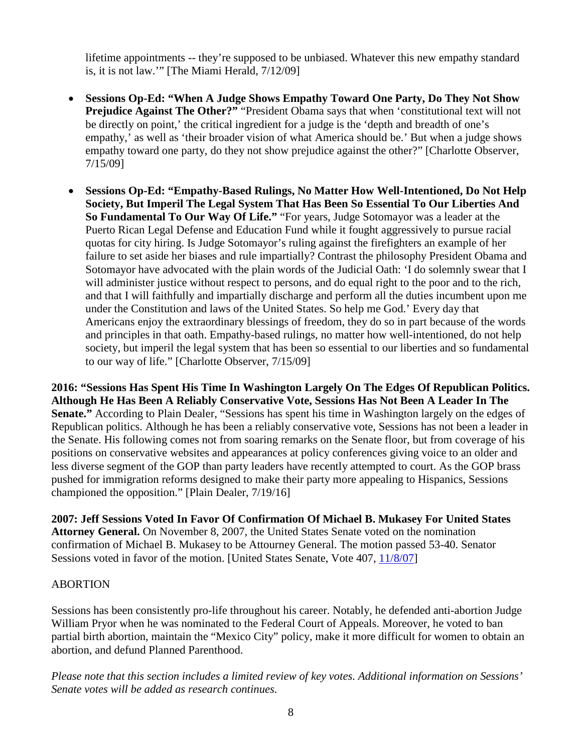lifetime appointments -- they're supposed to be unbiased. Whatever this new empathy standard is, it is not law.'" [The Miami Herald, 7/12/09]

- **Sessions Op-Ed: "When A Judge Shows Empathy Toward One Party, Do They Not Show Prejudice Against The Other?"** "President Obama says that when 'constitutional text will not be directly on point,' the critical ingredient for a judge is the 'depth and breadth of one's empathy,' as well as 'their broader vision of what America should be.' But when a judge shows empathy toward one party, do they not show prejudice against the other?" [Charlotte Observer, 7/15/09]

- **Sessions Op-Ed: "Empathy-Based Rulings, No Matter How Well-Intentioned, Do Not Help Society, But Imperil The Legal System That Has Been So Essential To Our Liberties And So Fundamental To Our Way Of Life."** "For years, Judge Sotomayor was a leader at the Puerto Rican Legal Defense and Education Fund while it fought aggressively to pursue racial quotas for city hiring. Is Judge Sotomayor's ruling against the firefighters an example of her failure to set aside her biases and rule impartially? Contrast the philosophy President Obama and Sotomayor have advocated with the plain words of the Judicial Oath: 'I do solemnly swear that I will administer justice without respect to persons, and do equal right to the poor and to the rich, and that I will faithfully and impartially discharge and perform all the duties incumbent upon me under the Constitution and laws of the United States. So help me God.' Every day that Americans enjoy the extraordinary blessings of freedom, they do so in part because of the words and principles in that oath. Empathy-based rulings, no matter how well-intentioned, do not help society, but imperil the legal system that has been so essential to our liberties and so fundamental to our way of life." [Charlotte Observer, 7/15/09]

**2016: "Sessions Has Spent His Time In Washington Largely On The Edges Of Republican Politics. Although He Has Been A Reliably Conservative Vote, Sessions Has Not Been A Leader In The Senate."** According to Plain Dealer, "Sessions has spent his time in Washington largely on the edges of Republican politics. Although he has been a reliably conservative vote, Sessions has not been a leader in the Senate. His following comes not from soaring remarks on the Senate floor, but from coverage of his positions on conservative websites and appearances at policy conferences giving voice to an older and less diverse segment of the GOP than party leaders have recently attempted to court. As the GOP brass pushed for immigration reforms designed to make their party more appealing to Hispanics, Sessions championed the opposition." [Plain Dealer, 7/19/16]

**2007: Jeff Sessions Voted In Favor Of Confirmation Of Michael B. Mukasey For United States Attorney General.** On November 8, 2007, the United States Senate voted on the nomination confirmation of Michael B. Mukasey to be Attourney General. The motion passed 53-40. Senator Sessions voted in favor of the motion. [United States Senate, Vote 407, 11/8/07]

## ABORTION

Sessions has been consistently pro-life throughout his career. Notably, he defended anti-abortion Judge William Pryor when he was nominated to the Federal Court of Appeals. Moreover, he voted to ban partial birth abortion, maintain the "Mexico City" policy, make it more difficult for women to obtain an abortion, and defund Planned Parenthood.

*Please note that this section includes a limited review of key votes. Additional information on Sessions' Senate votes will be added as research continues.*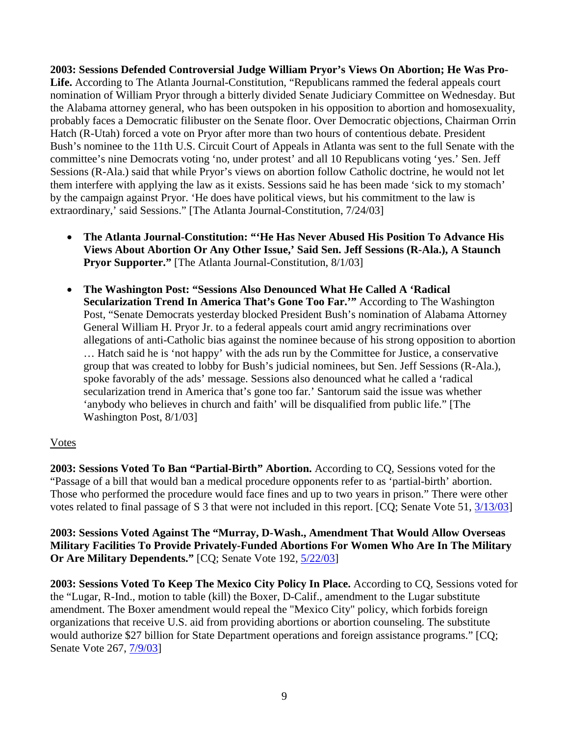**2003: Sessions Defended Controversial Judge William Pryor's Views On Abortion; He Was Pro-Life.** According to The Atlanta Journal-Constitution, "Republicans rammed the federal appeals court nomination of William Pryor through a bitterly divided Senate Judiciary Committee on Wednesday. But the Alabama attorney general, who has been outspoken in his opposition to abortion and homosexuality, probably faces a Democratic filibuster on the Senate floor. Over Democratic objections, Chairman Orrin Hatch (R-Utah) forced a vote on Pryor after more than two hours of contentious debate. President Bush's nominee to the 11th U.S. Circuit Court of Appeals in Atlanta was sent to the full Senate with the committee's nine Democrats voting 'no, under protest' and all 10 Republicans voting 'yes.' Sen. Jeff Sessions (R-Ala.) said that while Pryor's views on abortion follow Catholic doctrine, he would not let them interfere with applying the law as it exists. Sessions said he has been made 'sick to my stomach' by the campaign against Pryor. 'He does have political views, but his commitment to the law is extraordinary,' said Sessions." [The Atlanta Journal-Constitution, 7/24/03]

- **The Atlanta Journal-Constitution: "'He Has Never Abused His Position To Advance His Views About Abortion Or Any Other Issue,' Said Sen. Jeff Sessions (R-Ala.), A Staunch Pryor Supporter."** [The Atlanta Journal-Constitution, 8/1/03]

- **The Washington Post: "Sessions Also Denounced What He Called A 'Radical Secularization Trend In America That's Gone Too Far.'"** According to The Washington Post, "Senate Democrats yesterday blocked President Bush's nomination of Alabama Attorney General William H. Pryor Jr. to a federal appeals court amid angry recriminations over allegations of anti-Catholic bias against the nominee because of his strong opposition to abortion … Hatch said he is 'not happy' with the ads run by the Committee for Justice, a conservative group that was created to lobby for Bush's judicial nominees, but Sen. Jeff Sessions (R-Ala.), spoke favorably of the ads' message. Sessions also denounced what he called a 'radical secularization trend in America that's gone too far.' Santorum said the issue was whether 'anybody who believes in church and faith' will be disqualified from public life." [The Washington Post, 8/1/03]

Votes

**2003: Sessions Voted To Ban "Partial-Birth" Abortion.** According to CQ, Sessions voted for the "Passage of a bill that would ban a medical procedure opponents refer to as 'partial-birth' abortion. Those who performed the procedure would face fines and up to two years in prison." There were other votes related to final passage of S 3 that were not included in this report. [CQ; Senate Vote 51, 3/13/03]

**2003: Sessions Voted Against The "Murray, D-Wash., Amendment That Would Allow Overseas Military Facilities To Provide Privately-Funded Abortions For Women Who Are In The Military Or Are Military Dependents."** [CQ; Senate Vote 192, 5/22/03]

**2003: Sessions Voted To Keep The Mexico City Policy In Place.** According to CQ, Sessions voted for the "Lugar, R-Ind., motion to table (kill) the Boxer, D-Calif., amendment to the Lugar substitute amendment. The Boxer amendment would repeal the "Mexico City" policy, which forbids foreign organizations that receive U.S. aid from providing abortions or abortion counseling. The substitute would authorize $27 billion for State Department operations and foreign assistance programs." [CQ; Senate Vote 267, 7/9/03]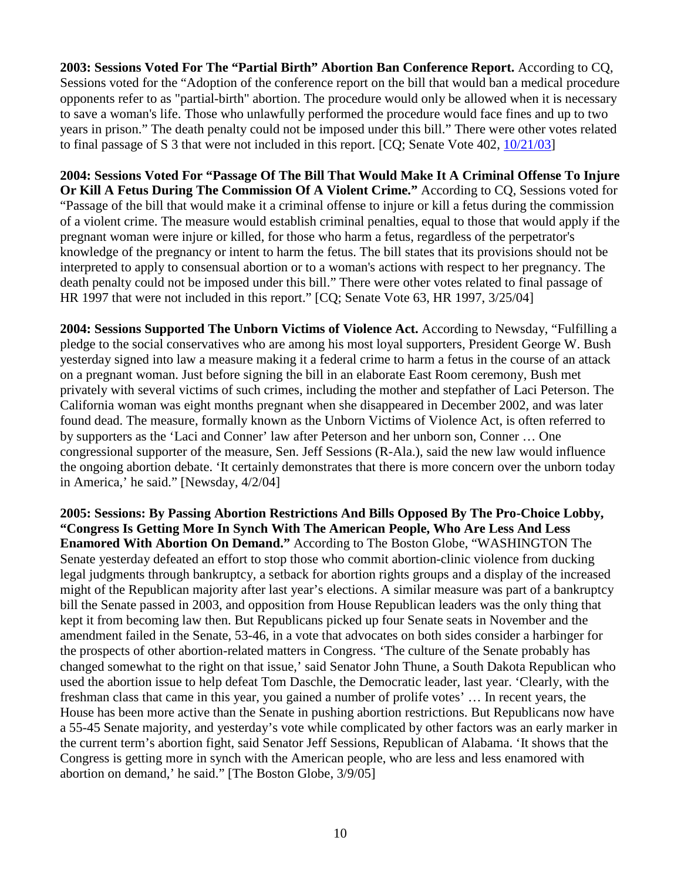**2003: Sessions Voted For The "Partial Birth" Abortion Ban Conference Report.** According to CQ, Sessions voted for the "Adoption of the conference report on the bill that would ban a medical procedure opponents refer to as "partial-birth" abortion. The procedure would only be allowed when it is necessary to save a woman's life. Those who unlawfully performed the procedure would face fines and up to two years in prison." The death penalty could not be imposed under this bill." There were other votes related to final passage of S 3 that were not included in this report. [CQ; Senate Vote 402, 10/21/03]

**2004: Sessions Voted For "Passage Of The Bill That Would Make It A Criminal Offense To Injure Or Kill A Fetus During The Commission Of A Violent Crime."** According to CQ, Sessions voted for "Passage of the bill that would make it a criminal offense to injure or kill a fetus during the commission of a violent crime. The measure would establish criminal penalties, equal to those that would apply if the pregnant woman were injure or killed, for those who harm a fetus, regardless of the perpetrator's knowledge of the pregnancy or intent to harm the fetus. The bill states that its provisions should not be interpreted to apply to consensual abortion or to a woman's actions with respect to her pregnancy. The death penalty could not be imposed under this bill." There were other votes related to final passage of HR 1997 that were not included in this report." [CQ; Senate Vote 63, HR 1997, 3/25/04]

**2004: Sessions Supported The Unborn Victims of Violence Act.** According to Newsday, "Fulfilling a pledge to the social conservatives who are among his most loyal supporters, President George W. Bush yesterday signed into law a measure making it a federal crime to harm a fetus in the course of an attack on a pregnant woman. Just before signing the bill in an elaborate East Room ceremony, Bush met privately with several victims of such crimes, including the mother and stepfather of Laci Peterson. The California woman was eight months pregnant when she disappeared in December 2002, and was later found dead. The measure, formally known as the Unborn Victims of Violence Act, is often referred to by supporters as the 'Laci and Conner' law after Peterson and her unborn son, Conner … One congressional supporter of the measure, Sen. Jeff Sessions (R-Ala.), said the new law would influence the ongoing abortion debate. 'It certainly demonstrates that there is more concern over the unborn today in America,' he said." [Newsday, 4/2/04]

**2005: Sessions: By Passing Abortion Restrictions And Bills Opposed By The Pro-Choice Lobby, "Congress Is Getting More In Synch With The American People, Who Are Less And Less Enamored With Abortion On Demand."** According to The Boston Globe, "WASHINGTON The Senate yesterday defeated an effort to stop those who commit abortion-clinic violence from ducking legal judgments through bankruptcy, a setback for abortion rights groups and a display of the increased might of the Republican majority after last year's elections. A similar measure was part of a bankruptcy bill the Senate passed in 2003, and opposition from House Republican leaders was the only thing that kept it from becoming law then. But Republicans picked up four Senate seats in November and the amendment failed in the Senate, 53-46, in a vote that advocates on both sides consider a harbinger for the prospects of other abortion-related matters in Congress. 'The culture of the Senate probably has changed somewhat to the right on that issue,' said Senator John Thune, a South Dakota Republican who used the abortion issue to help defeat Tom Daschle, the Democratic leader, last year. 'Clearly, with the freshman class that came in this year, you gained a number of prolife votes' … In recent years, the House has been more active than the Senate in pushing abortion restrictions. But Republicans now have a 55-45 Senate majority, and yesterday's vote while complicated by other factors was an early marker in the current term's abortion fight, said Senator Jeff Sessions, Republican of Alabama. 'It shows that the Congress is getting more in synch with the American people, who are less and less enamored with abortion on demand,' he said." [The Boston Globe, 3/9/05]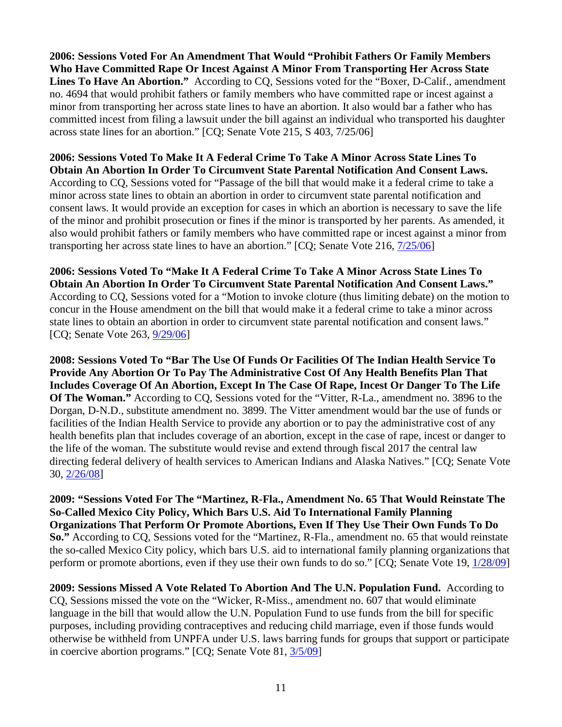**2006: Sessions Voted For An Amendment That Would "Prohibit Fathers Or Family Members Who Have Committed Rape Or Incest Against A Minor From Transporting Her Across State Lines To Have An Abortion."** According to CQ, Sessions voted for the "Boxer, D-Calif., amendment no. 4694 that would prohibit fathers or family members who have committed rape or incest against a minor from transporting her across state lines to have an abortion. It also would bar a father who has committed incest from filing a lawsuit under the bill against an individual who transported his daughter across state lines for an abortion." [CQ; Senate Vote 215, S 403, 7/25/06]

**2006: Sessions Voted To Make It A Federal Crime To Take A Minor Across State Lines To Obtain An Abortion In Order To Circumvent State Parental Notification And Consent Laws.** According to CQ, Sessions voted for "Passage of the bill that would make it a federal crime to take a minor across state lines to obtain an abortion in order to circumvent state parental notification and consent laws. It would provide an exception for cases in which an abortion is necessary to save the life of the minor and prohibit prosecution or fines if the minor is transported by her parents. As amended, it also would prohibit fathers or family members who have committed rape or incest against a minor from transporting her across state lines to have an abortion." [CQ; Senate Vote 216, 7/25/06]

**2006: Sessions Voted To "Make It A Federal Crime To Take A Minor Across State Lines To Obtain An Abortion In Order To Circumvent State Parental Notification And Consent Laws."** According to CQ, Sessions voted for a "Motion to invoke cloture (thus limiting debate) on the motion to concur in the House amendment on the bill that would make it a federal crime to take a minor across state lines to obtain an abortion in order to circumvent state parental notification and consent laws." [CQ; Senate Vote 263, 9/29/06]

**2008: Sessions Voted To "Bar The Use Of Funds Or Facilities Of The Indian Health Service To Provide Any Abortion Or To Pay The Administrative Cost Of Any Health Benefits Plan That Includes Coverage Of An Abortion, Except In The Case Of Rape, Incest Or Danger To The Life Of The Woman."** According to CQ, Sessions voted for the "Vitter, R-La., amendment no. 3896 to the Dorgan, D-N.D., substitute amendment no. 3899. The Vitter amendment would bar the use of funds or facilities of the Indian Health Service to provide any abortion or to pay the administrative cost of any health benefits plan that includes coverage of an abortion, except in the case of rape, incest or danger to the life of the woman. The substitute would revise and extend through fiscal 2017 the central law directing federal delivery of health services to American Indians and Alaska Natives." [CQ; Senate Vote 30, 2/26/08]

**2009: "Sessions Voted For The "Martinez, R-Fla., Amendment No. 65 That Would Reinstate The So-Called Mexico City Policy, Which Bars U.S. Aid To International Family Planning Organizations That Perform Or Promote Abortions, Even If They Use Their Own Funds To Do So."** According to CQ, Sessions voted for the "Martinez, R-Fla., amendment no. 65 that would reinstate the so-called Mexico City policy, which bars U.S. aid to international family planning organizations that perform or promote abortions, even if they use their own funds to do so." [CQ; Senate Vote 19, 1/28/09]

**2009: Sessions Missed A Vote Related To Abortion And The U.N. Population Fund.** According to CQ, Sessions missed the vote on the "Wicker, R-Miss., amendment no. 607 that would eliminate language in the bill that would allow the U.N. Population Fund to use funds from the bill for specific purposes, including providing contraceptives and reducing child marriage, even if those funds would otherwise be withheld from UNPFA under U.S. laws barring funds for groups that support or participate in coercive abortion programs." [CQ; Senate Vote 81, 3/5/09]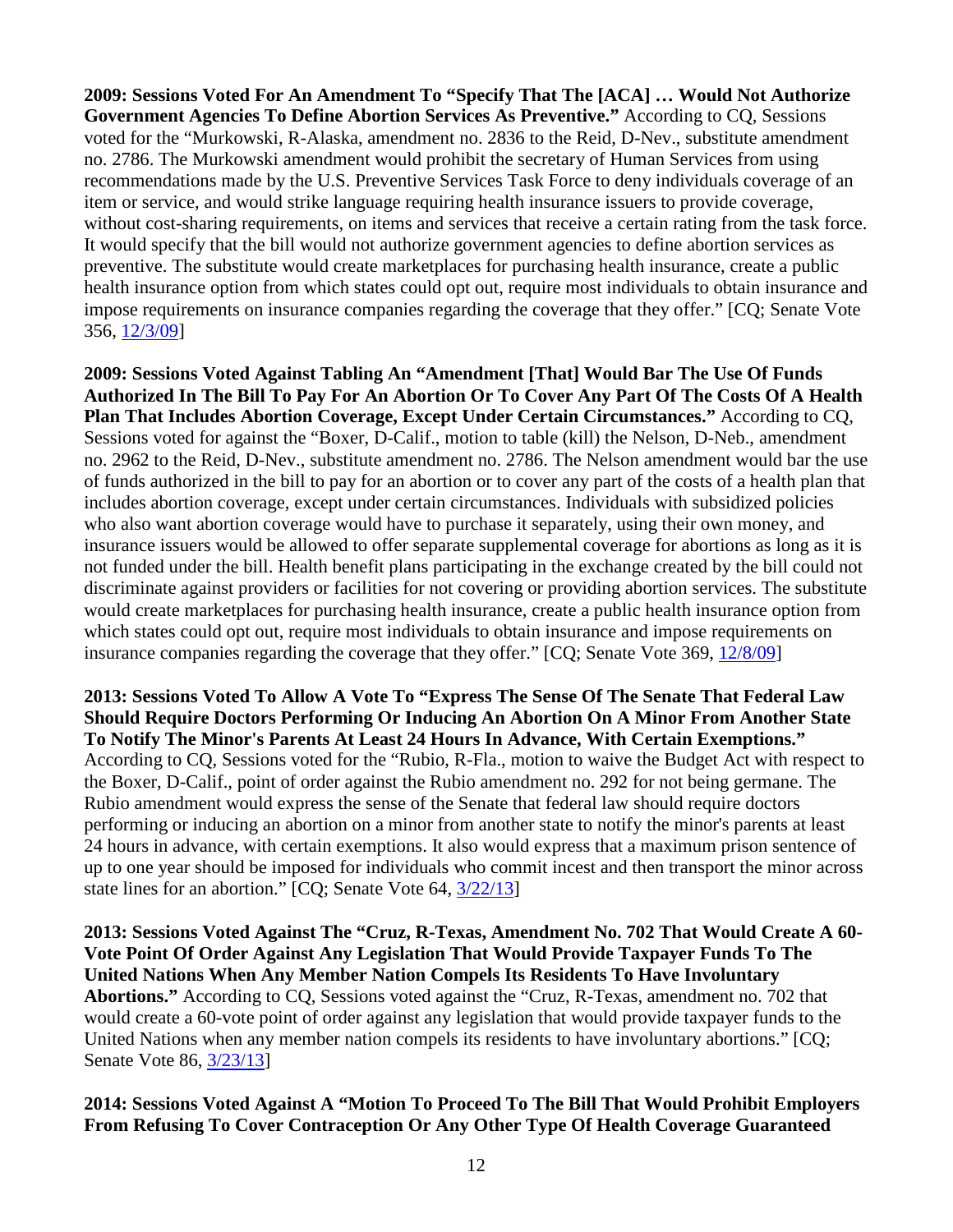**2009: Sessions Voted For An Amendment To "Specify That The [ACA] … Would Not Authorize Government Agencies To Define Abortion Services As Preventive."** According to CQ, Sessions voted for the "Murkowski, R-Alaska, amendment no. 2836 to the Reid, D-Nev., substitute amendment no. 2786. The Murkowski amendment would prohibit the secretary of Human Services from using recommendations made by the U.S. Preventive Services Task Force to deny individuals coverage of an item or service, and would strike language requiring health insurance issuers to provide coverage, without cost-sharing requirements, on items and services that receive a certain rating from the task force. It would specify that the bill would not authorize government agencies to define abortion services as preventive. The substitute would create marketplaces for purchasing health insurance, create a public health insurance option from which states could opt out, require most individuals to obtain insurance and impose requirements on insurance companies regarding the coverage that they offer." [CQ; Senate Vote 356, 12/3/09]

**2009: Sessions Voted Against Tabling An "Amendment [That] Would Bar The Use Of Funds Authorized In The Bill To Pay For An Abortion Or To Cover Any Part Of The Costs Of A Health Plan That Includes Abortion Coverage, Except Under Certain Circumstances."** According to CQ, Sessions voted for against the "Boxer, D-Calif., motion to table (kill) the Nelson, D-Neb., amendment no. 2962 to the Reid, D-Nev., substitute amendment no. 2786. The Nelson amendment would bar the use of funds authorized in the bill to pay for an abortion or to cover any part of the costs of a health plan that includes abortion coverage, except under certain circumstances. Individuals with subsidized policies who also want abortion coverage would have to purchase it separately, using their own money, and insurance issuers would be allowed to offer separate supplemental coverage for abortions as long as it is not funded under the bill. Health benefit plans participating in the exchange created by the bill could not discriminate against providers or facilities for not covering or providing abortion services. The substitute would create marketplaces for purchasing health insurance, create a public health insurance option from which states could opt out, require most individuals to obtain insurance and impose requirements on insurance companies regarding the coverage that they offer." [CQ; Senate Vote 369, 12/8/09]

**2013: Sessions Voted To Allow A Vote To "Express The Sense Of The Senate That Federal Law Should Require Doctors Performing Or Inducing An Abortion On A Minor From Another State To Notify The Minor's Parents At Least 24 Hours In Advance, With Certain Exemptions."** According to CQ, Sessions voted for the "Rubio, R-Fla., motion to waive the Budget Act with respect to the Boxer, D-Calif., point of order against the Rubio amendment no. 292 for not being germane. The Rubio amendment would express the sense of the Senate that federal law should require doctors performing or inducing an abortion on a minor from another state to notify the minor's parents at least 24 hours in advance, with certain exemptions. It also would express that a maximum prison sentence of up to one year should be imposed for individuals who commit incest and then transport the minor across state lines for an abortion." [CQ; Senate Vote 64, 3/22/13]

**2013: Sessions Voted Against The "Cruz, R-Texas, Amendment No. 702 That Would Create A 60-Vote Point Of Order Against Any Legislation That Would Provide Taxpayer Funds To The United Nations When Any Member Nation Compels Its Residents To Have Involuntary Abortions."** According to CQ, Sessions voted against the "Cruz, R-Texas, amendment no. 702 that would create a 60-vote point of order against any legislation that would provide taxpayer funds to the United Nations when any member nation compels its residents to have involuntary abortions." [CQ; Senate Vote 86, 3/23/13]

**2014: Sessions Voted Against A "Motion To Proceed To The Bill That Would Prohibit Employers From Refusing To Cover Contraception Or Any Other Type Of Health Coverage Guaranteed**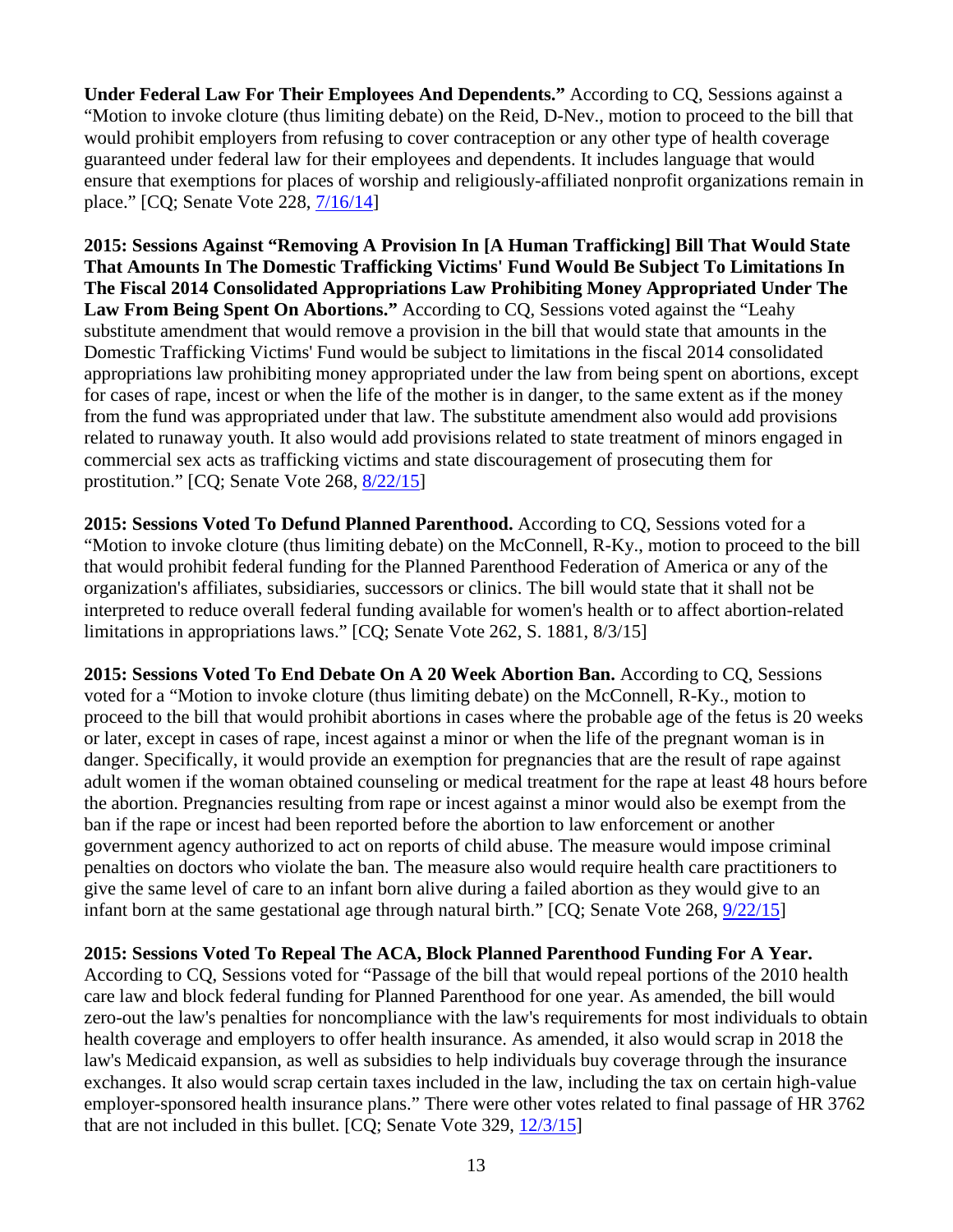**Under Federal Law For Their Employees And Dependents."** According to CQ, Sessions against a "Motion to invoke cloture (thus limiting debate) on the Reid, D-Nev., motion to proceed to the bill that would prohibit employers from refusing to cover contraception or any other type of health coverage guaranteed under federal law for their employees and dependents. It includes language that would ensure that exemptions for places of worship and religiously-affiliated nonprofit organizations remain in place." [CQ; Senate Vote 228, 7/16/14]

**2015: Sessions Against "Removing A Provision In [A Human Trafficking] Bill That Would State That Amounts In The Domestic Trafficking Victims' Fund Would Be Subject To Limitations In The Fiscal 2014 Consolidated Appropriations Law Prohibiting Money Appropriated Under The Law From Being Spent On Abortions."** According to CQ, Sessions voted against the "Leahy substitute amendment that would remove a provision in the bill that would state that amounts in the Domestic Trafficking Victims' Fund would be subject to limitations in the fiscal 2014 consolidated appropriations law prohibiting money appropriated under the law from being spent on abortions, except for cases of rape, incest or when the life of the mother is in danger, to the same extent as if the money from the fund was appropriated under that law. The substitute amendment also would add provisions related to runaway youth. It also would add provisions related to state treatment of minors engaged in commercial sex acts as trafficking victims and state discouragement of prosecuting them for prostitution." [CQ; Senate Vote 268, 8/22/15]

**2015: Sessions Voted To Defund Planned Parenthood.** According to CQ, Sessions voted for a "Motion to invoke cloture (thus limiting debate) on the McConnell, R-Ky., motion to proceed to the bill that would prohibit federal funding for the Planned Parenthood Federation of America or any of the organization's affiliates, subsidiaries, successors or clinics. The bill would state that it shall not be interpreted to reduce overall federal funding available for women's health or to affect abortion-related limitations in appropriations laws." [CQ; Senate Vote 262, S. 1881, 8/3/15]

**2015: Sessions Voted To End Debate On A 20 Week Abortion Ban.** According to CQ, Sessions voted for a "Motion to invoke cloture (thus limiting debate) on the McConnell, R-Ky., motion to proceed to the bill that would prohibit abortions in cases where the probable age of the fetus is 20 weeks or later, except in cases of rape, incest against a minor or when the life of the pregnant woman is in danger. Specifically, it would provide an exemption for pregnancies that are the result of rape against adult women if the woman obtained counseling or medical treatment for the rape at least 48 hours before the abortion. Pregnancies resulting from rape or incest against a minor would also be exempt from the ban if the rape or incest had been reported before the abortion to law enforcement or another government agency authorized to act on reports of child abuse. The measure would impose criminal penalties on doctors who violate the ban. The measure also would require health care practitioners to give the same level of care to an infant born alive during a failed abortion as they would give to an infant born at the same gestational age through natural birth." [CQ; Senate Vote 268, 9/22/15]

**2015: Sessions Voted To Repeal The ACA, Block Planned Parenthood Funding For A Year.** According to CQ, Sessions voted for "Passage of the bill that would repeal portions of the 2010 health care law and block federal funding for Planned Parenthood for one year. As amended, the bill would zero-out the law's penalties for noncompliance with the law's requirements for most individuals to obtain health coverage and employers to offer health insurance. As amended, it also would scrap in 2018 the law's Medicaid expansion, as well as subsidies to help individuals buy coverage through the insurance exchanges. It also would scrap certain taxes included in the law, including the tax on certain high-value employer-sponsored health insurance plans." There were other votes related to final passage of HR 3762 that are not included in this bullet. [CQ; Senate Vote 329, 12/3/15]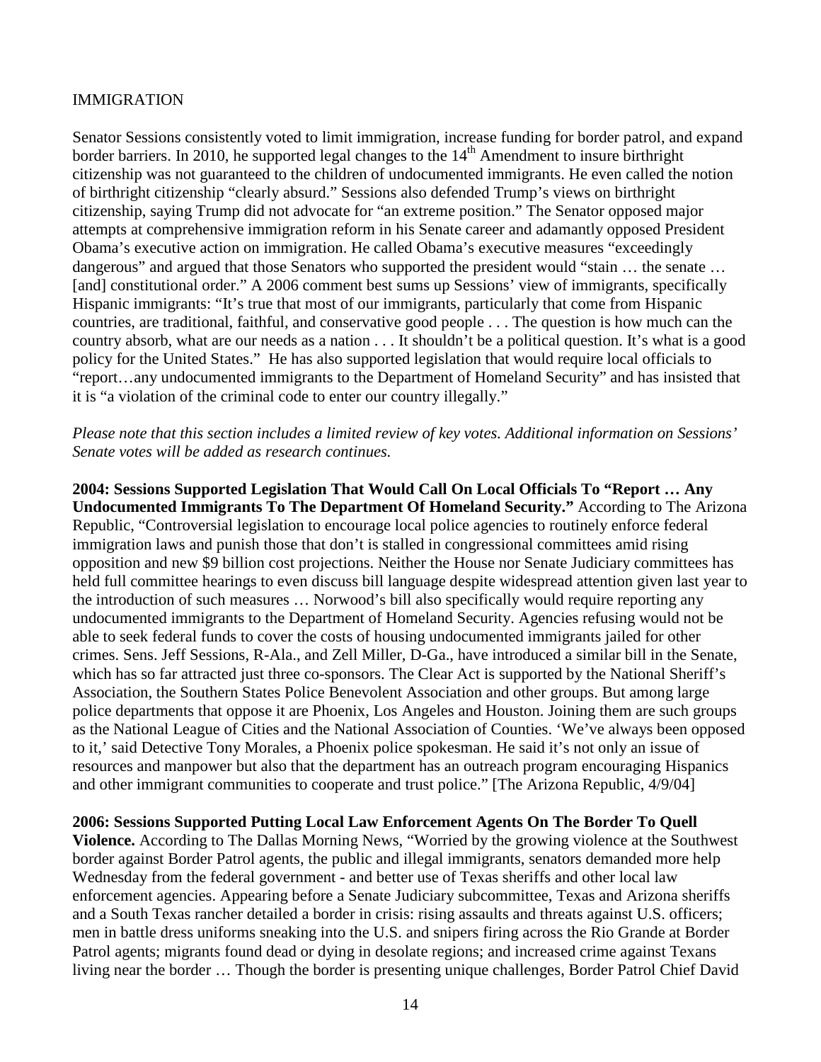## IMMIGRATION

Senator Sessions consistently voted to limit immigration, increase funding for border patrol, and expand border barriers. In 2010, he supported legal changes to the 14th Amendment to insure birthright citizenship was not guaranteed to the children of undocumented immigrants. He even called the notion of birthright citizenship "clearly absurd." Sessions also defended Trump's views on birthright citizenship, saying Trump did not advocate for "an extreme position." The Senator opposed major attempts at comprehensive immigration reform in his Senate career and adamantly opposed President Obama's executive action on immigration. He called Obama's executive measures "exceedingly dangerous" and argued that those Senators who supported the president would "stain … the senate … [and] constitutional order." A 2006 comment best sums up Sessions' view of immigrants, specifically Hispanic immigrants: "It's true that most of our immigrants, particularly that come from Hispanic countries, are traditional, faithful, and conservative good people . . . The question is how much can the country absorb, what are our needs as a nation . . . It shouldn't be a political question. It's what is a good policy for the United States." He has also supported legislation that would require local officials to "report…any undocumented immigrants to the Department of Homeland Security" and has insisted that it is "a violation of the criminal code to enter our country illegally."

*Please note that this section includes a limited review of key votes. Additional information on Sessions' Senate votes will be added as research continues.*

**2004: Sessions Supported Legislation That Would Call On Local Officials To "Report … Any Undocumented Immigrants To The Department Of Homeland Security."** According to The Arizona Republic, "Controversial legislation to encourage local police agencies to routinely enforce federal immigration laws and punish those that don't is stalled in congressional committees amid rising opposition and new $9 billion cost projections. Neither the House nor Senate Judiciary committees has held full committee hearings to even discuss bill language despite widespread attention given last year to the introduction of such measures … Norwood's bill also specifically would require reporting any undocumented immigrants to the Department of Homeland Security. Agencies refusing would not be able to seek federal funds to cover the costs of housing undocumented immigrants jailed for other crimes. Sens. Jeff Sessions, R-Ala., and Zell Miller, D-Ga., have introduced a similar bill in the Senate, which has so far attracted just three co-sponsors. The Clear Act is supported by the National Sheriff's Association, the Southern States Police Benevolent Association and other groups. But among large police departments that oppose it are Phoenix, Los Angeles and Houston. Joining them are such groups as the National League of Cities and the National Association of Counties. 'We've always been opposed to it,' said Detective Tony Morales, a Phoenix police spokesman. He said it's not only an issue of resources and manpower but also that the department has an outreach program encouraging Hispanics and other immigrant communities to cooperate and trust police." [The Arizona Republic, 4/9/04]

**2006: Sessions Supported Putting Local Law Enforcement Agents On The Border To Quell Violence.** According to The Dallas Morning News, "Worried by the growing violence at the Southwest border against Border Patrol agents, the public and illegal immigrants, senators demanded more help Wednesday from the federal government - and better use of Texas sheriffs and other local law enforcement agencies. Appearing before a Senate Judiciary subcommittee, Texas and Arizona sheriffs and a South Texas rancher detailed a border in crisis: rising assaults and threats against U.S. officers; men in battle dress uniforms sneaking into the U.S. and snipers firing across the Rio Grande at Border Patrol agents; migrants found dead or dying in desolate regions; and increased crime against Texans living near the border … Though the border is presenting unique challenges, Border Patrol Chief David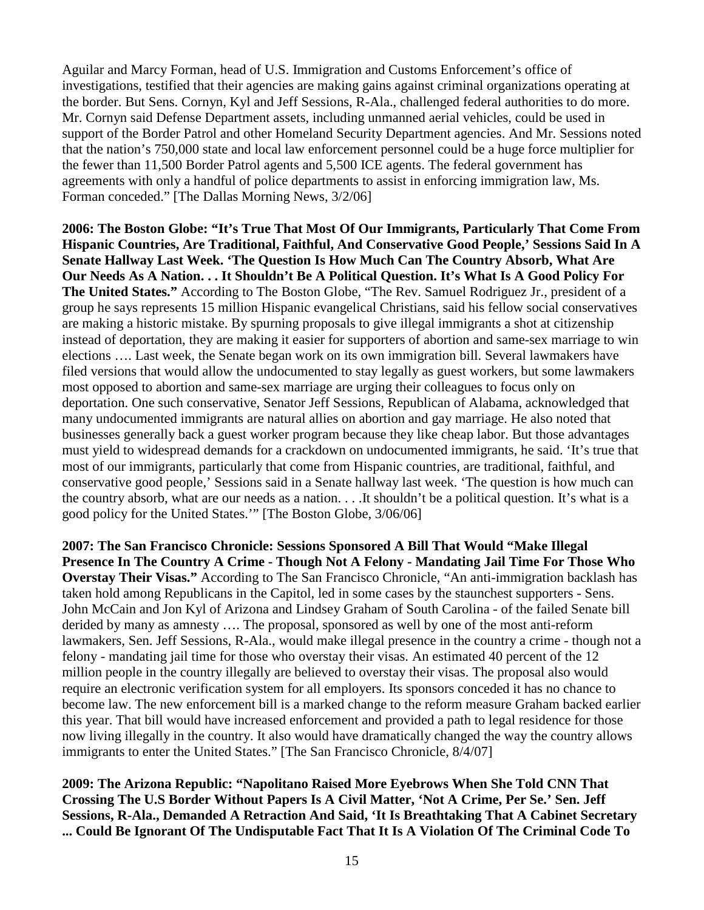Aguilar and Marcy Forman, head of U.S. Immigration and Customs Enforcement's office of investigations, testified that their agencies are making gains against criminal organizations operating at the border. But Sens. Cornyn, Kyl and Jeff Sessions, R-Ala., challenged federal authorities to do more. Mr. Cornyn said Defense Department assets, including unmanned aerial vehicles, could be used in support of the Border Patrol and other Homeland Security Department agencies. And Mr. Sessions noted that the nation's 750,000 state and local law enforcement personnel could be a huge force multiplier for the fewer than 11,500 Border Patrol agents and 5,500 ICE agents. The federal government has agreements with only a handful of police departments to assist in enforcing immigration law, Ms. Forman conceded." [The Dallas Morning News, 3/2/06]

**2006: The Boston Globe: "It's True That Most Of Our Immigrants, Particularly That Come From Hispanic Countries, Are Traditional, Faithful, And Conservative Good People,' Sessions Said In A Senate Hallway Last Week. 'The Question Is How Much Can The Country Absorb, What Are Our Needs As A Nation. . . It Shouldn't Be A Political Question. It's What Is A Good Policy For The United States."** According to The Boston Globe, "The Rev. Samuel Rodriguez Jr., president of a group he says represents 15 million Hispanic evangelical Christians, said his fellow social conservatives are making a historic mistake. By spurning proposals to give illegal immigrants a shot at citizenship instead of deportation, they are making it easier for supporters of abortion and same-sex marriage to win elections …. Last week, the Senate began work on its own immigration bill. Several lawmakers have filed versions that would allow the undocumented to stay legally as guest workers, but some lawmakers most opposed to abortion and same-sex marriage are urging their colleagues to focus only on deportation. One such conservative, Senator Jeff Sessions, Republican of Alabama, acknowledged that many undocumented immigrants are natural allies on abortion and gay marriage. He also noted that businesses generally back a guest worker program because they like cheap labor. But those advantages must yield to widespread demands for a crackdown on undocumented immigrants, he said. 'It's true that most of our immigrants, particularly that come from Hispanic countries, are traditional, faithful, and conservative good people,' Sessions said in a Senate hallway last week. 'The question is how much can the country absorb, what are our needs as a nation. . . .It shouldn't be a political question. It's what is a good policy for the United States.'" [The Boston Globe, 3/06/06]

**2007: The San Francisco Chronicle: Sessions Sponsored A Bill That Would "Make Illegal Presence In The Country A Crime - Though Not A Felony - Mandating Jail Time For Those Who Overstay Their Visas."** According to The San Francisco Chronicle, "An anti-immigration backlash has taken hold among Republicans in the Capitol, led in some cases by the staunchest supporters - Sens. John McCain and Jon Kyl of Arizona and Lindsey Graham of South Carolina - of the failed Senate bill derided by many as amnesty …. The proposal, sponsored as well by one of the most anti-reform lawmakers, Sen. Jeff Sessions, R-Ala., would make illegal presence in the country a crime - though not a felony - mandating jail time for those who overstay their visas. An estimated 40 percent of the 12 million people in the country illegally are believed to overstay their visas. The proposal also would require an electronic verification system for all employers. Its sponsors conceded it has no chance to become law. The new enforcement bill is a marked change to the reform measure Graham backed earlier this year. That bill would have increased enforcement and provided a path to legal residence for those now living illegally in the country. It also would have dramatically changed the way the country allows immigrants to enter the United States." [The San Francisco Chronicle, 8/4/07]

**2009: The Arizona Republic: "Napolitano Raised More Eyebrows When She Told CNN That Crossing The U.S Border Without Papers Is A Civil Matter, 'Not A Crime, Per Se.' Sen. Jeff Sessions, R-Ala., Demanded A Retraction And Said, 'It Is Breathtaking That A Cabinet Secretary ... Could Be Ignorant Of The Undisputable Fact That It Is A Violation Of The Criminal Code To**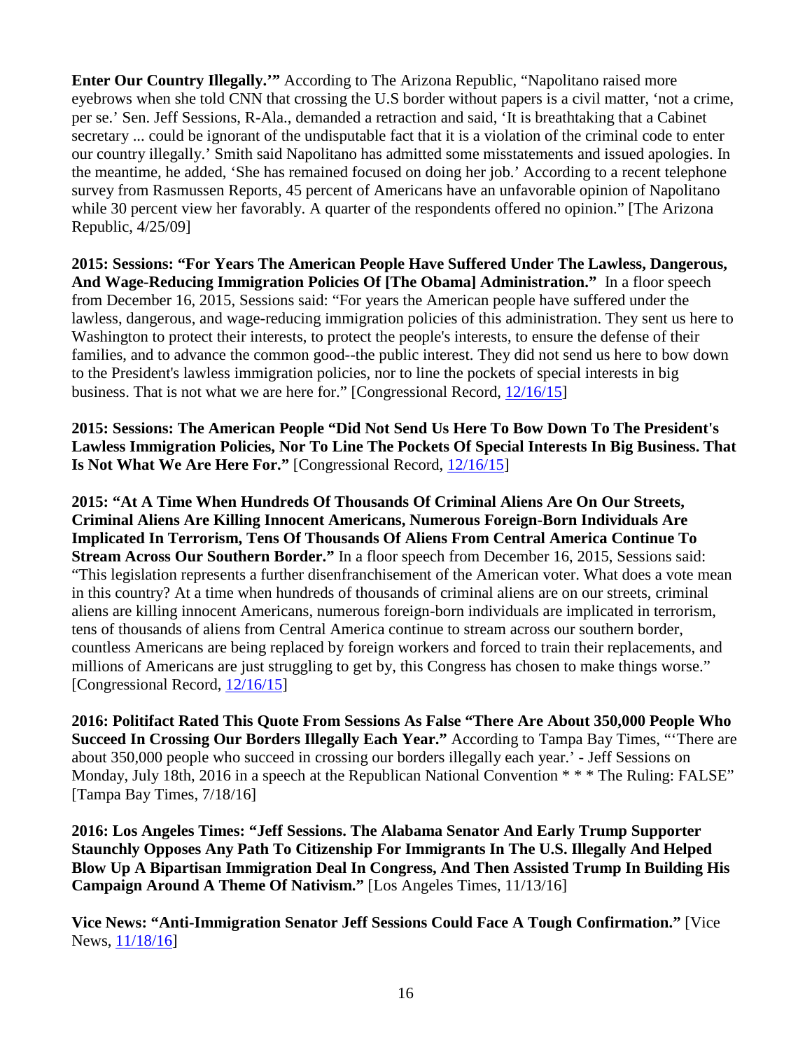**Enter Our Country Illegally.'"** According to The Arizona Republic, "Napolitano raised more eyebrows when she told CNN that crossing the U.S border without papers is a civil matter, 'not a crime, per se.' Sen. Jeff Sessions, R-Ala., demanded a retraction and said, 'It is breathtaking that a Cabinet secretary ... could be ignorant of the undisputable fact that it is a violation of the criminal code to enter our country illegally.' Smith said Napolitano has admitted some misstatements and issued apologies. In the meantime, he added, 'She has remained focused on doing her job.' According to a recent telephone survey from Rasmussen Reports, 45 percent of Americans have an unfavorable opinion of Napolitano while 30 percent view her favorably. A quarter of the respondents offered no opinion." [The Arizona Republic, 4/25/09]

**2015: Sessions: "For Years The American People Have Suffered Under The Lawless, Dangerous, And Wage-Reducing Immigration Policies Of [The Obama] Administration."** In a floor speech from December 16, 2015, Sessions said: "For years the American people have suffered under the lawless, dangerous, and wage-reducing immigration policies of this administration. They sent us here to Washington to protect their interests, to protect the people's interests, to ensure the defense of their families, and to advance the common good--the public interest. They did not send us here to bow down to the President's lawless immigration policies, nor to line the pockets of special interests in big business. That is not what we are here for." [Congressional Record, 12/16/15]

**2015: Sessions: The American People "Did Not Send Us Here To Bow Down To The President's Lawless Immigration Policies, Nor To Line The Pockets Of Special Interests In Big Business. That Is Not What We Are Here For."** [Congressional Record, 12/16/15]

**2015: "At A Time When Hundreds Of Thousands Of Criminal Aliens Are On Our Streets, Criminal Aliens Are Killing Innocent Americans, Numerous Foreign-Born Individuals Are Implicated In Terrorism, Tens Of Thousands Of Aliens From Central America Continue To Stream Across Our Southern Border."** In a floor speech from December 16, 2015, Sessions said: "This legislation represents a further disenfranchisement of the American voter. What does a vote mean in this country? At a time when hundreds of thousands of criminal aliens are on our streets, criminal aliens are killing innocent Americans, numerous foreign-born individuals are implicated in terrorism, tens of thousands of aliens from Central America continue to stream across our southern border, countless Americans are being replaced by foreign workers and forced to train their replacements, and millions of Americans are just struggling to get by, this Congress has chosen to make things worse." [Congressional Record, 12/16/15]

**2016: Politifact Rated This Quote From Sessions As False "There Are About 350,000 People Who Succeed In Crossing Our Borders Illegally Each Year."** According to Tampa Bay Times, "'There are about 350,000 people who succeed in crossing our borders illegally each year.' - Jeff Sessions on Monday, July 18th, 2016 in a speech at the Republican National Convention * * * The Ruling: FALSE" [Tampa Bay Times, 7/18/16]

**2016: Los Angeles Times: "Jeff Sessions. The Alabama Senator And Early Trump Supporter Staunchly Opposes Any Path To Citizenship For Immigrants In The U.S. Illegally And Helped Blow Up A Bipartisan Immigration Deal In Congress, And Then Assisted Trump In Building His Campaign Around A Theme Of Nativism."** [Los Angeles Times, 11/13/16]

**Vice News: "Anti-Immigration Senator Jeff Sessions Could Face A Tough Confirmation."** [Vice News, 11/18/16]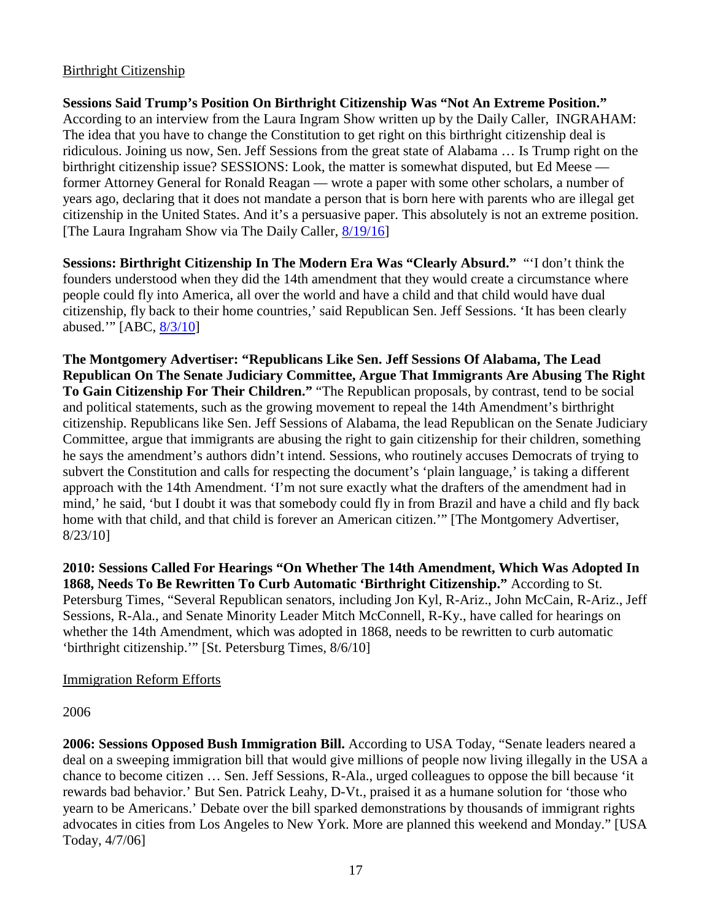Birthright Citizenship

**Sessions Said Trump's Position On Birthright Citizenship Was "Not An Extreme Position."** According to an interview from the Laura Ingram Show written up by the Daily Caller, INGRAHAM: The idea that you have to change the Constitution to get right on this birthright citizenship deal is ridiculous. Joining us now, Sen. Jeff Sessions from the great state of Alabama … Is Trump right on the birthright citizenship issue? SESSIONS: Look, the matter is somewhat disputed, but Ed Meese — former Attorney General for Ronald Reagan — wrote a paper with some other scholars, a number of years ago, declaring that it does not mandate a person that is born here with parents who are illegal get citizenship in the United States. And it's a persuasive paper. This absolutely is not an extreme position. [The Laura Ingraham Show via The Daily Caller, 8/19/16]

**Sessions: Birthright Citizenship In The Modern Era Was "Clearly Absurd."** "'I don't think the founders understood when they did the 14th amendment that they would create a circumstance where people could fly into America, all over the world and have a child and that child would have dual citizenship, fly back to their home countries,' said Republican Sen. Jeff Sessions. 'It has been clearly abused.'" [ABC, 8/3/10]

**The Montgomery Advertiser: "Republicans Like Sen. Jeff Sessions Of Alabama, The Lead Republican On The Senate Judiciary Committee, Argue That Immigrants Are Abusing The Right To Gain Citizenship For Their Children."** "The Republican proposals, by contrast, tend to be social and political statements, such as the growing movement to repeal the 14th Amendment's birthright citizenship. Republicans like Sen. Jeff Sessions of Alabama, the lead Republican on the Senate Judiciary Committee, argue that immigrants are abusing the right to gain citizenship for their children, something he says the amendment's authors didn't intend. Sessions, who routinely accuses Democrats of trying to subvert the Constitution and calls for respecting the document's 'plain language,' is taking a different approach with the 14th Amendment. 'I'm not sure exactly what the drafters of the amendment had in mind,' he said, 'but I doubt it was that somebody could fly in from Brazil and have a child and fly back home with that child, and that child is forever an American citizen.'" [The Montgomery Advertiser, 8/23/10]

**2010: Sessions Called For Hearings "On Whether The 14th Amendment, Which Was Adopted In 1868, Needs To Be Rewritten To Curb Automatic 'Birthright Citizenship."** According to St. Petersburg Times, "Several Republican senators, including Jon Kyl, R-Ariz., John McCain, R-Ariz., Jeff Sessions, R-Ala., and Senate Minority Leader Mitch McConnell, R-Ky., have called for hearings on whether the 14th Amendment, which was adopted in 1868, needs to be rewritten to curb automatic 'birthright citizenship.'" [St. Petersburg Times, 8/6/10]

Immigration Reform Efforts

2006

**2006: Sessions Opposed Bush Immigration Bill.** According to USA Today, "Senate leaders neared a deal on a sweeping immigration bill that would give millions of people now living illegally in the USA a chance to become citizen … Sen. Jeff Sessions, R-Ala., urged colleagues to oppose the bill because 'it rewards bad behavior.' But Sen. Patrick Leahy, D-Vt., praised it as a humane solution for 'those who yearn to be Americans.' Debate over the bill sparked demonstrations by thousands of immigrant rights advocates in cities from Los Angeles to New York. More are planned this weekend and Monday." [USA Today, 4/7/06]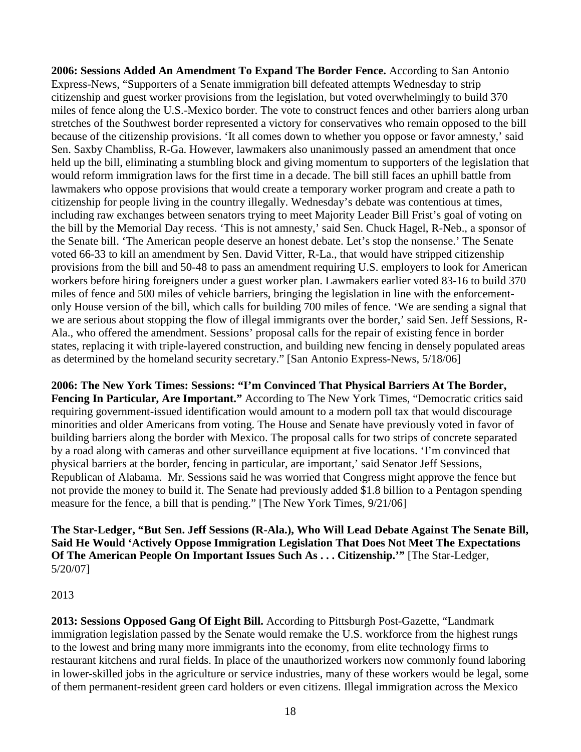**2006: Sessions Added An Amendment To Expand The Border Fence.** According to San Antonio Express-News, "Supporters of a Senate immigration bill defeated attempts Wednesday to strip citizenship and guest worker provisions from the legislation, but voted overwhelmingly to build 370 miles of fence along the U.S.-Mexico border. The vote to construct fences and other barriers along urban stretches of the Southwest border represented a victory for conservatives who remain opposed to the bill because of the citizenship provisions. 'It all comes down to whether you oppose or favor amnesty,' said Sen. Saxby Chambliss, R-Ga. However, lawmakers also unanimously passed an amendment that once held up the bill, eliminating a stumbling block and giving momentum to supporters of the legislation that would reform immigration laws for the first time in a decade. The bill still faces an uphill battle from lawmakers who oppose provisions that would create a temporary worker program and create a path to citizenship for people living in the country illegally. Wednesday's debate was contentious at times, including raw exchanges between senators trying to meet Majority Leader Bill Frist's goal of voting on the bill by the Memorial Day recess. 'This is not amnesty,' said Sen. Chuck Hagel, R-Neb., a sponsor of the Senate bill. 'The American people deserve an honest debate. Let's stop the nonsense.' The Senate voted 66-33 to kill an amendment by Sen. David Vitter, R-La., that would have stripped citizenship provisions from the bill and 50-48 to pass an amendment requiring U.S. employers to look for American workers before hiring foreigners under a guest worker plan. Lawmakers earlier voted 83-16 to build 370 miles of fence and 500 miles of vehicle barriers, bringing the legislation in line with the enforcement-only House version of the bill, which calls for building 700 miles of fence. 'We are sending a signal that we are serious about stopping the flow of illegal immigrants over the border,' said Sen. Jeff Sessions, R-Ala., who offered the amendment. Sessions' proposal calls for the repair of existing fence in border states, replacing it with triple-layered construction, and building new fencing in densely populated areas as determined by the homeland security secretary." [San Antonio Express-News, 5/18/06]

**2006: The New York Times: Sessions: "I'm Convinced That Physical Barriers At The Border, Fencing In Particular, Are Important."** According to The New York Times, "Democratic critics said requiring government-issued identification would amount to a modern poll tax that would discourage minorities and older Americans from voting. The House and Senate have previously voted in favor of building barriers along the border with Mexico. The proposal calls for two strips of concrete separated by a road along with cameras and other surveillance equipment at five locations. 'I'm convinced that physical barriers at the border, fencing in particular, are important,' said Senator Jeff Sessions, Republican of Alabama. Mr. Sessions said he was worried that Congress might approve the fence but not provide the money to build it. The Senate had previously added $1.8 billion to a Pentagon spending measure for the fence, a bill that is pending." [The New York Times, 9/21/06]

**The Star-Ledger, "But Sen. Jeff Sessions (R-Ala.), Who Will Lead Debate Against The Senate Bill, Said He Would 'Actively Oppose Immigration Legislation That Does Not Meet The Expectations Of The American People On Important Issues Such As . . . Citizenship.'"** [The Star-Ledger, 5/20/07]

2013

**2013: Sessions Opposed Gang Of Eight Bill.** According to Pittsburgh Post-Gazette, "Landmark immigration legislation passed by the Senate would remake the U.S. workforce from the highest rungs to the lowest and bring many more immigrants into the economy, from elite technology firms to restaurant kitchens and rural fields. In place of the unauthorized workers now commonly found laboring in lower-skilled jobs in the agriculture or service industries, many of these workers would be legal, some of them permanent-resident green card holders or even citizens. Illegal immigration across the Mexico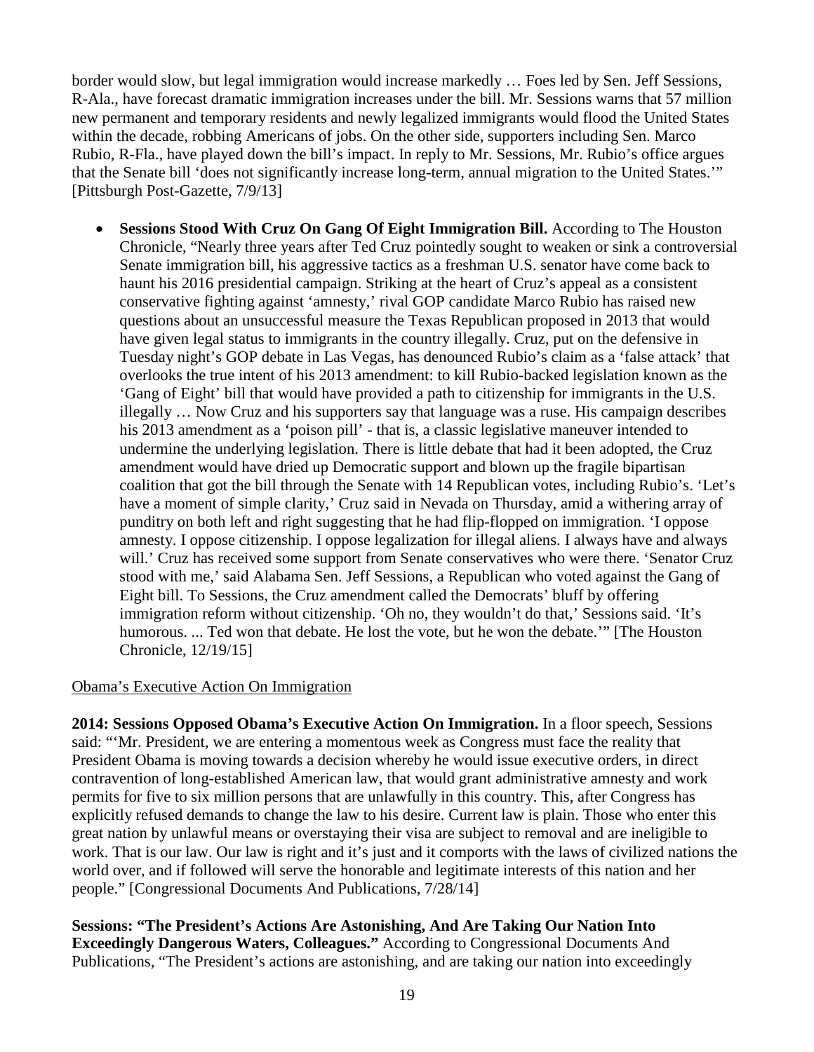border would slow, but legal immigration would increase markedly … Foes led by Sen. Jeff Sessions, R-Ala., have forecast dramatic immigration increases under the bill. Mr. Sessions warns that 57 million new permanent and temporary residents and newly legalized immigrants would flood the United States within the decade, robbing Americans of jobs. On the other side, supporters including Sen. Marco Rubio, R-Fla., have played down the bill's impact. In reply to Mr. Sessions, Mr. Rubio's office argues that the Senate bill 'does not significantly increase long-term, annual migration to the United States.'" [Pittsburgh Post-Gazette, 7/9/13]

- **Sessions Stood With Cruz On Gang Of Eight Immigration Bill.** According to The Houston Chronicle, "Nearly three years after Ted Cruz pointedly sought to weaken or sink a controversial Senate immigration bill, his aggressive tactics as a freshman U.S. senator have come back to haunt his 2016 presidential campaign. Striking at the heart of Cruz's appeal as a consistent conservative fighting against 'amnesty,' rival GOP candidate Marco Rubio has raised new questions about an unsuccessful measure the Texas Republican proposed in 2013 that would have given legal status to immigrants in the country illegally. Cruz, put on the defensive in Tuesday night's GOP debate in Las Vegas, has denounced Rubio's claim as a 'false attack' that overlooks the true intent of his 2013 amendment: to kill Rubio-backed legislation known as the 'Gang of Eight' bill that would have provided a path to citizenship for immigrants in the U.S. illegally … Now Cruz and his supporters say that language was a ruse. His campaign describes his 2013 amendment as a 'poison pill' - that is, a classic legislative maneuver intended to undermine the underlying legislation. There is little debate that had it been adopted, the Cruz amendment would have dried up Democratic support and blown up the fragile bipartisan coalition that got the bill through the Senate with 14 Republican votes, including Rubio's. 'Let's have a moment of simple clarity,' Cruz said in Nevada on Thursday, amid a withering array of punditry on both left and right suggesting that he had flip-flopped on immigration. 'I oppose amnesty. I oppose citizenship. I oppose legalization for illegal aliens. I always have and always will.' Cruz has received some support from Senate conservatives who were there. 'Senator Cruz stood with me,' said Alabama Sen. Jeff Sessions, a Republican who voted against the Gang of Eight bill. To Sessions, the Cruz amendment called the Democrats' bluff by offering immigration reform without citizenship. 'Oh no, they wouldn't do that,' Sessions said. 'It's humorous. ... Ted won that debate. He lost the vote, but he won the debate.'" [The Houston Chronicle, 12/19/15]

<u>Obama's Executive Action On Immigration</u>

**2014: Sessions Opposed Obama's Executive Action On Immigration.** In a floor speech, Sessions said: "'Mr. President, we are entering a momentous week as Congress must face the reality that President Obama is moving towards a decision whereby he would issue executive orders, in direct contravention of long-established American law, that would grant administrative amnesty and work permits for five to six million persons that are unlawfully in this country. This, after Congress has explicitly refused demands to change the law to his desire. Current law is plain. Those who enter this great nation by unlawful means or overstaying their visa are subject to removal and are ineligible to work. That is our law. Our law is right and it's just and it comports with the laws of civilized nations the world over, and if followed will serve the honorable and legitimate interests of this nation and her people." [Congressional Documents And Publications, 7/28/14]

**Sessions: "The President's Actions Are Astonishing, And Are Taking Our Nation Into Exceedingly Dangerous Waters, Colleagues."** According to Congressional Documents And Publications, "The President's actions are astonishing, and are taking our nation into exceedingly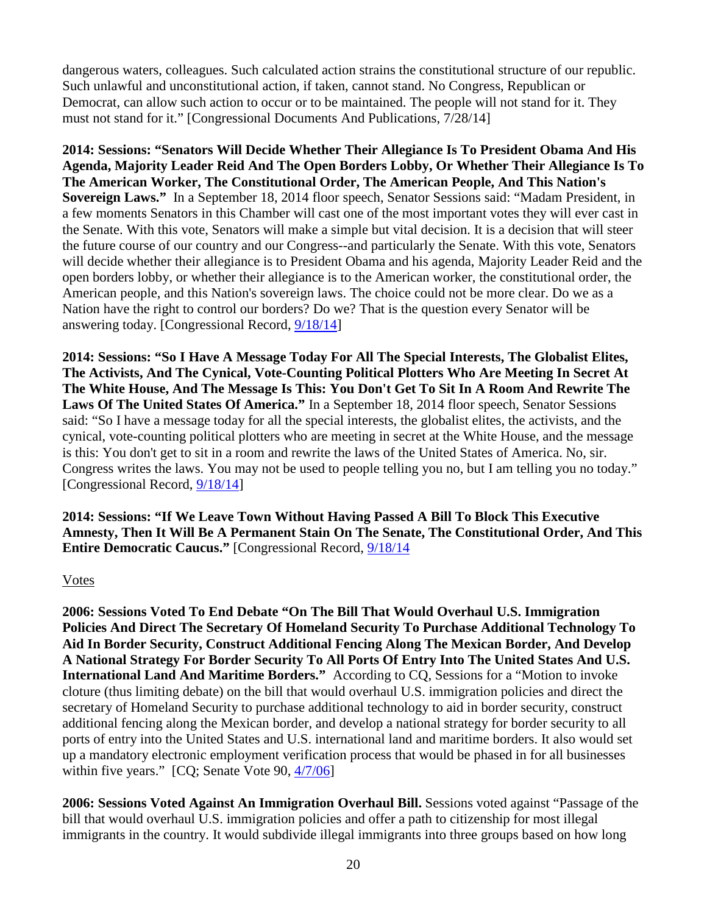dangerous waters, colleagues. Such calculated action strains the constitutional structure of our republic. Such unlawful and unconstitutional action, if taken, cannot stand. No Congress, Republican or Democrat, can allow such action to occur or to be maintained. The people will not stand for it. They must not stand for it." [Congressional Documents And Publications, 7/28/14]

**2014: Sessions: "Senators Will Decide Whether Their Allegiance Is To President Obama And His Agenda, Majority Leader Reid And The Open Borders Lobby, Or Whether Their Allegiance Is To The American Worker, The Constitutional Order, The American People, And This Nation's Sovereign Laws."** In a September 18, 2014 floor speech, Senator Sessions said: "Madam President, in a few moments Senators in this Chamber will cast one of the most important votes they will ever cast in the Senate. With this vote, Senators will make a simple but vital decision. It is a decision that will steer the future course of our country and our Congress--and particularly the Senate. With this vote, Senators will decide whether their allegiance is to President Obama and his agenda, Majority Leader Reid and the open borders lobby, or whether their allegiance is to the American worker, the constitutional order, the American people, and this Nation's sovereign laws. The choice could not be more clear. Do we as a Nation have the right to control our borders? Do we? That is the question every Senator will be answering today. [Congressional Record, 9/18/14]

**2014: Sessions: "So I Have A Message Today For All The Special Interests, The Globalist Elites, The Activists, And The Cynical, Vote-Counting Political Plotters Who Are Meeting In Secret At The White House, And The Message Is This: You Don't Get To Sit In A Room And Rewrite The Laws Of The United States Of America."** In a September 18, 2014 floor speech, Senator Sessions said: "So I have a message today for all the special interests, the globalist elites, the activists, and the cynical, vote-counting political plotters who are meeting in secret at the White House, and the message is this: You don't get to sit in a room and rewrite the laws of the United States of America. No, sir. Congress writes the laws. You may not be used to people telling you no, but I am telling you no today." [Congressional Record, 9/18/14]

**2014: Sessions: "If We Leave Town Without Having Passed A Bill To Block This Executive Amnesty, Then It Will Be A Permanent Stain On The Senate, The Constitutional Order, And This Entire Democratic Caucus."** [Congressional Record, 9/18/14

Votes

**2006: Sessions Voted To End Debate "On The Bill That Would Overhaul U.S. Immigration Policies And Direct The Secretary Of Homeland Security To Purchase Additional Technology To Aid In Border Security, Construct Additional Fencing Along The Mexican Border, And Develop A National Strategy For Border Security To All Ports Of Entry Into The United States And U.S. International Land And Maritime Borders."** According to CQ, Sessions for a "Motion to invoke cloture (thus limiting debate) on the bill that would overhaul U.S. immigration policies and direct the secretary of Homeland Security to purchase additional technology to aid in border security, construct additional fencing along the Mexican border, and develop a national strategy for border security to all ports of entry into the United States and U.S. international land and maritime borders. It also would set up a mandatory electronic employment verification process that would be phased in for all businesses within five years." [CQ; Senate Vote 90, 4/7/06]

**2006: Sessions Voted Against An Immigration Overhaul Bill.** Sessions voted against "Passage of the bill that would overhaul U.S. immigration policies and offer a path to citizenship for most illegal immigrants in the country. It would subdivide illegal immigrants into three groups based on how long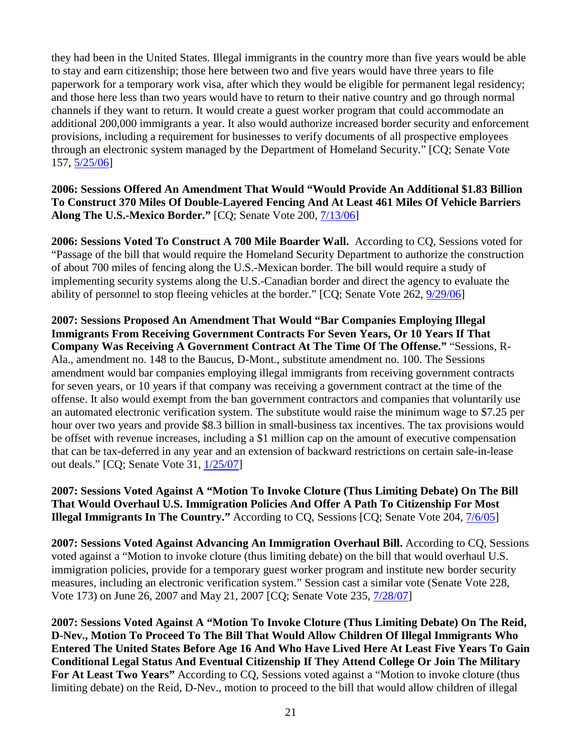they had been in the United States. Illegal immigrants in the country more than five years would be able to stay and earn citizenship; those here between two and five years would have three years to file paperwork for a temporary work visa, after which they would be eligible for permanent legal residency; and those here less than two years would have to return to their native country and go through normal channels if they want to return. It would create a guest worker program that could accommodate an additional 200,000 immigrants a year. It also would authorize increased border security and enforcement provisions, including a requirement for businesses to verify documents of all prospective employees through an electronic system managed by the Department of Homeland Security." [CQ; Senate Vote 157, 5/25/06]

**2006: Sessions Offered An Amendment That Would "Would Provide An Additional $1.83 Billion To Construct 370 Miles Of Double-Layered Fencing And At Least 461 Miles Of Vehicle Barriers Along The U.S.-Mexico Border."** [CQ; Senate Vote 200, 7/13/06]

**2006: Sessions Voted To Construct A 700 Mile Boarder Wall.** According to CQ, Sessions voted for "Passage of the bill that would require the Homeland Security Department to authorize the construction of about 700 miles of fencing along the U.S.-Mexican border. The bill would require a study of implementing security systems along the U.S.-Canadian border and direct the agency to evaluate the ability of personnel to stop fleeing vehicles at the border." [CQ; Senate Vote 262, 9/29/06]

**2007: Sessions Proposed An Amendment That Would "Bar Companies Employing Illegal Immigrants From Receiving Government Contracts For Seven Years, Or 10 Years If That Company Was Receiving A Government Contract At The Time Of The Offense."** "Sessions, R-Ala., amendment no. 148 to the Baucus, D-Mont., substitute amendment no. 100. The Sessions amendment would bar companies employing illegal immigrants from receiving government contracts for seven years, or 10 years if that company was receiving a government contract at the time of the offense. It also would exempt from the ban government contractors and companies that voluntarily use an automated electronic verification system. The substitute would raise the minimum wage to $7.25 per hour over two years and provide $8.3 billion in small-business tax incentives. The tax provisions would be offset with revenue increases, including a $1 million cap on the amount of executive compensation that can be tax-deferred in any year and an extension of backward restrictions on certain sale-in-lease out deals." [CQ; Senate Vote 31, 1/25/07]

**2007: Sessions Voted Against A "Motion To Invoke Cloture (Thus Limiting Debate) On The Bill That Would Overhaul U.S. Immigration Policies And Offer A Path To Citizenship For Most Illegal Immigrants In The Country."** According to CQ, Sessions [CQ; Senate Vote 204, 7/6/05]

**2007: Sessions Voted Against Advancing An Immigration Overhaul Bill.** According to CQ, Sessions voted against a "Motion to invoke cloture (thus limiting debate) on the bill that would overhaul U.S. immigration policies, provide for a temporary guest worker program and institute new border security measures, including an electronic verification system." Session cast a similar vote (Senate Vote 228, Vote 173) on June 26, 2007 and May 21, 2007 [CQ; Senate Vote 235, 7/28/07]

**2007: Sessions Voted Against A "Motion To Invoke Cloture (Thus Limiting Debate) On The Reid, D-Nev., Motion To Proceed To The Bill That Would Allow Children Of Illegal Immigrants Who Entered The United States Before Age 16 And Who Have Lived Here At Least Five Years To Gain Conditional Legal Status And Eventual Citizenship If They Attend College Or Join The Military For At Least Two Years"** According to CQ, Sessions voted against a "Motion to invoke cloture (thus limiting debate) on the Reid, D-Nev., motion to proceed to the bill that would allow children of illegal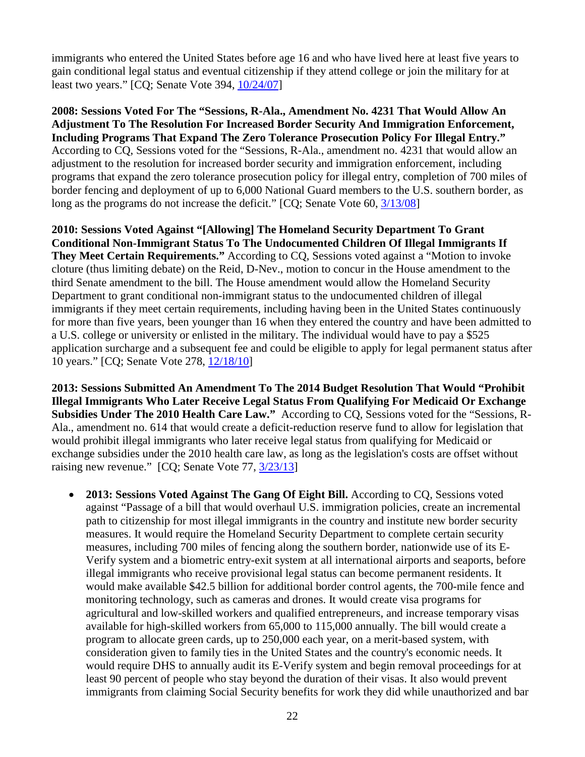immigrants who entered the United States before age 16 and who have lived here at least five years to gain conditional legal status and eventual citizenship if they attend college or join the military for at least two years." [CQ; Senate Vote 394, 10/24/07]

**2008: Sessions Voted For The "Sessions, R-Ala., Amendment No. 4231 That Would Allow An Adjustment To The Resolution For Increased Border Security And Immigration Enforcement, Including Programs That Expand The Zero Tolerance Prosecution Policy For Illegal Entry."** According to CQ, Sessions voted for the "Sessions, R-Ala., amendment no. 4231 that would allow an adjustment to the resolution for increased border security and immigration enforcement, including programs that expand the zero tolerance prosecution policy for illegal entry, completion of 700 miles of border fencing and deployment of up to 6,000 National Guard members to the U.S. southern border, as long as the programs do not increase the deficit." [CQ; Senate Vote 60, 3/13/08]

**2010: Sessions Voted Against "[Allowing] The Homeland Security Department To Grant Conditional Non-Immigrant Status To The Undocumented Children Of Illegal Immigrants If They Meet Certain Requirements."** According to CQ, Sessions voted against a "Motion to invoke cloture (thus limiting debate) on the Reid, D-Nev., motion to concur in the House amendment to the third Senate amendment to the bill. The House amendment would allow the Homeland Security Department to grant conditional non-immigrant status to the undocumented children of illegal immigrants if they meet certain requirements, including having been in the United States continuously for more than five years, been younger than 16 when they entered the country and have been admitted to a U.S. college or university or enlisted in the military. The individual would have to pay a $525 application surcharge and a subsequent fee and could be eligible to apply for legal permanent status after 10 years." [CQ; Senate Vote 278, 12/18/10]

**2013: Sessions Submitted An Amendment To The 2014 Budget Resolution That Would "Prohibit Illegal Immigrants Who Later Receive Legal Status From Qualifying For Medicaid Or Exchange Subsidies Under The 2010 Health Care Law."** According to CQ, Sessions voted for the "Sessions, R-Ala., amendment no. 614 that would create a deficit-reduction reserve fund to allow for legislation that would prohibit illegal immigrants who later receive legal status from qualifying for Medicaid or exchange subsidies under the 2010 health care law, as long as the legislation's costs are offset without raising new revenue." [CQ; Senate Vote 77, 3/23/13]

- **2013: Sessions Voted Against The Gang Of Eight Bill.** According to CQ, Sessions voted against "Passage of a bill that would overhaul U.S. immigration policies, create an incremental path to citizenship for most illegal immigrants in the country and institute new border security measures. It would require the Homeland Security Department to complete certain security measures, including 700 miles of fencing along the southern border, nationwide use of its E-Verify system and a biometric entry-exit system at all international airports and seaports, before illegal immigrants who receive provisional legal status can become permanent residents. It would make available $42.5 billion for additional border control agents, the 700-mile fence and monitoring technology, such as cameras and drones. It would create visa programs for agricultural and low-skilled workers and qualified entrepreneurs, and increase temporary visas available for high-skilled workers from 65,000 to 115,000 annually. The bill would create a program to allocate green cards, up to 250,000 each year, on a merit-based system, with consideration given to family ties in the United States and the country's economic needs. It would require DHS to annually audit its E-Verify system and begin removal proceedings for at least 90 percent of people who stay beyond the duration of their visas. It also would prevent immigrants from claiming Social Security benefits for work they did while unauthorized and bar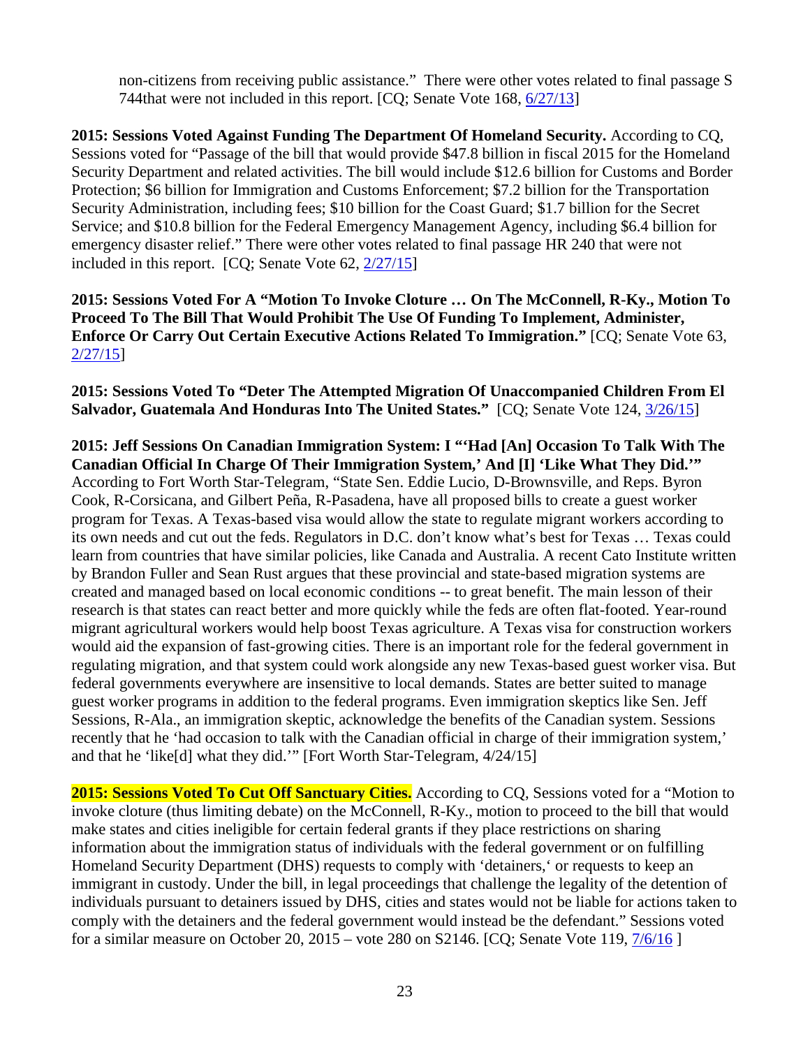non-citizens from receiving public assistance." There were other votes related to final passage S 744that were not included in this report. [CQ; Senate Vote 168, 6/27/13]

**2015: Sessions Voted Against Funding The Department Of Homeland Security.** According to CQ, Sessions voted for "Passage of the bill that would provide $47.8 billion in fiscal 2015 for the Homeland Security Department and related activities. The bill would include $12.6 billion for Customs and Border Protection; $6 billion for Immigration and Customs Enforcement; $7.2 billion for the Transportation Security Administration, including fees; $10 billion for the Coast Guard; $1.7 billion for the Secret Service; and $10.8 billion for the Federal Emergency Management Agency, including $6.4 billion for emergency disaster relief." There were other votes related to final passage HR 240 that were not included in this report. [CQ; Senate Vote 62, 2/27/15]

**2015: Sessions Voted For A "Motion To Invoke Cloture … On The McConnell, R-Ky., Motion To Proceed To The Bill That Would Prohibit The Use Of Funding To Implement, Administer, Enforce Or Carry Out Certain Executive Actions Related To Immigration."** [CQ; Senate Vote 63, 2/27/15]

**2015: Sessions Voted To "Deter The Attempted Migration Of Unaccompanied Children From El Salvador, Guatemala And Honduras Into The United States."** [CQ; Senate Vote 124, 3/26/15]

**2015: Jeff Sessions On Canadian Immigration System: I "'Had [An] Occasion To Talk With The Canadian Official In Charge Of Their Immigration System,' And [I] 'Like What They Did.'"** According to Fort Worth Star-Telegram, "State Sen. Eddie Lucio, D-Brownsville, and Reps. Byron Cook, R-Corsicana, and Gilbert Peña, R-Pasadena, have all proposed bills to create a guest worker program for Texas. A Texas-based visa would allow the state to regulate migrant workers according to its own needs and cut out the feds. Regulators in D.C. don't know what's best for Texas … Texas could learn from countries that have similar policies, like Canada and Australia. A recent Cato Institute written by Brandon Fuller and Sean Rust argues that these provincial and state-based migration systems are created and managed based on local economic conditions -- to great benefit. The main lesson of their research is that states can react better and more quickly while the feds are often flat-footed. Year-round migrant agricultural workers would help boost Texas agriculture. A Texas visa for construction workers would aid the expansion of fast-growing cities. There is an important role for the federal government in regulating migration, and that system could work alongside any new Texas-based guest worker visa. But federal governments everywhere are insensitive to local demands. States are better suited to manage guest worker programs in addition to the federal programs. Even immigration skeptics like Sen. Jeff Sessions, R-Ala., an immigration skeptic, acknowledge the benefits of the Canadian system. Sessions recently that he 'had occasion to talk with the Canadian official in charge of their immigration system,' and that he 'like[d] what they did.'" [Fort Worth Star-Telegram, 4/24/15]

**2015: Sessions Voted To Cut Off Sanctuary Cities.** According to CQ, Sessions voted for a "Motion to invoke cloture (thus limiting debate) on the McConnell, R-Ky., motion to proceed to the bill that would make states and cities ineligible for certain federal grants if they place restrictions on sharing information about the immigration status of individuals with the federal government or on fulfilling Homeland Security Department (DHS) requests to comply with 'detainers,' or requests to keep an immigrant in custody. Under the bill, in legal proceedings that challenge the legality of the detention of individuals pursuant to detainers issued by DHS, cities and states would not be liable for actions taken to comply with the detainers and the federal government would instead be the defendant." Sessions voted for a similar measure on October 20, 2015 – vote 280 on S2146. [CQ; Senate Vote 119, 7/6/16 ]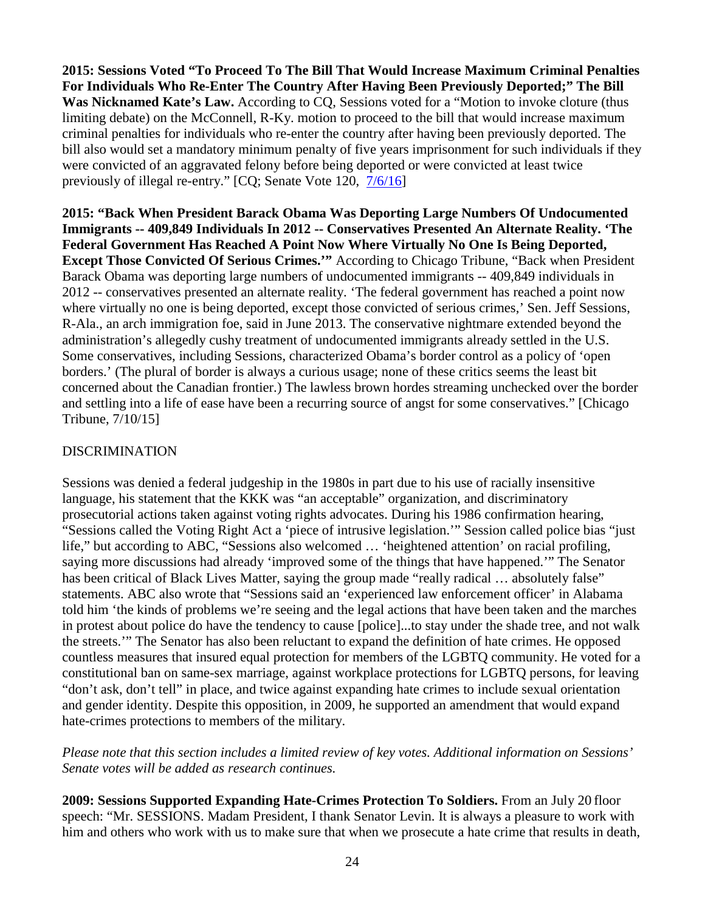**2015: Sessions Voted "To Proceed To The Bill That Would Increase Maximum Criminal Penalties For Individuals Who Re-Enter The Country After Having Been Previously Deported;" The Bill Was Nicknamed Kate's Law.** According to CQ, Sessions voted for a "Motion to invoke cloture (thus limiting debate) on the McConnell, R-Ky. motion to proceed to the bill that would increase maximum criminal penalties for individuals who re-enter the country after having been previously deported. The bill also would set a mandatory minimum penalty of five years imprisonment for such individuals if they were convicted of an aggravated felony before being deported or were convicted at least twice previously of illegal re-entry." [CQ; Senate Vote 120, 7/6/16]

**2015: "Back When President Barack Obama Was Deporting Large Numbers Of Undocumented Immigrants -- 409,849 Individuals In 2012 -- Conservatives Presented An Alternate Reality. 'The Federal Government Has Reached A Point Now Where Virtually No One Is Being Deported, Except Those Convicted Of Serious Crimes.'"** According to Chicago Tribune, "Back when President Barack Obama was deporting large numbers of undocumented immigrants -- 409,849 individuals in 2012 -- conservatives presented an alternate reality. 'The federal government has reached a point now where virtually no one is being deported, except those convicted of serious crimes,' Sen. Jeff Sessions, R-Ala., an arch immigration foe, said in June 2013. The conservative nightmare extended beyond the administration's allegedly cushy treatment of undocumented immigrants already settled in the U.S. Some conservatives, including Sessions, characterized Obama's border control as a policy of 'open borders.' (The plural of border is always a curious usage; none of these critics seems the least bit concerned about the Canadian frontier.) The lawless brown hordes streaming unchecked over the border and settling into a life of ease have been a recurring source of angst for some conservatives." [Chicago Tribune, 7/10/15]

## DISCRIMINATION

Sessions was denied a federal judgeship in the 1980s in part due to his use of racially insensitive language, his statement that the KKK was "an acceptable" organization, and discriminatory prosecutorial actions taken against voting rights advocates. During his 1986 confirmation hearing, "Sessions called the Voting Right Act a 'piece of intrusive legislation.'" Session called police bias "just life," but according to ABC, "Sessions also welcomed … 'heightened attention' on racial profiling, saying more discussions had already 'improved some of the things that have happened.'" The Senator has been critical of Black Lives Matter, saying the group made "really radical … absolutely false" statements. ABC also wrote that "Sessions said an 'experienced law enforcement officer' in Alabama told him 'the kinds of problems we're seeing and the legal actions that have been taken and the marches in protest about police do have the tendency to cause [police]...to stay under the shade tree, and not walk the streets.'" The Senator has also been reluctant to expand the definition of hate crimes. He opposed countless measures that insured equal protection for members of the LGBTQ community. He voted for a constitutional ban on same-sex marriage, against workplace protections for LGBTQ persons, for leaving "don't ask, don't tell" in place, and twice against expanding hate crimes to include sexual orientation and gender identity. Despite this opposition, in 2009, he supported an amendment that would expand hate-crimes protections to members of the military.

*Please note that this section includes a limited review of key votes. Additional information on Sessions' Senate votes will be added as research continues.*

**2009: Sessions Supported Expanding Hate-Crimes Protection To Soldiers.** From an July 20 floor speech: "Mr. SESSIONS. Madam President, I thank Senator Levin. It is always a pleasure to work with him and others who work with us to make sure that when we prosecute a hate crime that results in death,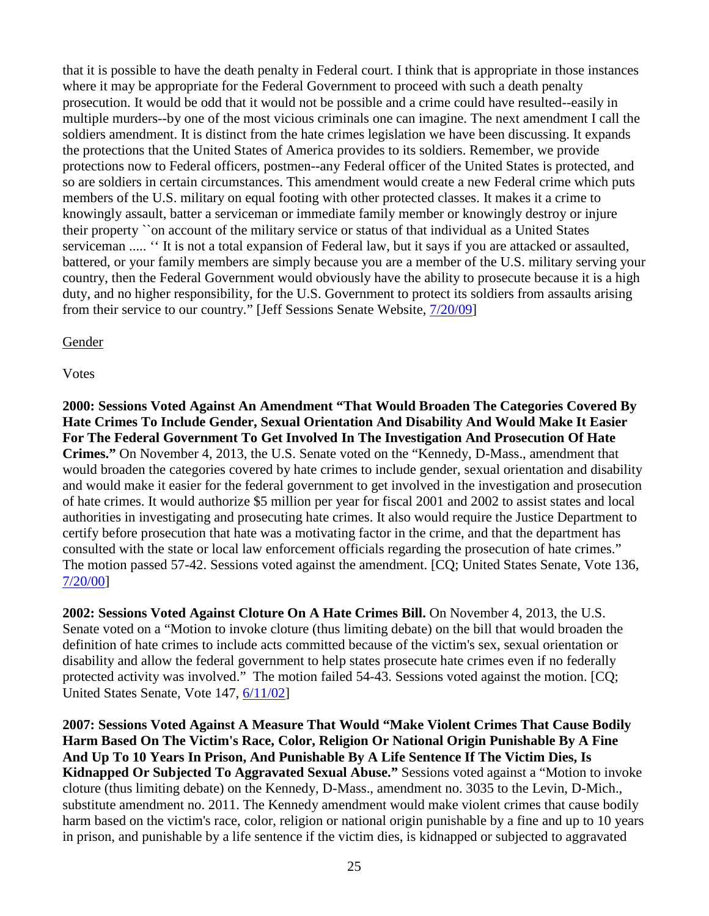that it is possible to have the death penalty in Federal court. I think that is appropriate in those instances where it may be appropriate for the Federal Government to proceed with such a death penalty prosecution. It would be odd that it would not be possible and a crime could have resulted--easily in multiple murders--by one of the most vicious criminals one can imagine. The next amendment I call the soldiers amendment. It is distinct from the hate crimes legislation we have been discussing. It expands the protections that the United States of America provides to its soldiers. Remember, we provide protections now to Federal officers, postmen--any Federal officer of the United States is protected, and so are soldiers in certain circumstances. This amendment would create a new Federal crime which puts members of the U.S. military on equal footing with other protected classes. It makes it a crime to knowingly assault, batter a serviceman or immediate family member or knowingly destroy or injure their property ``on account of the military service or status of that individual as a United States serviceman ..... '' It is not a total expansion of Federal law, but it says if you are attacked or assaulted, battered, or your family members are simply because you are a member of the U.S. military serving your country, then the Federal Government would obviously have the ability to prosecute because it is a high duty, and no higher responsibility, for the U.S. Government to protect its soldiers from assaults arising from their service to our country." [Jeff Sessions Senate Website, 7/20/09]

Gender

Votes

**2000: Sessions Voted Against An Amendment "That Would Broaden The Categories Covered By Hate Crimes To Include Gender, Sexual Orientation And Disability And Would Make It Easier For The Federal Government To Get Involved In The Investigation And Prosecution Of Hate Crimes."** On November 4, 2013, the U.S. Senate voted on the "Kennedy, D-Mass., amendment that would broaden the categories covered by hate crimes to include gender, sexual orientation and disability and would make it easier for the federal government to get involved in the investigation and prosecution of hate crimes. It would authorize $5 million per year for fiscal 2001 and 2002 to assist states and local authorities in investigating and prosecuting hate crimes. It also would require the Justice Department to certify before prosecution that hate was a motivating factor in the crime, and that the department has consulted with the state or local law enforcement officials regarding the prosecution of hate crimes." The motion passed 57-42. Sessions voted against the amendment. [CQ; United States Senate, Vote 136, 7/20/00]

**2002: Sessions Voted Against Cloture On A Hate Crimes Bill.** On November 4, 2013, the U.S. Senate voted on a "Motion to invoke cloture (thus limiting debate) on the bill that would broaden the definition of hate crimes to include acts committed because of the victim's sex, sexual orientation or disability and allow the federal government to help states prosecute hate crimes even if no federally protected activity was involved." The motion failed 54-43. Sessions voted against the motion. [CQ; United States Senate, Vote 147, 6/11/02]

**2007: Sessions Voted Against A Measure That Would "Make Violent Crimes That Cause Bodily Harm Based On The Victim's Race, Color, Religion Or National Origin Punishable By A Fine And Up To 10 Years In Prison, And Punishable By A Life Sentence If The Victim Dies, Is Kidnapped Or Subjected To Aggravated Sexual Abuse."** Sessions voted against a "Motion to invoke cloture (thus limiting debate) on the Kennedy, D-Mass., amendment no. 3035 to the Levin, D-Mich., substitute amendment no. 2011. The Kennedy amendment would make violent crimes that cause bodily harm based on the victim's race, color, religion or national origin punishable by a fine and up to 10 years in prison, and punishable by a life sentence if the victim dies, is kidnapped or subjected to aggravated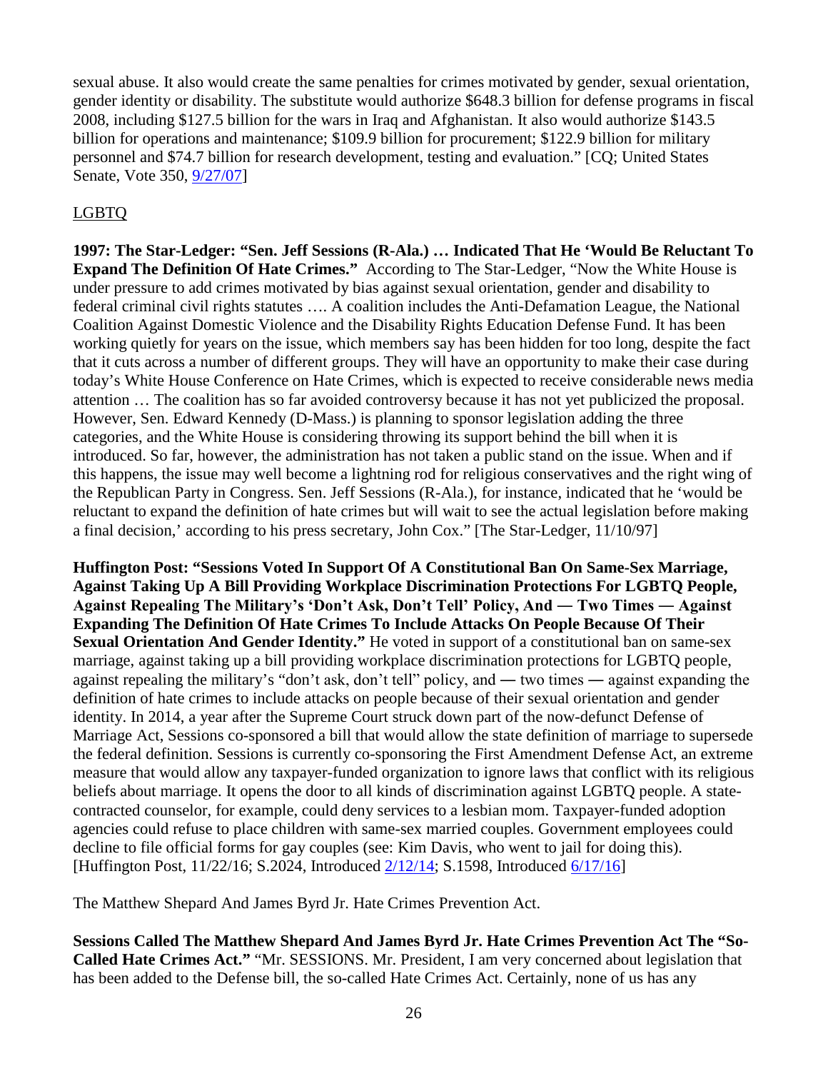sexual abuse. It also would create the same penalties for crimes motivated by gender, sexual orientation, gender identity or disability. The substitute would authorize $648.3 billion for defense programs in fiscal 2008, including $127.5 billion for the wars in Iraq and Afghanistan. It also would authorize $143.5 billion for operations and maintenance; $109.9 billion for procurement; $122.9 billion for military personnel and $74.7 billion for research development, testing and evaluation." [CQ; United States Senate, Vote 350, 9/27/07]

LGBTQ

**1997: The Star-Ledger: "Sen. Jeff Sessions (R-Ala.) … Indicated That He 'Would Be Reluctant To Expand The Definition Of Hate Crimes."** According to The Star-Ledger, "Now the White House is under pressure to add crimes motivated by bias against sexual orientation, gender and disability to federal criminal civil rights statutes …. A coalition includes the Anti-Defamation League, the National Coalition Against Domestic Violence and the Disability Rights Education Defense Fund. It has been working quietly for years on the issue, which members say has been hidden for too long, despite the fact that it cuts across a number of different groups. They will have an opportunity to make their case during today's White House Conference on Hate Crimes, which is expected to receive considerable news media attention … The coalition has so far avoided controversy because it has not yet publicized the proposal. However, Sen. Edward Kennedy (D-Mass.) is planning to sponsor legislation adding the three categories, and the White House is considering throwing its support behind the bill when it is introduced. So far, however, the administration has not taken a public stand on the issue. When and if this happens, the issue may well become a lightning rod for religious conservatives and the right wing of the Republican Party in Congress. Sen. Jeff Sessions (R-Ala.), for instance, indicated that he 'would be reluctant to expand the definition of hate crimes but will wait to see the actual legislation before making a final decision,' according to his press secretary, John Cox." [The Star-Ledger, 11/10/97]

**Huffington Post: "Sessions Voted In Support Of A Constitutional Ban On Same-Sex Marriage, Against Taking Up A Bill Providing Workplace Discrimination Protections For LGBTQ People, Against Repealing The Military's 'Don't Ask, Don't Tell' Policy, And — Two Times — Against Expanding The Definition Of Hate Crimes To Include Attacks On People Because Of Their Sexual Orientation And Gender Identity."** He voted in support of a constitutional ban on same-sex marriage, against taking up a bill providing workplace discrimination protections for LGBTQ people, against repealing the military's "don't ask, don't tell" policy, and — two times — against expanding the definition of hate crimes to include attacks on people because of their sexual orientation and gender identity. In 2014, a year after the Supreme Court struck down part of the now-defunct Defense of Marriage Act, Sessions co-sponsored a bill that would allow the state definition of marriage to supersede the federal definition. Sessions is currently co-sponsoring the First Amendment Defense Act, an extreme measure that would allow any taxpayer-funded organization to ignore laws that conflict with its religious beliefs about marriage. It opens the door to all kinds of discrimination against LGBTQ people. A state-contracted counselor, for example, could deny services to a lesbian mom. Taxpayer-funded adoption agencies could refuse to place children with same-sex married couples. Government employees could decline to file official forms for gay couples (see: Kim Davis, who went to jail for doing this). [Huffington Post, 11/22/16; S.2024, Introduced 2/12/14; S.1598, Introduced 6/17/16]

The Matthew Shepard And James Byrd Jr. Hate Crimes Prevention Act.

**Sessions Called The Matthew Shepard And James Byrd Jr. Hate Crimes Prevention Act The "So-Called Hate Crimes Act."** "Mr. SESSIONS. Mr. President, I am very concerned about legislation that has been added to the Defense bill, the so-called Hate Crimes Act. Certainly, none of us has any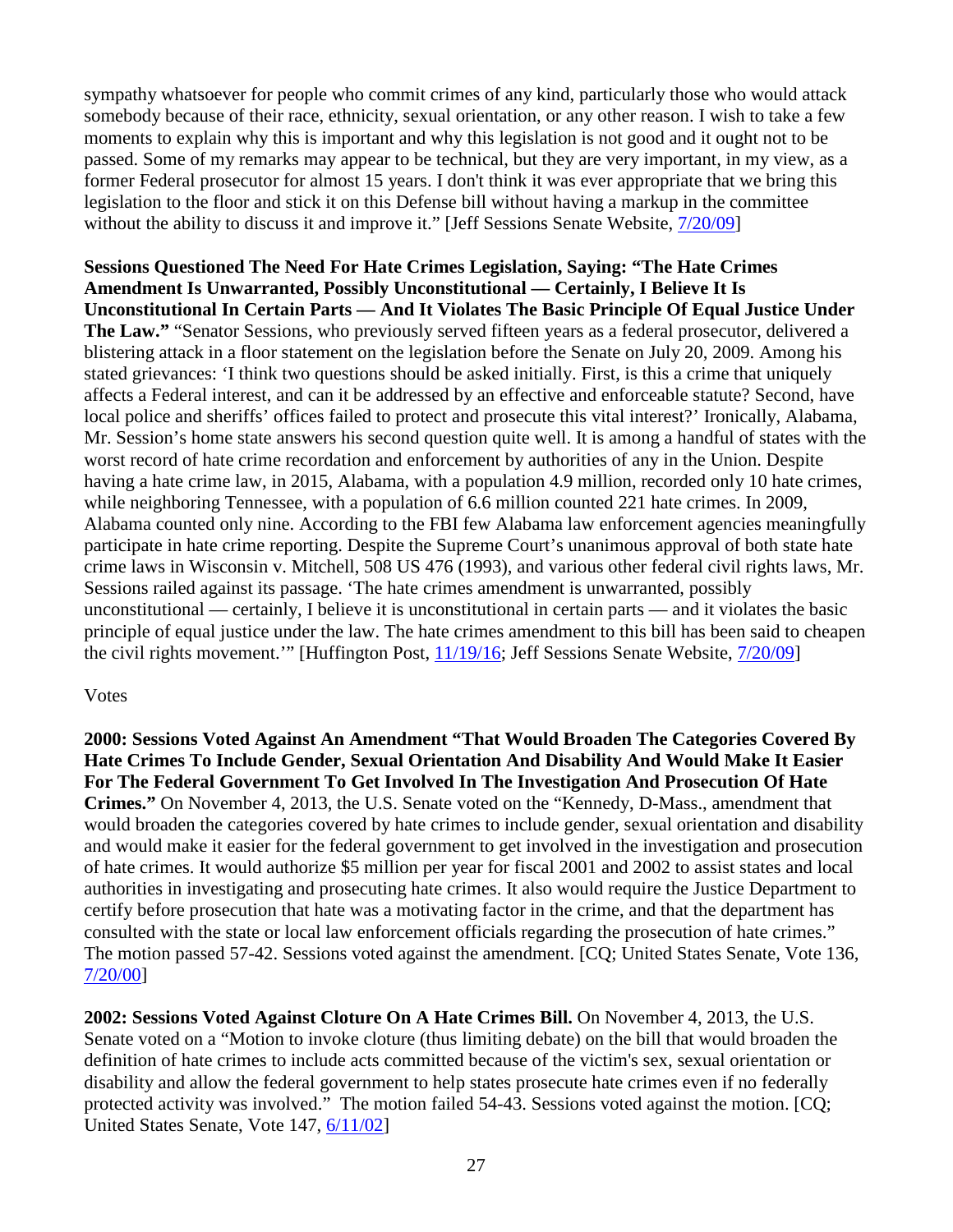sympathy whatsoever for people who commit crimes of any kind, particularly those who would attack somebody because of their race, ethnicity, sexual orientation, or any other reason. I wish to take a few moments to explain why this is important and why this legislation is not good and it ought not to be passed. Some of my remarks may appear to be technical, but they are very important, in my view, as a former Federal prosecutor for almost 15 years. I don't think it was ever appropriate that we bring this legislation to the floor and stick it on this Defense bill without having a markup in the committee without the ability to discuss it and improve it." [Jeff Sessions Senate Website, 7/20/09]

**Sessions Questioned The Need For Hate Crimes Legislation, Saying: "The Hate Crimes Amendment Is Unwarranted, Possibly Unconstitutional — Certainly, I Believe It Is Unconstitutional In Certain Parts — And It Violates The Basic Principle Of Equal Justice Under The Law."** "Senator Sessions, who previously served fifteen years as a federal prosecutor, delivered a blistering attack in a floor statement on the legislation before the Senate on July 20, 2009. Among his stated grievances: 'I think two questions should be asked initially. First, is this a crime that uniquely affects a Federal interest, and can it be addressed by an effective and enforceable statute? Second, have local police and sheriffs' offices failed to protect and prosecute this vital interest?' Ironically, Alabama, Mr. Session's home state answers his second question quite well. It is among a handful of states with the worst record of hate crime recordation and enforcement by authorities of any in the Union. Despite having a hate crime law, in 2015, Alabama, with a population 4.9 million, recorded only 10 hate crimes, while neighboring Tennessee, with a population of 6.6 million counted 221 hate crimes. In 2009, Alabama counted only nine. According to the FBI few Alabama law enforcement agencies meaningfully participate in hate crime reporting. Despite the Supreme Court's unanimous approval of both state hate crime laws in Wisconsin v. Mitchell, 508 US 476 (1993), and various other federal civil rights laws, Mr. Sessions railed against its passage. 'The hate crimes amendment is unwarranted, possibly unconstitutional — certainly, I believe it is unconstitutional in certain parts — and it violates the basic principle of equal justice under the law. The hate crimes amendment to this bill has been said to cheapen the civil rights movement.'" [Huffington Post, 11/19/16; Jeff Sessions Senate Website, 7/20/09]

Votes

**2000: Sessions Voted Against An Amendment "That Would Broaden The Categories Covered By Hate Crimes To Include Gender, Sexual Orientation And Disability And Would Make It Easier For The Federal Government To Get Involved In The Investigation And Prosecution Of Hate Crimes."** On November 4, 2013, the U.S. Senate voted on the "Kennedy, D-Mass., amendment that would broaden the categories covered by hate crimes to include gender, sexual orientation and disability and would make it easier for the federal government to get involved in the investigation and prosecution of hate crimes. It would authorize $5 million per year for fiscal 2001 and 2002 to assist states and local authorities in investigating and prosecuting hate crimes. It also would require the Justice Department to certify before prosecution that hate was a motivating factor in the crime, and that the department has consulted with the state or local law enforcement officials regarding the prosecution of hate crimes." The motion passed 57-42. Sessions voted against the amendment. [CQ; United States Senate, Vote 136, 7/20/00]

**2002: Sessions Voted Against Cloture On A Hate Crimes Bill.** On November 4, 2013, the U.S. Senate voted on a "Motion to invoke cloture (thus limiting debate) on the bill that would broaden the definition of hate crimes to include acts committed because of the victim's sex, sexual orientation or disability and allow the federal government to help states prosecute hate crimes even if no federally protected activity was involved." The motion failed 54-43. Sessions voted against the motion. [CQ; United States Senate, Vote 147, 6/11/02]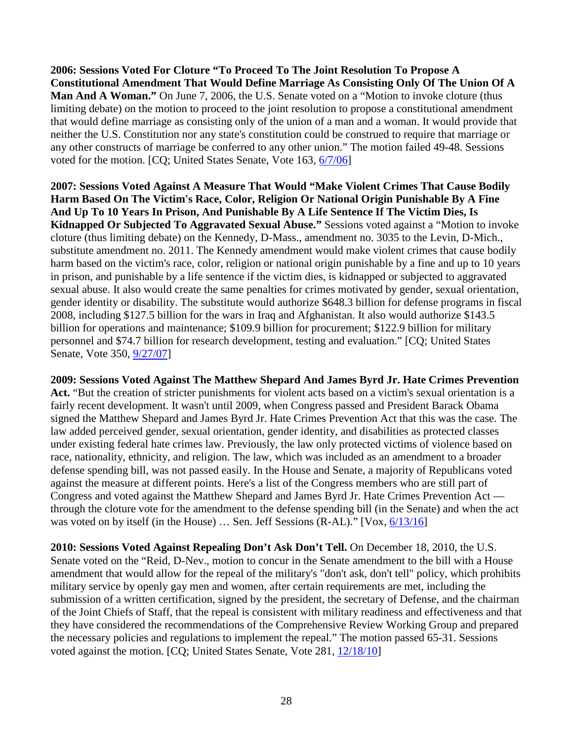**2006: Sessions Voted For Cloture "To Proceed To The Joint Resolution To Propose A Constitutional Amendment That Would Define Marriage As Consisting Only Of The Union Of A Man And A Woman."** On June 7, 2006, the U.S. Senate voted on a "Motion to invoke cloture (thus limiting debate) on the motion to proceed to the joint resolution to propose a constitutional amendment that would define marriage as consisting only of the union of a man and a woman. It would provide that neither the U.S. Constitution nor any state's constitution could be construed to require that marriage or any other constructs of marriage be conferred to any other union." The motion failed 49-48. Sessions voted for the motion. [CQ; United States Senate, Vote 163, 6/7/06]

**2007: Sessions Voted Against A Measure That Would "Make Violent Crimes That Cause Bodily Harm Based On The Victim's Race, Color, Religion Or National Origin Punishable By A Fine And Up To 10 Years In Prison, And Punishable By A Life Sentence If The Victim Dies, Is Kidnapped Or Subjected To Aggravated Sexual Abuse."** Sessions voted against a "Motion to invoke cloture (thus limiting debate) on the Kennedy, D-Mass., amendment no. 3035 to the Levin, D-Mich., substitute amendment no. 2011. The Kennedy amendment would make violent crimes that cause bodily harm based on the victim's race, color, religion or national origin punishable by a fine and up to 10 years in prison, and punishable by a life sentence if the victim dies, is kidnapped or subjected to aggravated sexual abuse. It also would create the same penalties for crimes motivated by gender, sexual orientation, gender identity or disability. The substitute would authorize $648.3 billion for defense programs in fiscal 2008, including $127.5 billion for the wars in Iraq and Afghanistan. It also would authorize $143.5 billion for operations and maintenance; $109.9 billion for procurement; $122.9 billion for military personnel and $74.7 billion for research development, testing and evaluation." [CQ; United States Senate, Vote 350, 9/27/07]

**2009: Sessions Voted Against The Matthew Shepard And James Byrd Jr. Hate Crimes Prevention Act.** "But the creation of stricter punishments for violent acts based on a victim's sexual orientation is a fairly recent development. It wasn't until 2009, when Congress passed and President Barack Obama signed the Matthew Shepard and James Byrd Jr. Hate Crimes Prevention Act that this was the case. The law added perceived gender, sexual orientation, gender identity, and disabilities as protected classes under existing federal hate crimes law. Previously, the law only protected victims of violence based on race, nationality, ethnicity, and religion. The law, which was included as an amendment to a broader defense spending bill, was not passed easily. In the House and Senate, a majority of Republicans voted against the measure at different points. Here's a list of the Congress members who are still part of Congress and voted against the Matthew Shepard and James Byrd Jr. Hate Crimes Prevention Act — through the cloture vote for the amendment to the defense spending bill (in the Senate) and when the act was voted on by itself (in the House) … Sen. Jeff Sessions (R-AL)." [Vox, 6/13/16]

**2010: Sessions Voted Against Repealing Don't Ask Don't Tell.** On December 18, 2010, the U.S. Senate voted on the "Reid, D-Nev., motion to concur in the Senate amendment to the bill with a House amendment that would allow for the repeal of the military's "don't ask, don't tell" policy, which prohibits military service by openly gay men and women, after certain requirements are met, including the submission of a written certification, signed by the president, the secretary of Defense, and the chairman of the Joint Chiefs of Staff, that the repeal is consistent with military readiness and effectiveness and that they have considered the recommendations of the Comprehensive Review Working Group and prepared the necessary policies and regulations to implement the repeal." The motion passed 65-31. Sessions voted against the motion. [CQ; United States Senate, Vote 281, 12/18/10]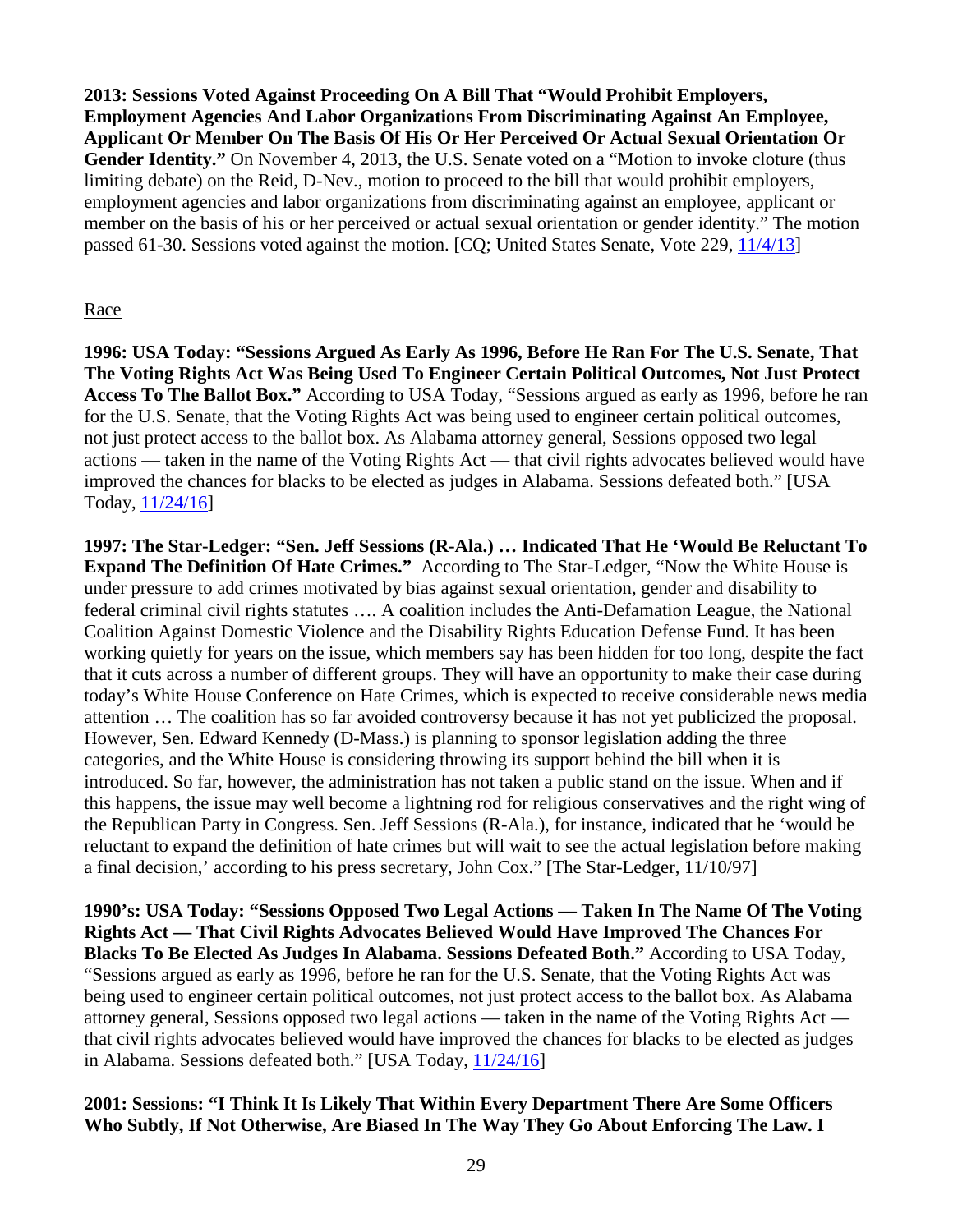**2013: Sessions Voted Against Proceeding On A Bill That "Would Prohibit Employers, Employment Agencies And Labor Organizations From Discriminating Against An Employee, Applicant Or Member On The Basis Of His Or Her Perceived Or Actual Sexual Orientation Or Gender Identity."** On November 4, 2013, the U.S. Senate voted on a "Motion to invoke cloture (thus limiting debate) on the Reid, D-Nev., motion to proceed to the bill that would prohibit employers, employment agencies and labor organizations from discriminating against an employee, applicant or member on the basis of his or her perceived or actual sexual orientation or gender identity." The motion passed 61-30. Sessions voted against the motion. [CQ; United States Senate, Vote 229, 11/4/13]

Race

**1996: USA Today: "Sessions Argued As Early As 1996, Before He Ran For The U.S. Senate, That The Voting Rights Act Was Being Used To Engineer Certain Political Outcomes, Not Just Protect Access To The Ballot Box."** According to USA Today, "Sessions argued as early as 1996, before he ran for the U.S. Senate, that the Voting Rights Act was being used to engineer certain political outcomes, not just protect access to the ballot box. As Alabama attorney general, Sessions opposed two legal actions — taken in the name of the Voting Rights Act — that civil rights advocates believed would have improved the chances for blacks to be elected as judges in Alabama. Sessions defeated both." [USA Today, 11/24/16]

**1997: The Star-Ledger: "Sen. Jeff Sessions (R-Ala.) … Indicated That He 'Would Be Reluctant To Expand The Definition Of Hate Crimes."** According to The Star-Ledger, "Now the White House is under pressure to add crimes motivated by bias against sexual orientation, gender and disability to federal criminal civil rights statutes …. A coalition includes the Anti-Defamation League, the National Coalition Against Domestic Violence and the Disability Rights Education Defense Fund. It has been working quietly for years on the issue, which members say has been hidden for too long, despite the fact that it cuts across a number of different groups. They will have an opportunity to make their case during today's White House Conference on Hate Crimes, which is expected to receive considerable news media attention … The coalition has so far avoided controversy because it has not yet publicized the proposal. However, Sen. Edward Kennedy (D-Mass.) is planning to sponsor legislation adding the three categories, and the White House is considering throwing its support behind the bill when it is introduced. So far, however, the administration has not taken a public stand on the issue. When and if this happens, the issue may well become a lightning rod for religious conservatives and the right wing of the Republican Party in Congress. Sen. Jeff Sessions (R-Ala.), for instance, indicated that he 'would be reluctant to expand the definition of hate crimes but will wait to see the actual legislation before making a final decision,' according to his press secretary, John Cox." [The Star-Ledger, 11/10/97]

**1990's: USA Today: "Sessions Opposed Two Legal Actions — Taken In The Name Of The Voting Rights Act — That Civil Rights Advocates Believed Would Have Improved The Chances For Blacks To Be Elected As Judges In Alabama. Sessions Defeated Both."** According to USA Today, "Sessions argued as early as 1996, before he ran for the U.S. Senate, that the Voting Rights Act was being used to engineer certain political outcomes, not just protect access to the ballot box. As Alabama attorney general, Sessions opposed two legal actions — taken in the name of the Voting Rights Act — that civil rights advocates believed would have improved the chances for blacks to be elected as judges in Alabama. Sessions defeated both." [USA Today, 11/24/16]

**2001: Sessions: "I Think It Is Likely That Within Every Department There Are Some Officers Who Subtly, If Not Otherwise, Are Biased In The Way They Go About Enforcing The Law. I**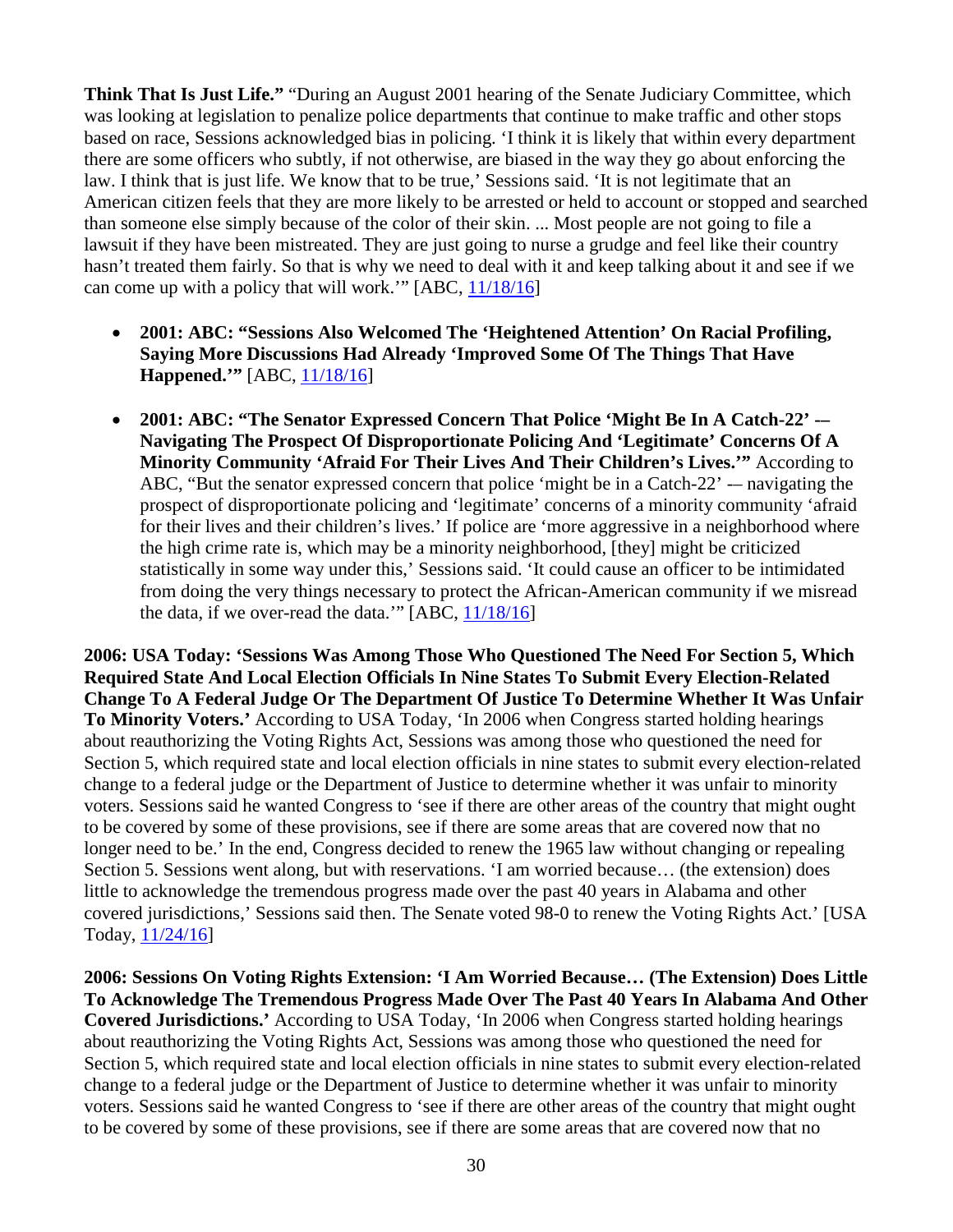**Think That Is Just Life."** "During an August 2001 hearing of the Senate Judiciary Committee, which was looking at legislation to penalize police departments that continue to make traffic and other stops based on race, Sessions acknowledged bias in policing. 'I think it is likely that within every department there are some officers who subtly, if not otherwise, are biased in the way they go about enforcing the law. I think that is just life. We know that to be true,' Sessions said. 'It is not legitimate that an American citizen feels that they are more likely to be arrested or held to account or stopped and searched than someone else simply because of the color of their skin. ... Most people are not going to file a lawsuit if they have been mistreated. They are just going to nurse a grudge and feel like their country hasn't treated them fairly. So that is why we need to deal with it and keep talking about it and see if we can come up with a policy that will work.'" [ABC, 11/18/16]

- **2001: ABC: "Sessions Also Welcomed The 'Heightened Attention' On Racial Profiling, Saying More Discussions Had Already 'Improved Some Of The Things That Have Happened.'"** [ABC, 11/18/16]

- **2001: ABC: "The Senator Expressed Concern That Police 'Might Be In A Catch-22' -– Navigating The Prospect Of Disproportionate Policing And 'Legitimate' Concerns Of A Minority Community 'Afraid For Their Lives And Their Children's Lives.'"** According to ABC, "But the senator expressed concern that police 'might be in a Catch-22' -– navigating the prospect of disproportionate policing and 'legitimate' concerns of a minority community 'afraid for their lives and their children's lives.' If police are 'more aggressive in a neighborhood where the high crime rate is, which may be a minority neighborhood, [they] might be criticized statistically in some way under this,' Sessions said. 'It could cause an officer to be intimidated from doing the very things necessary to protect the African-American community if we misread the data, if we over-read the data.'" [ABC, 11/18/16]

**2006: USA Today: 'Sessions Was Among Those Who Questioned The Need For Section 5, Which Required State And Local Election Officials In Nine States To Submit Every Election-Related Change To A Federal Judge Or The Department Of Justice To Determine Whether It Was Unfair To Minority Voters.'** According to USA Today, 'In 2006 when Congress started holding hearings about reauthorizing the Voting Rights Act, Sessions was among those who questioned the need for Section 5, which required state and local election officials in nine states to submit every election-related change to a federal judge or the Department of Justice to determine whether it was unfair to minority voters. Sessions said he wanted Congress to 'see if there are other areas of the country that might ought to be covered by some of these provisions, see if there are some areas that are covered now that no longer need to be.' In the end, Congress decided to renew the 1965 law without changing or repealing Section 5. Sessions went along, but with reservations. 'I am worried because… (the extension) does little to acknowledge the tremendous progress made over the past 40 years in Alabama and other covered jurisdictions,' Sessions said then. The Senate voted 98-0 to renew the Voting Rights Act.' [USA Today, 11/24/16]

**2006: Sessions On Voting Rights Extension: 'I Am Worried Because… (The Extension) Does Little To Acknowledge The Tremendous Progress Made Over The Past 40 Years In Alabama And Other Covered Jurisdictions.'** According to USA Today, 'In 2006 when Congress started holding hearings about reauthorizing the Voting Rights Act, Sessions was among those who questioned the need for Section 5, which required state and local election officials in nine states to submit every election-related change to a federal judge or the Department of Justice to determine whether it was unfair to minority voters. Sessions said he wanted Congress to 'see if there are other areas of the country that might ought to be covered by some of these provisions, see if there are some areas that are covered now that no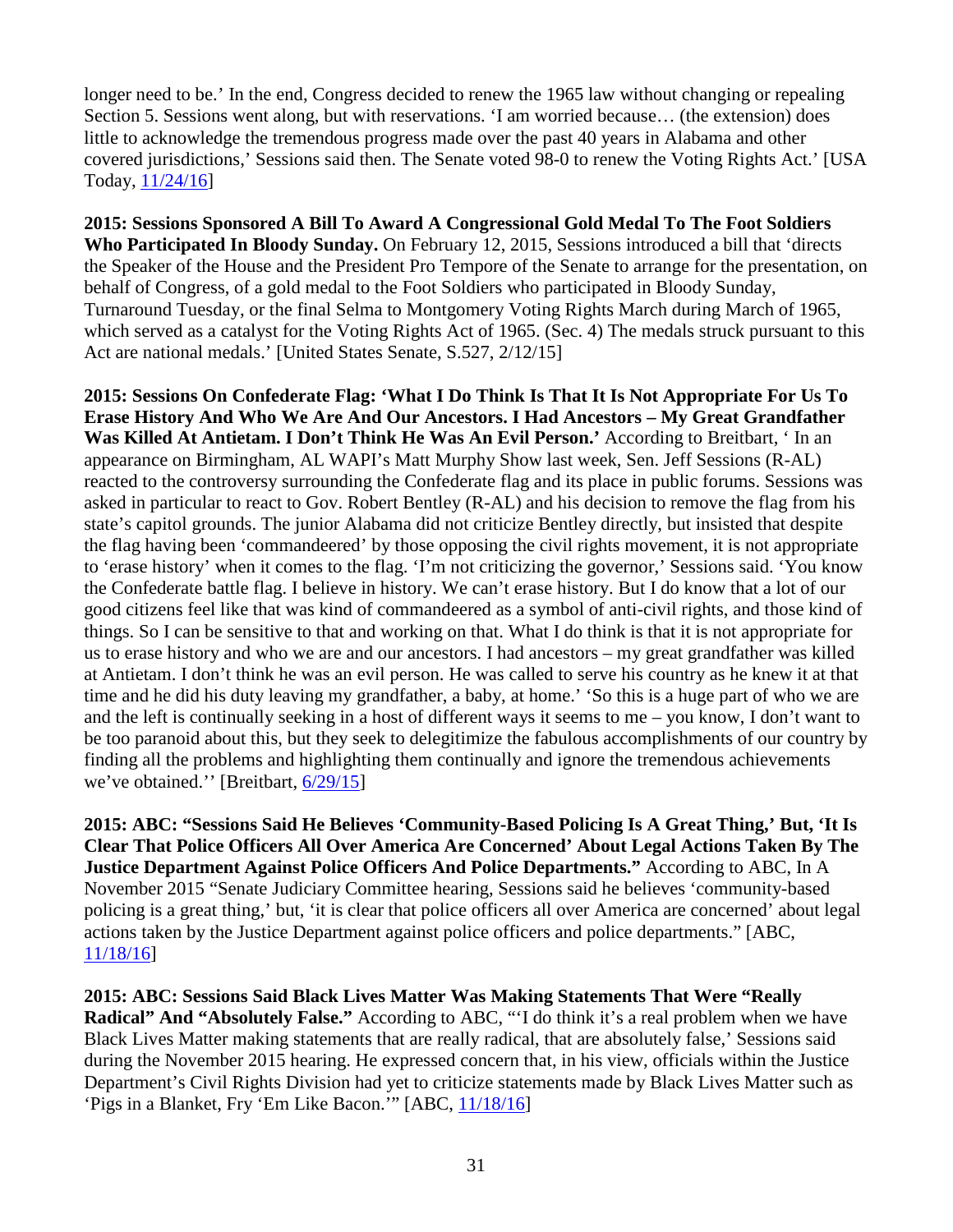longer need to be.' In the end, Congress decided to renew the 1965 law without changing or repealing Section 5. Sessions went along, but with reservations. 'I am worried because… (the extension) does little to acknowledge the tremendous progress made over the past 40 years in Alabama and other covered jurisdictions,' Sessions said then. The Senate voted 98-0 to renew the Voting Rights Act.' [USA Today, 11/24/16]

**2015: Sessions Sponsored A Bill To Award A Congressional Gold Medal To The Foot Soldiers Who Participated In Bloody Sunday.** On February 12, 2015, Sessions introduced a bill that 'directs the Speaker of the House and the President Pro Tempore of the Senate to arrange for the presentation, on behalf of Congress, of a gold medal to the Foot Soldiers who participated in Bloody Sunday, Turnaround Tuesday, or the final Selma to Montgomery Voting Rights March during March of 1965, which served as a catalyst for the Voting Rights Act of 1965. (Sec. 4) The medals struck pursuant to this Act are national medals.' [United States Senate, S.527, 2/12/15]

**2015: Sessions On Confederate Flag: 'What I Do Think Is That It Is Not Appropriate For Us To Erase History And Who We Are And Our Ancestors. I Had Ancestors – My Great Grandfather Was Killed At Antietam. I Don't Think He Was An Evil Person.'** According to Breitbart, ' In an appearance on Birmingham, AL WAPI's Matt Murphy Show last week, Sen. Jeff Sessions (R-AL) reacted to the controversy surrounding the Confederate flag and its place in public forums. Sessions was asked in particular to react to Gov. Robert Bentley (R-AL) and his decision to remove the flag from his state's capitol grounds. The junior Alabama did not criticize Bentley directly, but insisted that despite the flag having been 'commandeered' by those opposing the civil rights movement, it is not appropriate to 'erase history' when it comes to the flag. 'I'm not criticizing the governor,' Sessions said. 'You know the Confederate battle flag. I believe in history. We can't erase history. But I do know that a lot of our good citizens feel like that was kind of commandeered as a symbol of anti-civil rights, and those kind of things. So I can be sensitive to that and working on that. What I do think is that it is not appropriate for us to erase history and who we are and our ancestors. I had ancestors – my great grandfather was killed at Antietam. I don't think he was an evil person. He was called to serve his country as he knew it at that time and he did his duty leaving my grandfather, a baby, at home.' 'So this is a huge part of who we are and the left is continually seeking in a host of different ways it seems to me – you know, I don't want to be too paranoid about this, but they seek to delegitimize the fabulous accomplishments of our country by finding all the problems and highlighting them continually and ignore the tremendous achievements we've obtained.'' [Breitbart, 6/29/15]

**2015: ABC: "Sessions Said He Believes 'Community-Based Policing Is A Great Thing,' But, 'It Is Clear That Police Officers All Over America Are Concerned' About Legal Actions Taken By The Justice Department Against Police Officers And Police Departments."** According to ABC, In A November 2015 "Senate Judiciary Committee hearing, Sessions said he believes 'community-based policing is a great thing,' but, 'it is clear that police officers all over America are concerned' about legal actions taken by the Justice Department against police officers and police departments." [ABC, 11/18/16]

**2015: ABC: Sessions Said Black Lives Matter Was Making Statements That Were "Really Radical" And "Absolutely False."** According to ABC, "'I do think it's a real problem when we have Black Lives Matter making statements that are really radical, that are absolutely false,' Sessions said during the November 2015 hearing. He expressed concern that, in his view, officials within the Justice Department's Civil Rights Division had yet to criticize statements made by Black Lives Matter such as 'Pigs in a Blanket, Fry 'Em Like Bacon.'" [ABC, 11/18/16]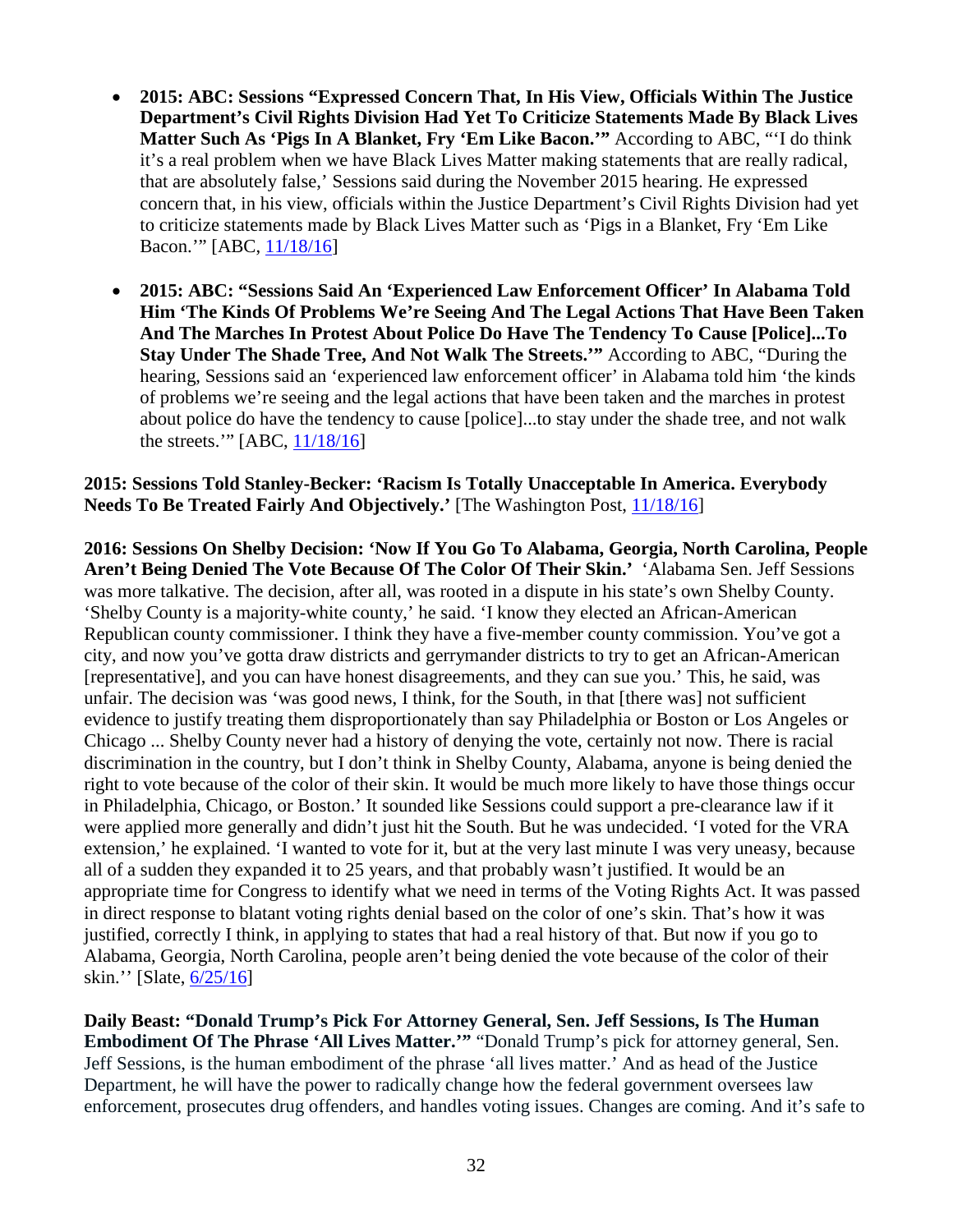- **2015: ABC: Sessions "Expressed Concern That, In His View, Officials Within The Justice Department's Civil Rights Division Had Yet To Criticize Statements Made By Black Lives Matter Such As 'Pigs In A Blanket, Fry 'Em Like Bacon.'"** According to ABC, "'I do think it's a real problem when we have Black Lives Matter making statements that are really radical, that are absolutely false,' Sessions said during the November 2015 hearing. He expressed concern that, in his view, officials within the Justice Department's Civil Rights Division had yet to criticize statements made by Black Lives Matter such as 'Pigs in a Blanket, Fry 'Em Like Bacon.'" [ABC, 11/18/16]

- **2015: ABC: "Sessions Said An 'Experienced Law Enforcement Officer' In Alabama Told Him 'The Kinds Of Problems We're Seeing And The Legal Actions That Have Been Taken And The Marches In Protest About Police Do Have The Tendency To Cause [Police]...To Stay Under The Shade Tree, And Not Walk The Streets.'"** According to ABC, "During the hearing, Sessions said an 'experienced law enforcement officer' in Alabama told him 'the kinds of problems we're seeing and the legal actions that have been taken and the marches in protest about police do have the tendency to cause [police]...to stay under the shade tree, and not walk the streets.'" [ABC, 11/18/16]

**2015: Sessions Told Stanley-Becker: 'Racism Is Totally Unacceptable In America. Everybody Needs To Be Treated Fairly And Objectively.'** [The Washington Post, 11/18/16]

**2016: Sessions On Shelby Decision: 'Now If You Go To Alabama, Georgia, North Carolina, People Aren't Being Denied The Vote Because Of The Color Of Their Skin.'** 'Alabama Sen. Jeff Sessions was more talkative. The decision, after all, was rooted in a dispute in his state's own Shelby County. 'Shelby County is a majority-white county,' he said. 'I know they elected an African-American Republican county commissioner. I think they have a five-member county commission. You've got a city, and now you've gotta draw districts and gerrymander districts to try to get an African-American [representative], and you can have honest disagreements, and they can sue you.' This, he said, was unfair. The decision was 'was good news, I think, for the South, in that [there was] not sufficient evidence to justify treating them disproportionately than say Philadelphia or Boston or Los Angeles or Chicago ... Shelby County never had a history of denying the vote, certainly not now. There is racial discrimination in the country, but I don't think in Shelby County, Alabama, anyone is being denied the right to vote because of the color of their skin. It would be much more likely to have those things occur in Philadelphia, Chicago, or Boston.' It sounded like Sessions could support a pre-clearance law if it were applied more generally and didn't just hit the South. But he was undecided. 'I voted for the VRA extension,' he explained. 'I wanted to vote for it, but at the very last minute I was very uneasy, because all of a sudden they expanded it to 25 years, and that probably wasn't justified. It would be an appropriate time for Congress to identify what we need in terms of the Voting Rights Act. It was passed in direct response to blatant voting rights denial based on the color of one's skin. That's how it was justified, correctly I think, in applying to states that had a real history of that. But now if you go to Alabama, Georgia, North Carolina, people aren't being denied the vote because of the color of their skin.'' [Slate, 6/25/16]

**Daily Beast: "Donald Trump's Pick For Attorney General, Sen. Jeff Sessions, Is The Human Embodiment Of The Phrase 'All Lives Matter.'"** "Donald Trump's pick for attorney general, Sen. Jeff Sessions, is the human embodiment of the phrase 'all lives matter.' And as head of the Justice Department, he will have the power to radically change how the federal government oversees law enforcement, prosecutes drug offenders, and handles voting issues. Changes are coming. And it's safe to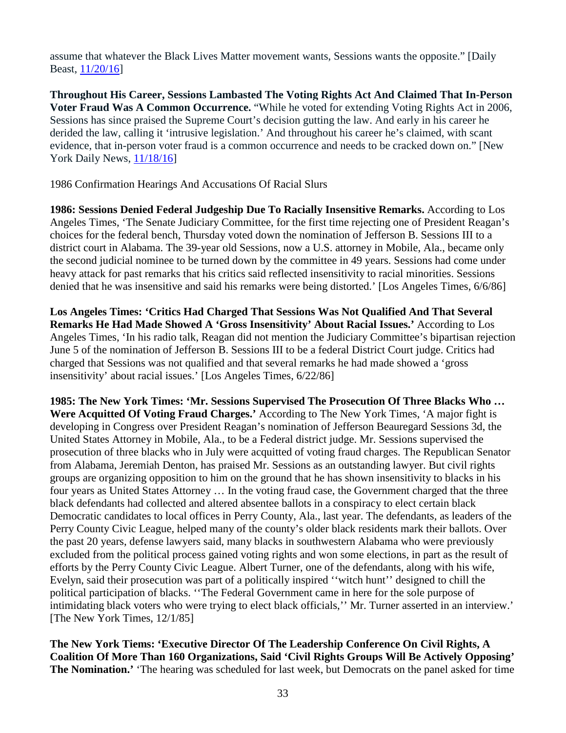assume that whatever the Black Lives Matter movement wants, Sessions wants the opposite." [Daily Beast, 11/20/16]

**Throughout His Career, Sessions Lambasted The Voting Rights Act And Claimed That In-Person Voter Fraud Was A Common Occurrence.** "While he voted for extending Voting Rights Act in 2006, Sessions has since praised the Supreme Court's decision gutting the law. And early in his career he derided the law, calling it 'intrusive legislation.' And throughout his career he's claimed, with scant evidence, that in-person voter fraud is a common occurrence and needs to be cracked down on." [New York Daily News, 11/18/16]

1986 Confirmation Hearings And Accusations Of Racial Slurs

**1986: Sessions Denied Federal Judgeship Due To Racially Insensitive Remarks.** According to Los Angeles Times, 'The Senate Judiciary Committee, for the first time rejecting one of President Reagan's choices for the federal bench, Thursday voted down the nomination of Jefferson B. Sessions III to a district court in Alabama. The 39-year old Sessions, now a U.S. attorney in Mobile, Ala., became only the second judicial nominee to be turned down by the committee in 49 years. Sessions had come under heavy attack for past remarks that his critics said reflected insensitivity to racial minorities. Sessions denied that he was insensitive and said his remarks were being distorted.' [Los Angeles Times, 6/6/86]

**Los Angeles Times: 'Critics Had Charged That Sessions Was Not Qualified And That Several Remarks He Had Made Showed A 'Gross Insensitivity' About Racial Issues.'** According to Los Angeles Times, 'In his radio talk, Reagan did not mention the Judiciary Committee's bipartisan rejection June 5 of the nomination of Jefferson B. Sessions III to be a federal District Court judge. Critics had charged that Sessions was not qualified and that several remarks he had made showed a 'gross insensitivity' about racial issues.' [Los Angeles Times, 6/22/86]

**1985: The New York Times: 'Mr. Sessions Supervised The Prosecution Of Three Blacks Who … Were Acquitted Of Voting Fraud Charges.'** According to The New York Times, 'A major fight is developing in Congress over President Reagan's nomination of Jefferson Beauregard Sessions 3d, the United States Attorney in Mobile, Ala., to be a Federal district judge. Mr. Sessions supervised the prosecution of three blacks who in July were acquitted of voting fraud charges. The Republican Senator from Alabama, Jeremiah Denton, has praised Mr. Sessions as an outstanding lawyer. But civil rights groups are organizing opposition to him on the ground that he has shown insensitivity to blacks in his four years as United States Attorney … In the voting fraud case, the Government charged that the three black defendants had collected and altered absentee ballots in a conspiracy to elect certain black Democratic candidates to local offices in Perry County, Ala., last year. The defendants, as leaders of the Perry County Civic League, helped many of the county's older black residents mark their ballots. Over the past 20 years, defense lawyers said, many blacks in southwestern Alabama who were previously excluded from the political process gained voting rights and won some elections, in part as the result of efforts by the Perry County Civic League. Albert Turner, one of the defendants, along with his wife, Evelyn, said their prosecution was part of a politically inspired ''witch hunt'' designed to chill the political participation of blacks. ''The Federal Government came in here for the sole purpose of intimidating black voters who were trying to elect black officials,'' Mr. Turner asserted in an interview.' [The New York Times, 12/1/85]

**The New York Tiems: 'Executive Director Of The Leadership Conference On Civil Rights, A Coalition Of More Than 160 Organizations, Said 'Civil Rights Groups Will Be Actively Opposing' The Nomination.'** 'The hearing was scheduled for last week, but Democrats on the panel asked for time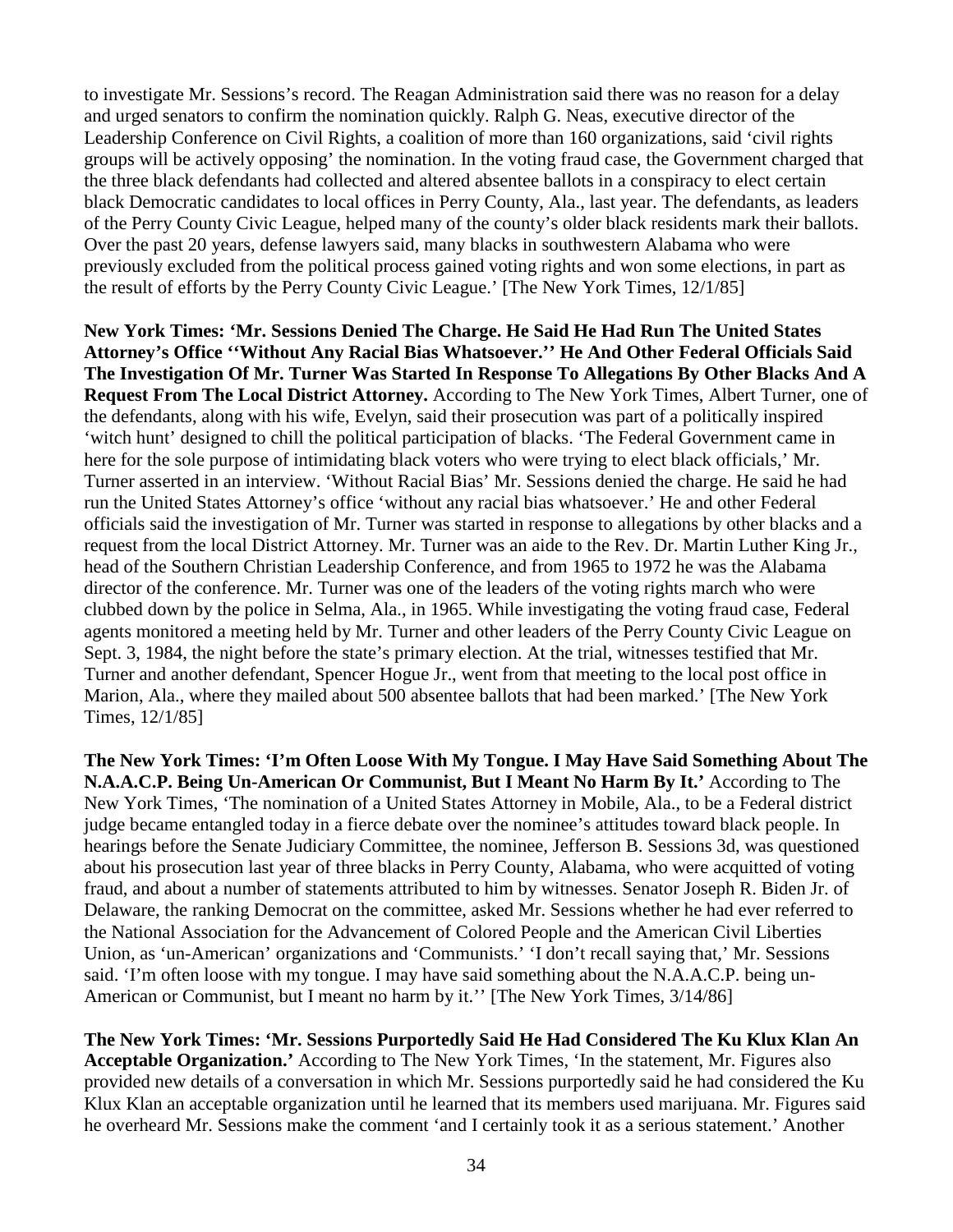to investigate Mr. Sessions's record. The Reagan Administration said there was no reason for a delay and urged senators to confirm the nomination quickly. Ralph G. Neas, executive director of the Leadership Conference on Civil Rights, a coalition of more than 160 organizations, said 'civil rights groups will be actively opposing' the nomination. In the voting fraud case, the Government charged that the three black defendants had collected and altered absentee ballots in a conspiracy to elect certain black Democratic candidates to local offices in Perry County, Ala., last year. The defendants, as leaders of the Perry County Civic League, helped many of the county's older black residents mark their ballots. Over the past 20 years, defense lawyers said, many blacks in southwestern Alabama who were previously excluded from the political process gained voting rights and won some elections, in part as the result of efforts by the Perry County Civic League.' [The New York Times, 12/1/85]

**New York Times: 'Mr. Sessions Denied The Charge. He Said He Had Run The United States Attorney's Office ''Without Any Racial Bias Whatsoever.'' He And Other Federal Officials Said The Investigation Of Mr. Turner Was Started In Response To Allegations By Other Blacks And A Request From The Local District Attorney.** According to The New York Times, Albert Turner, one of the defendants, along with his wife, Evelyn, said their prosecution was part of a politically inspired 'witch hunt' designed to chill the political participation of blacks. 'The Federal Government came in here for the sole purpose of intimidating black voters who were trying to elect black officials,' Mr. Turner asserted in an interview. 'Without Racial Bias' Mr. Sessions denied the charge. He said he had run the United States Attorney's office 'without any racial bias whatsoever.' He and other Federal officials said the investigation of Mr. Turner was started in response to allegations by other blacks and a request from the local District Attorney. Mr. Turner was an aide to the Rev. Dr. Martin Luther King Jr., head of the Southern Christian Leadership Conference, and from 1965 to 1972 he was the Alabama director of the conference. Mr. Turner was one of the leaders of the voting rights march who were clubbed down by the police in Selma, Ala., in 1965. While investigating the voting fraud case, Federal agents monitored a meeting held by Mr. Turner and other leaders of the Perry County Civic League on Sept. 3, 1984, the night before the state's primary election. At the trial, witnesses testified that Mr. Turner and another defendant, Spencer Hogue Jr., went from that meeting to the local post office in Marion, Ala., where they mailed about 500 absentee ballots that had been marked.' [The New York Times, 12/1/85]

**The New York Times: 'I'm Often Loose With My Tongue. I May Have Said Something About The N.A.A.C.P. Being Un-American Or Communist, But I Meant No Harm By It.'** According to The New York Times, 'The nomination of a United States Attorney in Mobile, Ala., to be a Federal district judge became entangled today in a fierce debate over the nominee's attitudes toward black people. In hearings before the Senate Judiciary Committee, the nominee, Jefferson B. Sessions 3d, was questioned about his prosecution last year of three blacks in Perry County, Alabama, who were acquitted of voting fraud, and about a number of statements attributed to him by witnesses. Senator Joseph R. Biden Jr. of Delaware, the ranking Democrat on the committee, asked Mr. Sessions whether he had ever referred to the National Association for the Advancement of Colored People and the American Civil Liberties Union, as 'un-American' organizations and 'Communists.' 'I don't recall saying that,' Mr. Sessions said. 'I'm often loose with my tongue. I may have said something about the N.A.A.C.P. being un-American or Communist, but I meant no harm by it.'' [The New York Times, 3/14/86]

**The New York Times: 'Mr. Sessions Purportedly Said He Had Considered The Ku Klux Klan An Acceptable Organization.'** According to The New York Times, 'In the statement, Mr. Figures also provided new details of a conversation in which Mr. Sessions purportedly said he had considered the Ku Klux Klan an acceptable organization until he learned that its members used marijuana. Mr. Figures said he overheard Mr. Sessions make the comment 'and I certainly took it as a serious statement.' Another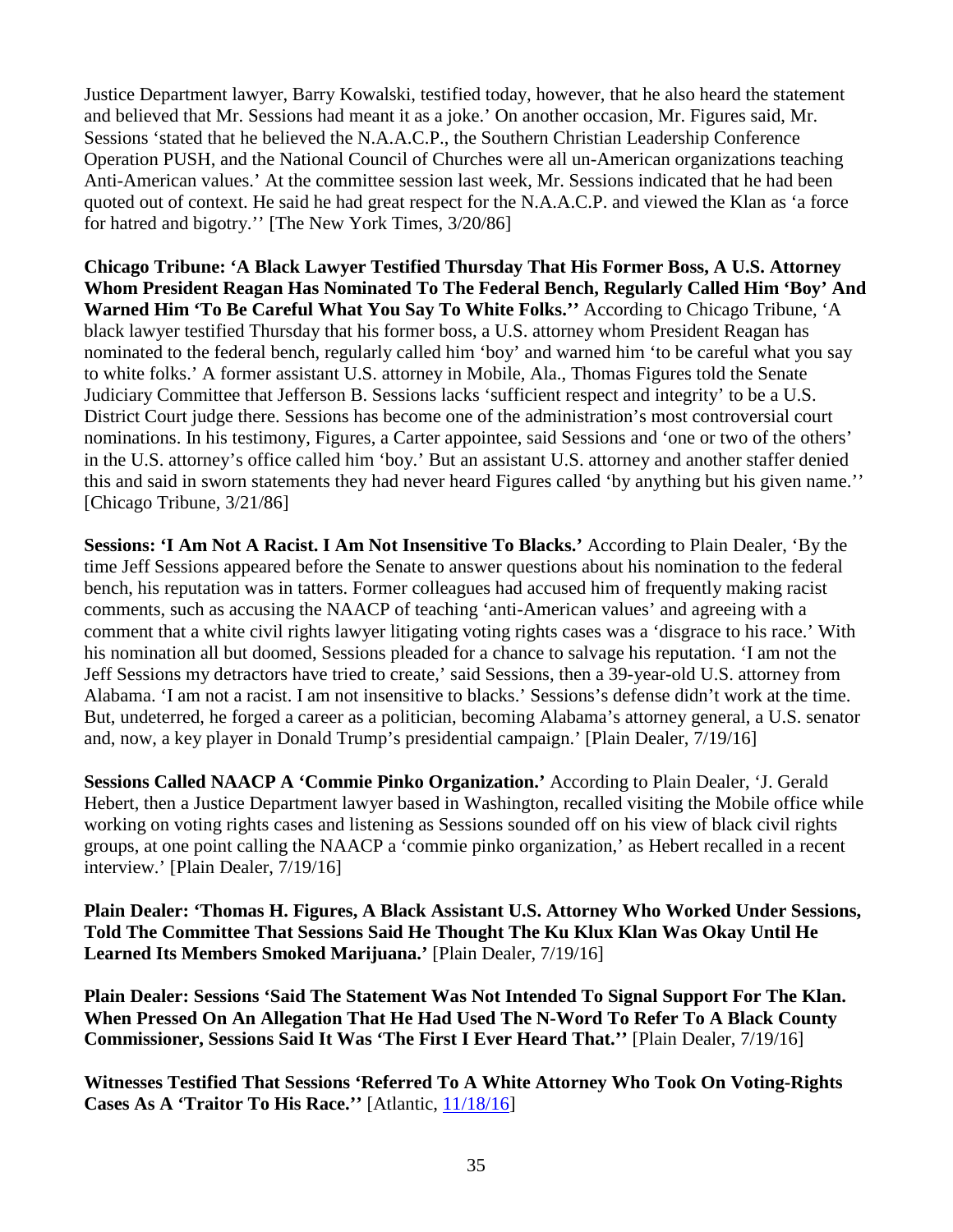Justice Department lawyer, Barry Kowalski, testified today, however, that he also heard the statement and believed that Mr. Sessions had meant it as a joke.' On another occasion, Mr. Figures said, Mr. Sessions 'stated that he believed the N.A.A.C.P., the Southern Christian Leadership Conference Operation PUSH, and the National Council of Churches were all un-American organizations teaching Anti-American values.' At the committee session last week, Mr. Sessions indicated that he had been quoted out of context. He said he had great respect for the N.A.A.C.P. and viewed the Klan as 'a force for hatred and bigotry.'' [The New York Times, 3/20/86]

**Chicago Tribune: 'A Black Lawyer Testified Thursday That His Former Boss, A U.S. Attorney Whom President Reagan Has Nominated To The Federal Bench, Regularly Called Him 'Boy' And Warned Him 'To Be Careful What You Say To White Folks.''** According to Chicago Tribune, 'A black lawyer testified Thursday that his former boss, a U.S. attorney whom President Reagan has nominated to the federal bench, regularly called him 'boy' and warned him 'to be careful what you say to white folks.' A former assistant U.S. attorney in Mobile, Ala., Thomas Figures told the Senate Judiciary Committee that Jefferson B. Sessions lacks 'sufficient respect and integrity' to be a U.S. District Court judge there. Sessions has become one of the administration's most controversial court nominations. In his testimony, Figures, a Carter appointee, said Sessions and 'one or two of the others' in the U.S. attorney's office called him 'boy.' But an assistant U.S. attorney and another staffer denied this and said in sworn statements they had never heard Figures called 'by anything but his given name.'' [Chicago Tribune, 3/21/86]

**Sessions: 'I Am Not A Racist. I Am Not Insensitive To Blacks.'** According to Plain Dealer, 'By the time Jeff Sessions appeared before the Senate to answer questions about his nomination to the federal bench, his reputation was in tatters. Former colleagues had accused him of frequently making racist comments, such as accusing the NAACP of teaching 'anti-American values' and agreeing with a comment that a white civil rights lawyer litigating voting rights cases was a 'disgrace to his race.' With his nomination all but doomed, Sessions pleaded for a chance to salvage his reputation. 'I am not the Jeff Sessions my detractors have tried to create,' said Sessions, then a 39-year-old U.S. attorney from Alabama. 'I am not a racist. I am not insensitive to blacks.' Sessions's defense didn't work at the time. But, undeterred, he forged a career as a politician, becoming Alabama's attorney general, a U.S. senator and, now, a key player in Donald Trump's presidential campaign.' [Plain Dealer, 7/19/16]

**Sessions Called NAACP A 'Commie Pinko Organization.'** According to Plain Dealer, 'J. Gerald Hebert, then a Justice Department lawyer based in Washington, recalled visiting the Mobile office while working on voting rights cases and listening as Sessions sounded off on his view of black civil rights groups, at one point calling the NAACP a 'commie pinko organization,' as Hebert recalled in a recent interview.' [Plain Dealer, 7/19/16]

**Plain Dealer: 'Thomas H. Figures, A Black Assistant U.S. Attorney Who Worked Under Sessions, Told The Committee That Sessions Said He Thought The Ku Klux Klan Was Okay Until He Learned Its Members Smoked Marijuana.'** [Plain Dealer, 7/19/16]

**Plain Dealer: Sessions 'Said The Statement Was Not Intended To Signal Support For The Klan. When Pressed On An Allegation That He Had Used The N-Word To Refer To A Black County Commissioner, Sessions Said It Was 'The First I Ever Heard That.''** [Plain Dealer, 7/19/16]

**Witnesses Testified That Sessions 'Referred To A White Attorney Who Took On Voting-Rights Cases As A 'Traitor To His Race.''** [Atlantic, 11/18/16]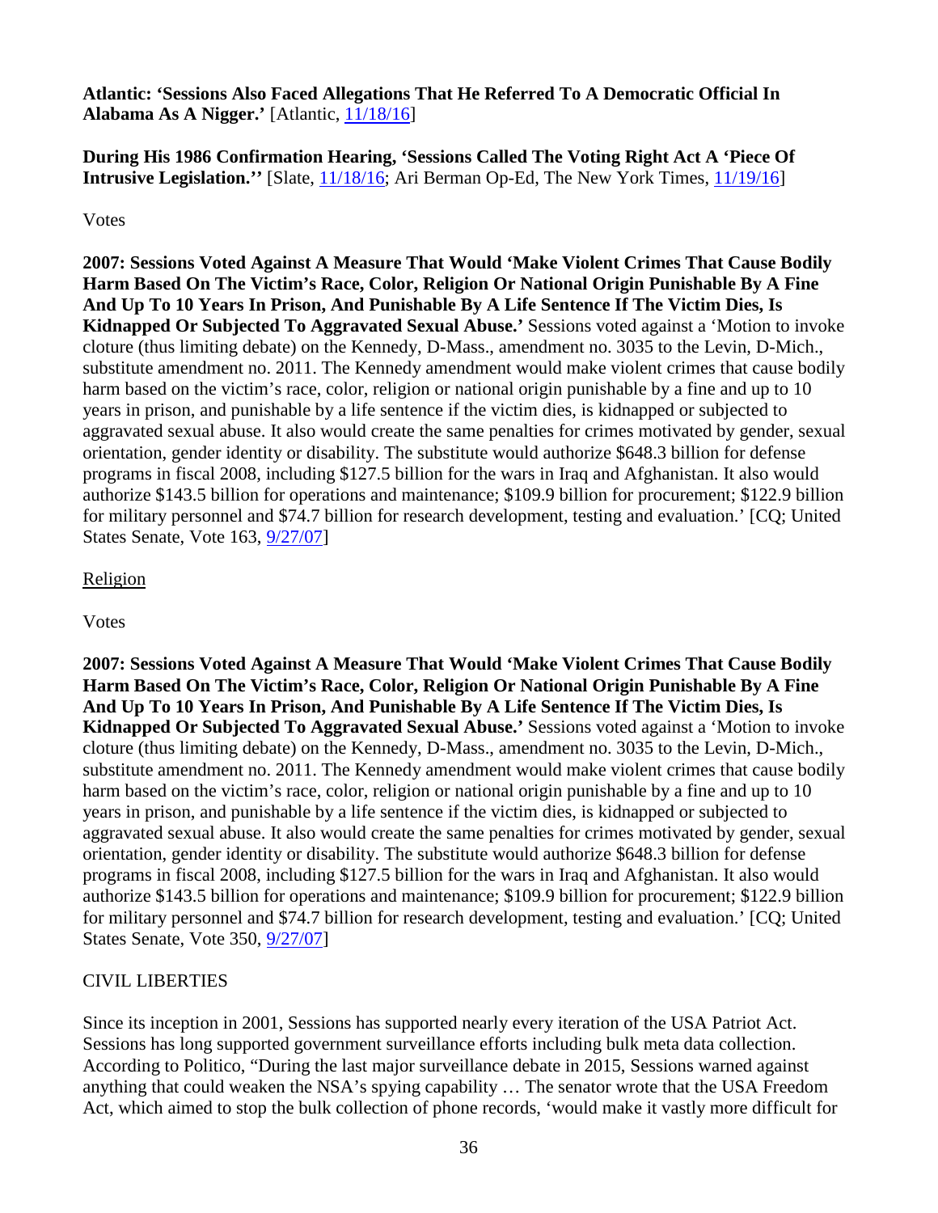**Atlantic: 'Sessions Also Faced Allegations That He Referred To A Democratic Official In Alabama As A Nigger.'** [Atlantic, 11/18/16]

**During His 1986 Confirmation Hearing, 'Sessions Called The Voting Right Act A 'Piece Of Intrusive Legislation.''** [Slate, 11/18/16; Ari Berman Op-Ed, The New York Times, 11/19/16]

Votes

**2007: Sessions Voted Against A Measure That Would 'Make Violent Crimes That Cause Bodily Harm Based On The Victim's Race, Color, Religion Or National Origin Punishable By A Fine And Up To 10 Years In Prison, And Punishable By A Life Sentence If The Victim Dies, Is Kidnapped Or Subjected To Aggravated Sexual Abuse.'** Sessions voted against a 'Motion to invoke cloture (thus limiting debate) on the Kennedy, D-Mass., amendment no. 3035 to the Levin, D-Mich., substitute amendment no. 2011. The Kennedy amendment would make violent crimes that cause bodily harm based on the victim's race, color, religion or national origin punishable by a fine and up to 10 years in prison, and punishable by a life sentence if the victim dies, is kidnapped or subjected to aggravated sexual abuse. It also would create the same penalties for crimes motivated by gender, sexual orientation, gender identity or disability. The substitute would authorize $648.3 billion for defense programs in fiscal 2008, including $127.5 billion for the wars in Iraq and Afghanistan. It also would authorize $143.5 billion for operations and maintenance; $109.9 billion for procurement; $122.9 billion for military personnel and $74.7 billion for research development, testing and evaluation.' [CQ; United States Senate, Vote 163, 9/27/07]

Religion

Votes

**2007: Sessions Voted Against A Measure That Would 'Make Violent Crimes That Cause Bodily Harm Based On The Victim's Race, Color, Religion Or National Origin Punishable By A Fine And Up To 10 Years In Prison, And Punishable By A Life Sentence If The Victim Dies, Is Kidnapped Or Subjected To Aggravated Sexual Abuse.'** Sessions voted against a 'Motion to invoke cloture (thus limiting debate) on the Kennedy, D-Mass., amendment no. 3035 to the Levin, D-Mich., substitute amendment no. 2011. The Kennedy amendment would make violent crimes that cause bodily harm based on the victim's race, color, religion or national origin punishable by a fine and up to 10 years in prison, and punishable by a life sentence if the victim dies, is kidnapped or subjected to aggravated sexual abuse. It also would create the same penalties for crimes motivated by gender, sexual orientation, gender identity or disability. The substitute would authorize $648.3 billion for defense programs in fiscal 2008, including $127.5 billion for the wars in Iraq and Afghanistan. It also would authorize $143.5 billion for operations and maintenance; $109.9 billion for procurement; $122.9 billion for military personnel and $74.7 billion for research development, testing and evaluation.' [CQ; United States Senate, Vote 350, 9/27/07]

CIVIL LIBERTIES

Since its inception in 2001, Sessions has supported nearly every iteration of the USA Patriot Act. Sessions has long supported government surveillance efforts including bulk meta data collection. According to Politico, "During the last major surveillance debate in 2015, Sessions warned against anything that could weaken the NSA's spying capability … The senator wrote that the USA Freedom Act, which aimed to stop the bulk collection of phone records, 'would make it vastly more difficult for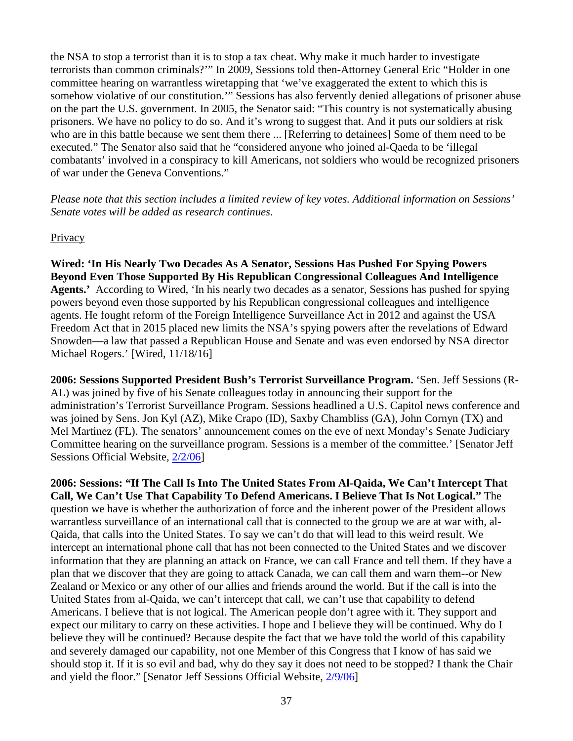the NSA to stop a terrorist than it is to stop a tax cheat. Why make it much harder to investigate terrorists than common criminals?'" In 2009, Sessions told then-Attorney General Eric "Holder in one committee hearing on warrantless wiretapping that 'we've exaggerated the extent to which this is somehow violative of our constitution.'" Sessions has also fervently denied allegations of prisoner abuse on the part the U.S. government. In 2005, the Senator said: "This country is not systematically abusing prisoners. We have no policy to do so. And it's wrong to suggest that. And it puts our soldiers at risk who are in this battle because we sent them there ... [Referring to detainees] Some of them need to be executed." The Senator also said that he "considered anyone who joined al-Qaeda to be 'illegal combatants' involved in a conspiracy to kill Americans, not soldiers who would be recognized prisoners of war under the Geneva Conventions."

*Please note that this section includes a limited review of key votes. Additional information on Sessions' Senate votes will be added as research continues.*

Privacy

**Wired: 'In His Nearly Two Decades As A Senator, Sessions Has Pushed For Spying Powers Beyond Even Those Supported By His Republican Congressional Colleagues And Intelligence Agents.'** According to Wired, 'In his nearly two decades as a senator, Sessions has pushed for spying powers beyond even those supported by his Republican congressional colleagues and intelligence agents. He fought reform of the Foreign Intelligence Surveillance Act in 2012 and against the USA Freedom Act that in 2015 placed new limits the NSA's spying powers after the revelations of Edward Snowden—a law that passed a Republican House and Senate and was even endorsed by NSA director Michael Rogers.' [Wired, 11/18/16]

**2006: Sessions Supported President Bush's Terrorist Surveillance Program.** 'Sen. Jeff Sessions (R-AL) was joined by five of his Senate colleagues today in announcing their support for the administration's Terrorist Surveillance Program. Sessions headlined a U.S. Capitol news conference and was joined by Sens. Jon Kyl (AZ), Mike Crapo (ID), Saxby Chambliss (GA), John Cornyn (TX) and Mel Martinez (FL). The senators' announcement comes on the eve of next Monday's Senate Judiciary Committee hearing on the surveillance program. Sessions is a member of the committee.' [Senator Jeff Sessions Official Website, 2/2/06]

**2006: Sessions: "If The Call Is Into The United States From Al-Qaida, We Can't Intercept That Call, We Can't Use That Capability To Defend Americans. I Believe That Is Not Logical."** The question we have is whether the authorization of force and the inherent power of the President allows warrantless surveillance of an international call that is connected to the group we are at war with, al-Qaida, that calls into the United States. To say we can't do that will lead to this weird result. We intercept an international phone call that has not been connected to the United States and we discover information that they are planning an attack on France, we can call France and tell them. If they have a plan that we discover that they are going to attack Canada, we can call them and warn them--or New Zealand or Mexico or any other of our allies and friends around the world. But if the call is into the United States from al-Qaida, we can't intercept that call, we can't use that capability to defend Americans. I believe that is not logical. The American people don't agree with it. They support and expect our military to carry on these activities. I hope and I believe they will be continued. Why do I believe they will be continued? Because despite the fact that we have told the world of this capability and severely damaged our capability, not one Member of this Congress that I know of has said we should stop it. If it is so evil and bad, why do they say it does not need to be stopped? I thank the Chair and yield the floor." [Senator Jeff Sessions Official Website, 2/9/06]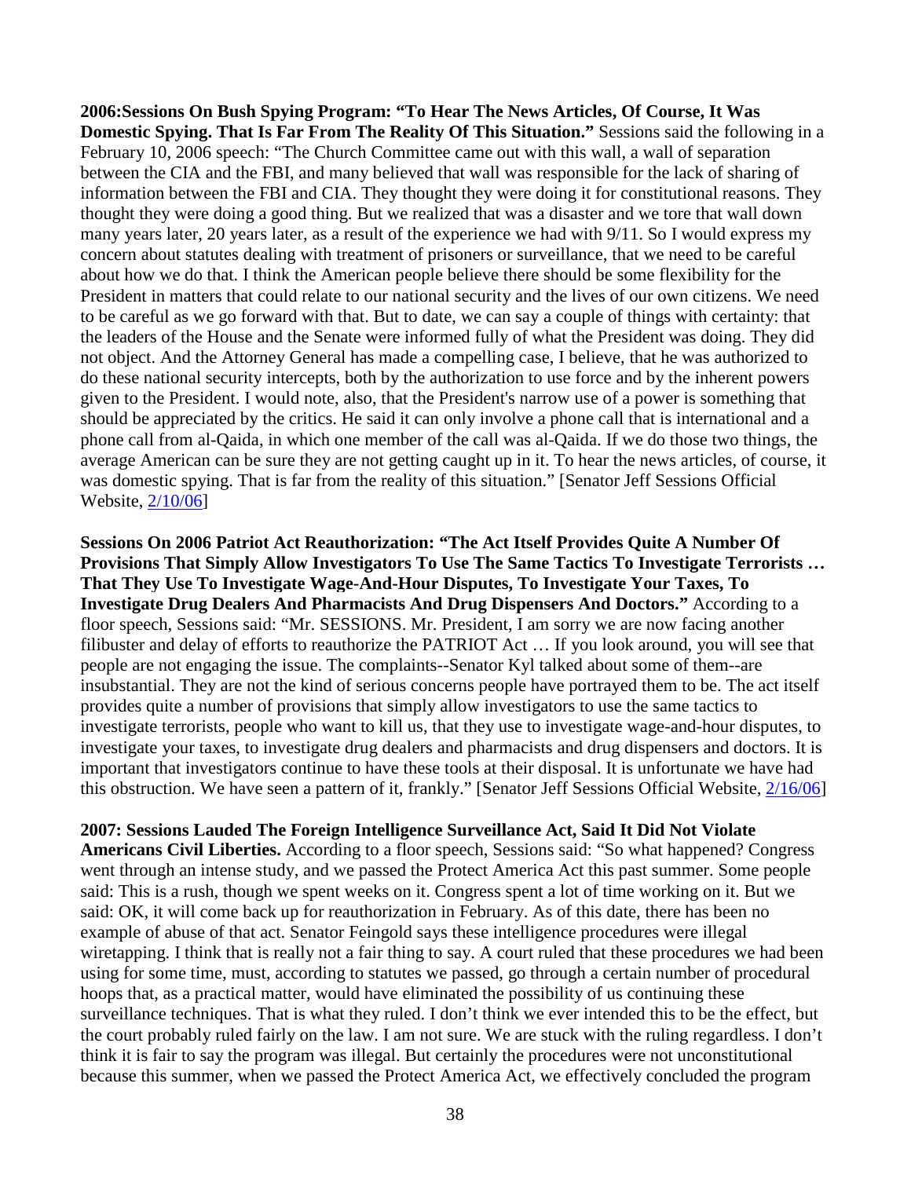**2006:Sessions On Bush Spying Program: "To Hear The News Articles, Of Course, It Was Domestic Spying. That Is Far From The Reality Of This Situation."** Sessions said the following in a February 10, 2006 speech: "The Church Committee came out with this wall, a wall of separation between the CIA and the FBI, and many believed that wall was responsible for the lack of sharing of information between the FBI and CIA. They thought they were doing it for constitutional reasons. They thought they were doing a good thing. But we realized that was a disaster and we tore that wall down many years later, 20 years later, as a result of the experience we had with 9/11. So I would express my concern about statutes dealing with treatment of prisoners or surveillance, that we need to be careful about how we do that. I think the American people believe there should be some flexibility for the President in matters that could relate to our national security and the lives of our own citizens. We need to be careful as we go forward with that. But to date, we can say a couple of things with certainty: that the leaders of the House and the Senate were informed fully of what the President was doing. They did not object. And the Attorney General has made a compelling case, I believe, that he was authorized to do these national security intercepts, both by the authorization to use force and by the inherent powers given to the President. I would note, also, that the President's narrow use of a power is something that should be appreciated by the critics. He said it can only involve a phone call that is international and a phone call from al-Qaida, in which one member of the call was al-Qaida. If we do those two things, the average American can be sure they are not getting caught up in it. To hear the news articles, of course, it was domestic spying. That is far from the reality of this situation." [Senator Jeff Sessions Official Website, 2/10/06]

**Sessions On 2006 Patriot Act Reauthorization: "The Act Itself Provides Quite A Number Of Provisions That Simply Allow Investigators To Use The Same Tactics To Investigate Terrorists … That They Use To Investigate Wage-And-Hour Disputes, To Investigate Your Taxes, To Investigate Drug Dealers And Pharmacists And Drug Dispensers And Doctors."** According to a floor speech, Sessions said: "Mr. SESSIONS. Mr. President, I am sorry we are now facing another filibuster and delay of efforts to reauthorize the PATRIOT Act … If you look around, you will see that people are not engaging the issue. The complaints--Senator Kyl talked about some of them--are insubstantial. They are not the kind of serious concerns people have portrayed them to be. The act itself provides quite a number of provisions that simply allow investigators to use the same tactics to investigate terrorists, people who want to kill us, that they use to investigate wage-and-hour disputes, to investigate your taxes, to investigate drug dealers and pharmacists and drug dispensers and doctors. It is important that investigators continue to have these tools at their disposal. It is unfortunate we have had this obstruction. We have seen a pattern of it, frankly." [Senator Jeff Sessions Official Website, 2/16/06]

**2007: Sessions Lauded The Foreign Intelligence Surveillance Act, Said It Did Not Violate Americans Civil Liberties.** According to a floor speech, Sessions said: "So what happened? Congress went through an intense study, and we passed the Protect America Act this past summer. Some people said: This is a rush, though we spent weeks on it. Congress spent a lot of time working on it. But we said: OK, it will come back up for reauthorization in February. As of this date, there has been no example of abuse of that act. Senator Feingold says these intelligence procedures were illegal wiretapping. I think that is really not a fair thing to say. A court ruled that these procedures we had been using for some time, must, according to statutes we passed, go through a certain number of procedural hoops that, as a practical matter, would have eliminated the possibility of us continuing these surveillance techniques. That is what they ruled. I don't think we ever intended this to be the effect, but the court probably ruled fairly on the law. I am not sure. We are stuck with the ruling regardless. I don't think it is fair to say the program was illegal. But certainly the procedures were not unconstitutional because this summer, when we passed the Protect America Act, we effectively concluded the program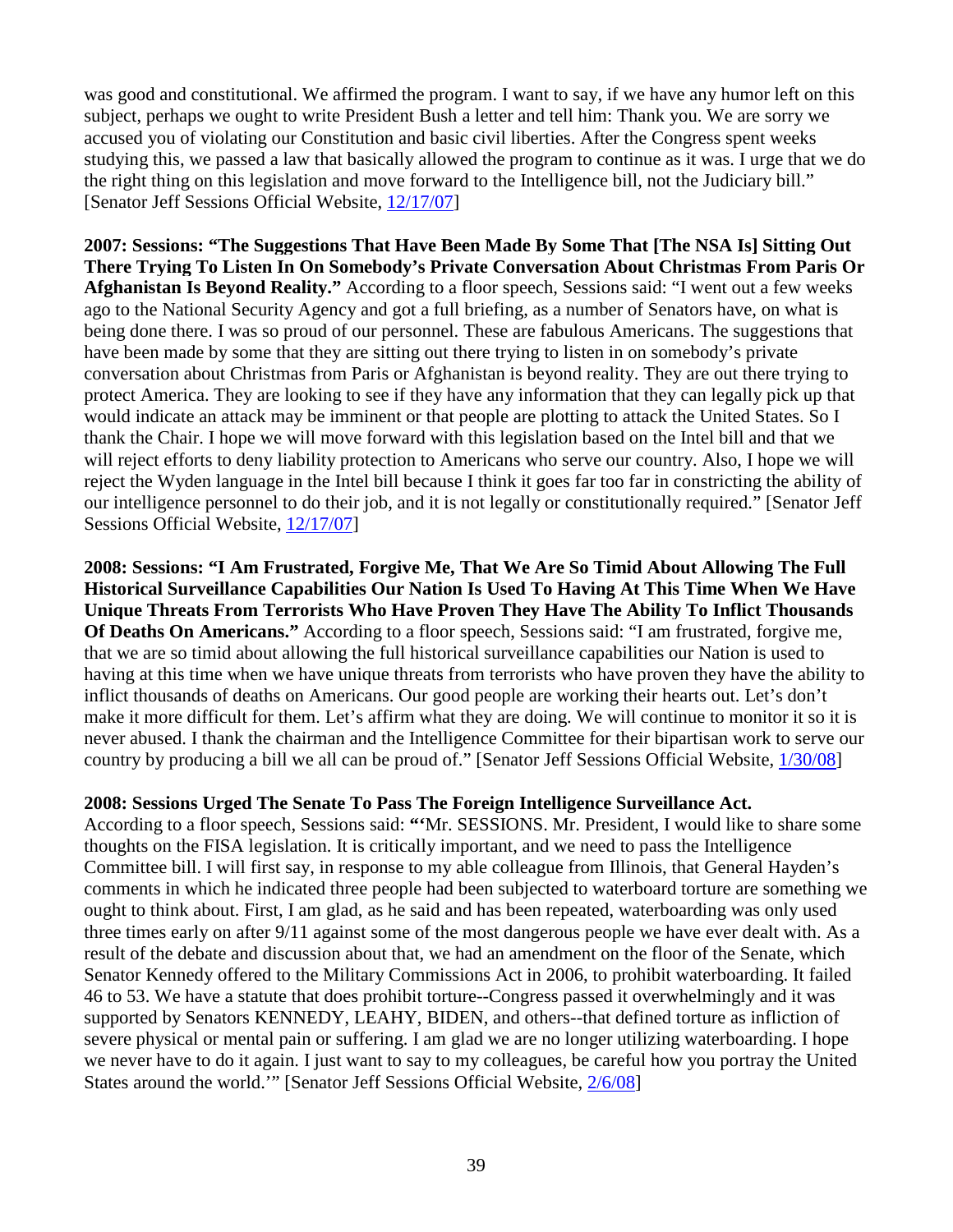was good and constitutional. We affirmed the program. I want to say, if we have any humor left on this subject, perhaps we ought to write President Bush a letter and tell him: Thank you. We are sorry we accused you of violating our Constitution and basic civil liberties. After the Congress spent weeks studying this, we passed a law that basically allowed the program to continue as it was. I urge that we do the right thing on this legislation and move forward to the Intelligence bill, not the Judiciary bill." [Senator Jeff Sessions Official Website, 12/17/07]

**2007: Sessions: "The Suggestions That Have Been Made By Some That [The NSA Is] Sitting Out There Trying To Listen In On Somebody's Private Conversation About Christmas From Paris Or Afghanistan Is Beyond Reality."** According to a floor speech, Sessions said: "I went out a few weeks ago to the National Security Agency and got a full briefing, as a number of Senators have, on what is being done there. I was so proud of our personnel. These are fabulous Americans. The suggestions that have been made by some that they are sitting out there trying to listen in on somebody's private conversation about Christmas from Paris or Afghanistan is beyond reality. They are out there trying to protect America. They are looking to see if they have any information that they can legally pick up that would indicate an attack may be imminent or that people are plotting to attack the United States. So I thank the Chair. I hope we will move forward with this legislation based on the Intel bill and that we will reject efforts to deny liability protection to Americans who serve our country. Also, I hope we will reject the Wyden language in the Intel bill because I think it goes far too far in constricting the ability of our intelligence personnel to do their job, and it is not legally or constitutionally required." [Senator Jeff Sessions Official Website, 12/17/07]

**2008: Sessions: "I Am Frustrated, Forgive Me, That We Are So Timid About Allowing The Full Historical Surveillance Capabilities Our Nation Is Used To Having At This Time When We Have Unique Threats From Terrorists Who Have Proven They Have The Ability To Inflict Thousands Of Deaths On Americans."** According to a floor speech, Sessions said: "I am frustrated, forgive me, that we are so timid about allowing the full historical surveillance capabilities our Nation is used to having at this time when we have unique threats from terrorists who have proven they have the ability to inflict thousands of deaths on Americans. Our good people are working their hearts out. Let's don't make it more difficult for them. Let's affirm what they are doing. We will continue to monitor it so it is never abused. I thank the chairman and the Intelligence Committee for their bipartisan work to serve our country by producing a bill we all can be proud of." [Senator Jeff Sessions Official Website, 1/30/08]

**2008: Sessions Urged The Senate To Pass The Foreign Intelligence Surveillance Act.** According to a floor speech, Sessions said: **"**'Mr. SESSIONS. Mr. President, I would like to share some thoughts on the FISA legislation. It is critically important, and we need to pass the Intelligence Committee bill. I will first say, in response to my able colleague from Illinois, that General Hayden's comments in which he indicated three people had been subjected to waterboard torture are something we ought to think about. First, I am glad, as he said and has been repeated, waterboarding was only used three times early on after 9/11 against some of the most dangerous people we have ever dealt with. As a result of the debate and discussion about that, we had an amendment on the floor of the Senate, which Senator Kennedy offered to the Military Commissions Act in 2006, to prohibit waterboarding. It failed 46 to 53. We have a statute that does prohibit torture--Congress passed it overwhelmingly and it was supported by Senators KENNEDY, LEAHY, BIDEN, and others--that defined torture as infliction of severe physical or mental pain or suffering. I am glad we are no longer utilizing waterboarding. I hope we never have to do it again. I just want to say to my colleagues, be careful how you portray the United States around the world.'" [Senator Jeff Sessions Official Website, 2/6/08]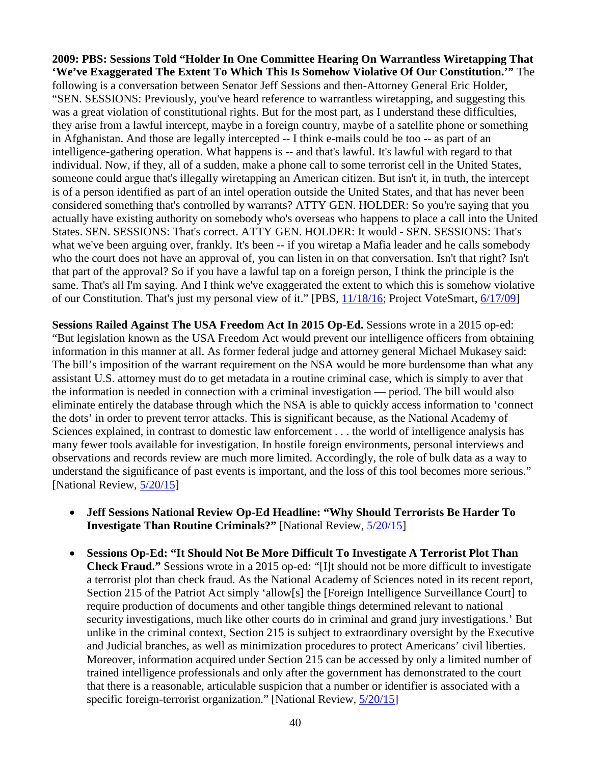**2009: PBS: Sessions Told "Holder In One Committee Hearing On Warrantless Wiretapping That 'We've Exaggerated The Extent To Which This Is Somehow Violative Of Our Constitution.'"** The following is a conversation between Senator Jeff Sessions and then-Attorney General Eric Holder, "SEN. SESSIONS: Previously, you've heard reference to warrantless wiretapping, and suggesting this was a great violation of constitutional rights. But for the most part, as I understand these difficulties, they arise from a lawful intercept, maybe in a foreign country, maybe of a satellite phone or something in Afghanistan. And those are legally intercepted -- I think e-mails could be too -- as part of an intelligence-gathering operation. What happens is -- and that's lawful. It's lawful with regard to that individual. Now, if they, all of a sudden, make a phone call to some terrorist cell in the United States, someone could argue that's illegally wiretapping an American citizen. But isn't it, in truth, the intercept is of a person identified as part of an intel operation outside the United States, and that has never been considered something that's controlled by warrants? ATTY GEN. HOLDER: So you're saying that you actually have existing authority on somebody who's overseas who happens to place a call into the United States. SEN. SESSIONS: That's correct. ATTY GEN. HOLDER: It would - SEN. SESSIONS: That's what we've been arguing over, frankly. It's been -- if you wiretap a Mafia leader and he calls somebody who the court does not have an approval of, you can listen in on that conversation. Isn't that right? Isn't that part of the approval? So if you have a lawful tap on a foreign person, I think the principle is the same. That's all I'm saying. And I think we've exaggerated the extent to which this is somehow violative of our Constitution. That's just my personal view of it." [PBS, 11/18/16; Project VoteSmart, 6/17/09]

**Sessions Railed Against The USA Freedom Act In 2015 Op-Ed.** Sessions wrote in a 2015 op-ed: "But legislation known as the USA Freedom Act would prevent our intelligence officers from obtaining information in this manner at all. As former federal judge and attorney general Michael Mukasey said: The bill's imposition of the warrant requirement on the NSA would be more burdensome than what any assistant U.S. attorney must do to get metadata in a routine criminal case, which is simply to aver that the information is needed in connection with a criminal investigation — period. The bill would also eliminate entirely the database through which the NSA is able to quickly access information to 'connect the dots' in order to prevent terror attacks. This is significant because, as the National Academy of Sciences explained, in contrast to domestic law enforcement . . . the world of intelligence analysis has many fewer tools available for investigation. In hostile foreign environments, personal interviews and observations and records review are much more limited. Accordingly, the role of bulk data as a way to understand the significance of past events is important, and the loss of this tool becomes more serious." [National Review, 5/20/15]

- **Jeff Sessions National Review Op-Ed Headline: "Why Should Terrorists Be Harder To Investigate Than Routine Criminals?"** [National Review, 5/20/15]

- **Sessions Op-Ed: "It Should Not Be More Difficult To Investigate A Terrorist Plot Than Check Fraud."** Sessions wrote in a 2015 op-ed: "[I]t should not be more difficult to investigate a terrorist plot than check fraud. As the National Academy of Sciences noted in its recent report, Section 215 of the Patriot Act simply 'allow[s] the [Foreign Intelligence Surveillance Court] to require production of documents and other tangible things determined relevant to national security investigations, much like other courts do in criminal and grand jury investigations.' But unlike in the criminal context, Section 215 is subject to extraordinary oversight by the Executive and Judicial branches, as well as minimization procedures to protect Americans' civil liberties. Moreover, information acquired under Section 215 can be accessed by only a limited number of trained intelligence professionals and only after the government has demonstrated to the court that there is a reasonable, articulable suspicion that a number or identifier is associated with a specific foreign-terrorist organization." [National Review, 5/20/15]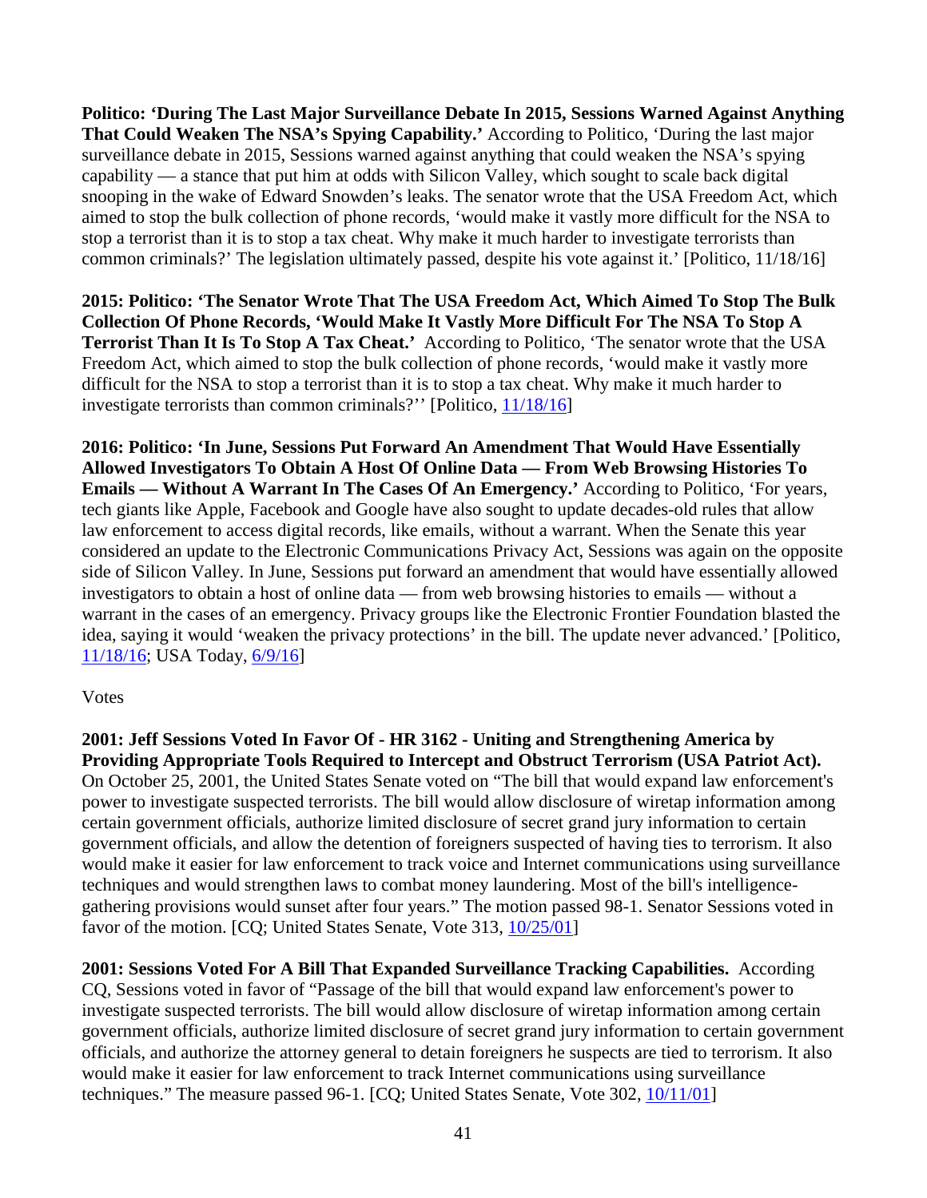**Politico: 'During The Last Major Surveillance Debate In 2015, Sessions Warned Against Anything That Could Weaken The NSA's Spying Capability.'** According to Politico, 'During the last major surveillance debate in 2015, Sessions warned against anything that could weaken the NSA's spying capability — a stance that put him at odds with Silicon Valley, which sought to scale back digital snooping in the wake of Edward Snowden's leaks. The senator wrote that the USA Freedom Act, which aimed to stop the bulk collection of phone records, 'would make it vastly more difficult for the NSA to stop a terrorist than it is to stop a tax cheat. Why make it much harder to investigate terrorists than common criminals?' The legislation ultimately passed, despite his vote against it.' [Politico, 11/18/16]

**2015: Politico: 'The Senator Wrote That The USA Freedom Act, Which Aimed To Stop The Bulk Collection Of Phone Records, 'Would Make It Vastly More Difficult For The NSA To Stop A Terrorist Than It Is To Stop A Tax Cheat.'** According to Politico, 'The senator wrote that the USA Freedom Act, which aimed to stop the bulk collection of phone records, 'would make it vastly more difficult for the NSA to stop a terrorist than it is to stop a tax cheat. Why make it much harder to investigate terrorists than common criminals?'' [Politico, 11/18/16]

**2016: Politico: 'In June, Sessions Put Forward An Amendment That Would Have Essentially Allowed Investigators To Obtain A Host Of Online Data — From Web Browsing Histories To Emails — Without A Warrant In The Cases Of An Emergency.'** According to Politico, 'For years, tech giants like Apple, Facebook and Google have also sought to update decades-old rules that allow law enforcement to access digital records, like emails, without a warrant. When the Senate this year considered an update to the Electronic Communications Privacy Act, Sessions was again on the opposite side of Silicon Valley. In June, Sessions put forward an amendment that would have essentially allowed investigators to obtain a host of online data — from web browsing histories to emails — without a warrant in the cases of an emergency. Privacy groups like the Electronic Frontier Foundation blasted the idea, saying it would 'weaken the privacy protections' in the bill. The update never advanced.' [Politico, 11/18/16; USA Today, 6/9/16]

Votes

**2001: Jeff Sessions Voted In Favor Of - HR 3162 - Uniting and Strengthening America by Providing Appropriate Tools Required to Intercept and Obstruct Terrorism (USA Patriot Act).** On October 25, 2001, the United States Senate voted on "The bill that would expand law enforcement's power to investigate suspected terrorists. The bill would allow disclosure of wiretap information among certain government officials, authorize limited disclosure of secret grand jury information to certain government officials, and allow the detention of foreigners suspected of having ties to terrorism. It also would make it easier for law enforcement to track voice and Internet communications using surveillance techniques and would strengthen laws to combat money laundering. Most of the bill's intelligence-gathering provisions would sunset after four years." The motion passed 98-1. Senator Sessions voted in favor of the motion. [CQ; United States Senate, Vote 313, 10/25/01]

**2001: Sessions Voted For A Bill That Expanded Surveillance Tracking Capabilities.** According CQ, Sessions voted in favor of "Passage of the bill that would expand law enforcement's power to investigate suspected terrorists. The bill would allow disclosure of wiretap information among certain government officials, authorize limited disclosure of secret grand jury information to certain government officials, and authorize the attorney general to detain foreigners he suspects are tied to terrorism. It also would make it easier for law enforcement to track Internet communications using surveillance techniques." The measure passed 96-1. [CQ; United States Senate, Vote 302, 10/11/01]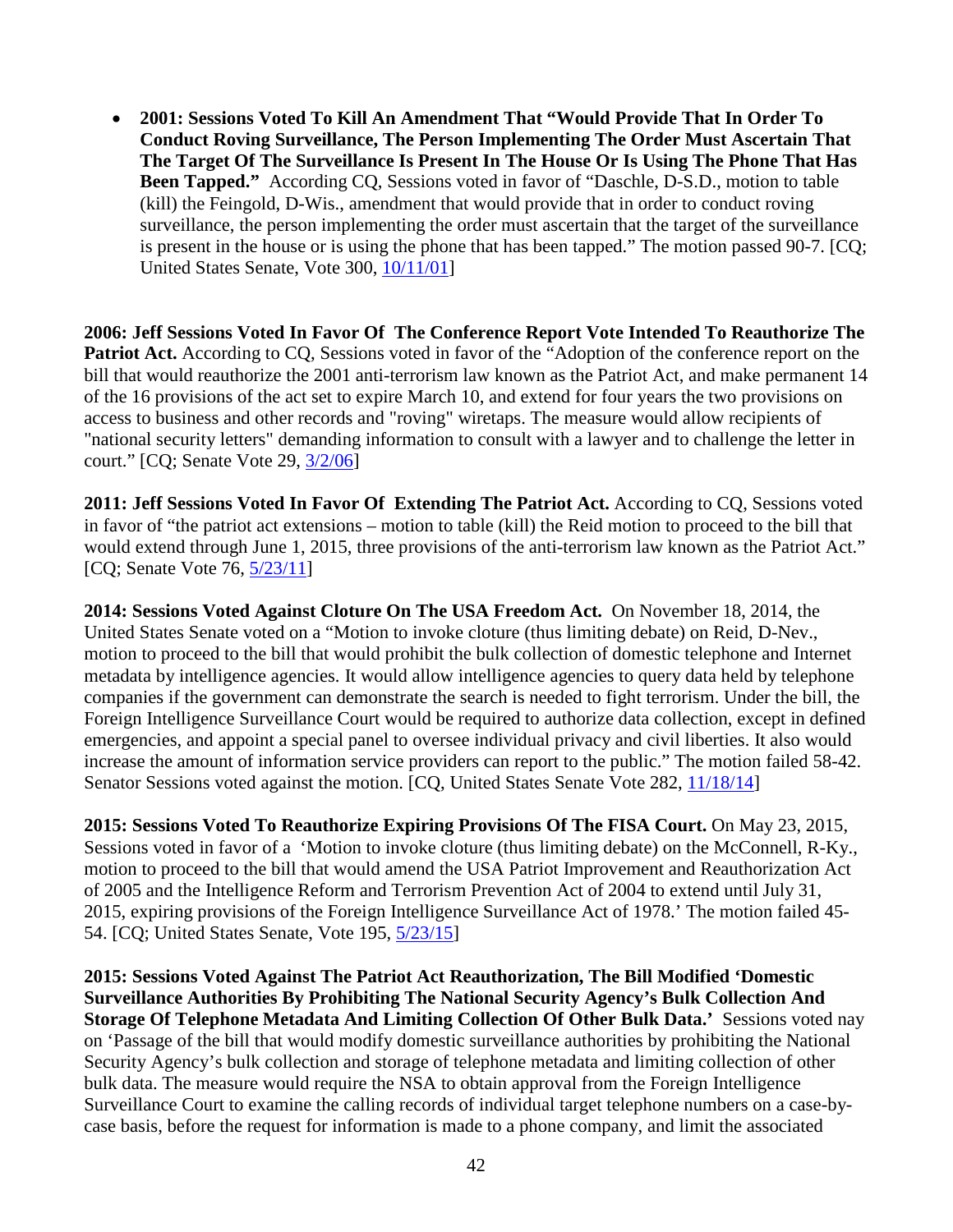- **2001: Sessions Voted To Kill An Amendment That "Would Provide That In Order To Conduct Roving Surveillance, The Person Implementing The Order Must Ascertain That The Target Of The Surveillance Is Present In The House Or Is Using The Phone That Has Been Tapped."** According CQ, Sessions voted in favor of "Daschle, D-S.D., motion to table (kill) the Feingold, D-Wis., amendment that would provide that in order to conduct roving surveillance, the person implementing the order must ascertain that the target of the surveillance is present in the house or is using the phone that has been tapped." The motion passed 90-7. [CQ; United States Senate, Vote 300, 10/11/01]

**2006: Jeff Sessions Voted In Favor Of The Conference Report Vote Intended To Reauthorize The Patriot Act.** According to CQ, Sessions voted in favor of the "Adoption of the conference report on the bill that would reauthorize the 2001 anti-terrorism law known as the Patriot Act, and make permanent 14 of the 16 provisions of the act set to expire March 10, and extend for four years the two provisions on access to business and other records and "roving" wiretaps. The measure would allow recipients of "national security letters" demanding information to consult with a lawyer and to challenge the letter in court." [CQ; Senate Vote 29, 3/2/06]

**2011: Jeff Sessions Voted In Favor Of Extending The Patriot Act.** According to CQ, Sessions voted in favor of "the patriot act extensions – motion to table (kill) the Reid motion to proceed to the bill that would extend through June 1, 2015, three provisions of the anti-terrorism law known as the Patriot Act." [CQ; Senate Vote 76, 5/23/11]

**2014: Sessions Voted Against Cloture On The USA Freedom Act.** On November 18, 2014, the United States Senate voted on a "Motion to invoke cloture (thus limiting debate) on Reid, D-Nev., motion to proceed to the bill that would prohibit the bulk collection of domestic telephone and Internet metadata by intelligence agencies. It would allow intelligence agencies to query data held by telephone companies if the government can demonstrate the search is needed to fight terrorism. Under the bill, the Foreign Intelligence Surveillance Court would be required to authorize data collection, except in defined emergencies, and appoint a special panel to oversee individual privacy and civil liberties. It also would increase the amount of information service providers can report to the public." The motion failed 58-42. Senator Sessions voted against the motion. [CQ, United States Senate Vote 282, 11/18/14]

**2015: Sessions Voted To Reauthorize Expiring Provisions Of The FISA Court.** On May 23, 2015, Sessions voted in favor of a 'Motion to invoke cloture (thus limiting debate) on the McConnell, R-Ky., motion to proceed to the bill that would amend the USA Patriot Improvement and Reauthorization Act of 2005 and the Intelligence Reform and Terrorism Prevention Act of 2004 to extend until July 31, 2015, expiring provisions of the Foreign Intelligence Surveillance Act of 1978.' The motion failed 45-54. [CQ; United States Senate, Vote 195, 5/23/15]

**2015: Sessions Voted Against The Patriot Act Reauthorization, The Bill Modified 'Domestic Surveillance Authorities By Prohibiting The National Security Agency's Bulk Collection And Storage Of Telephone Metadata And Limiting Collection Of Other Bulk Data.'** Sessions voted nay on 'Passage of the bill that would modify domestic surveillance authorities by prohibiting the National Security Agency's bulk collection and storage of telephone metadata and limiting collection of other bulk data. The measure would require the NSA to obtain approval from the Foreign Intelligence Surveillance Court to examine the calling records of individual target telephone numbers on a case-by-case basis, before the request for information is made to a phone company, and limit the associated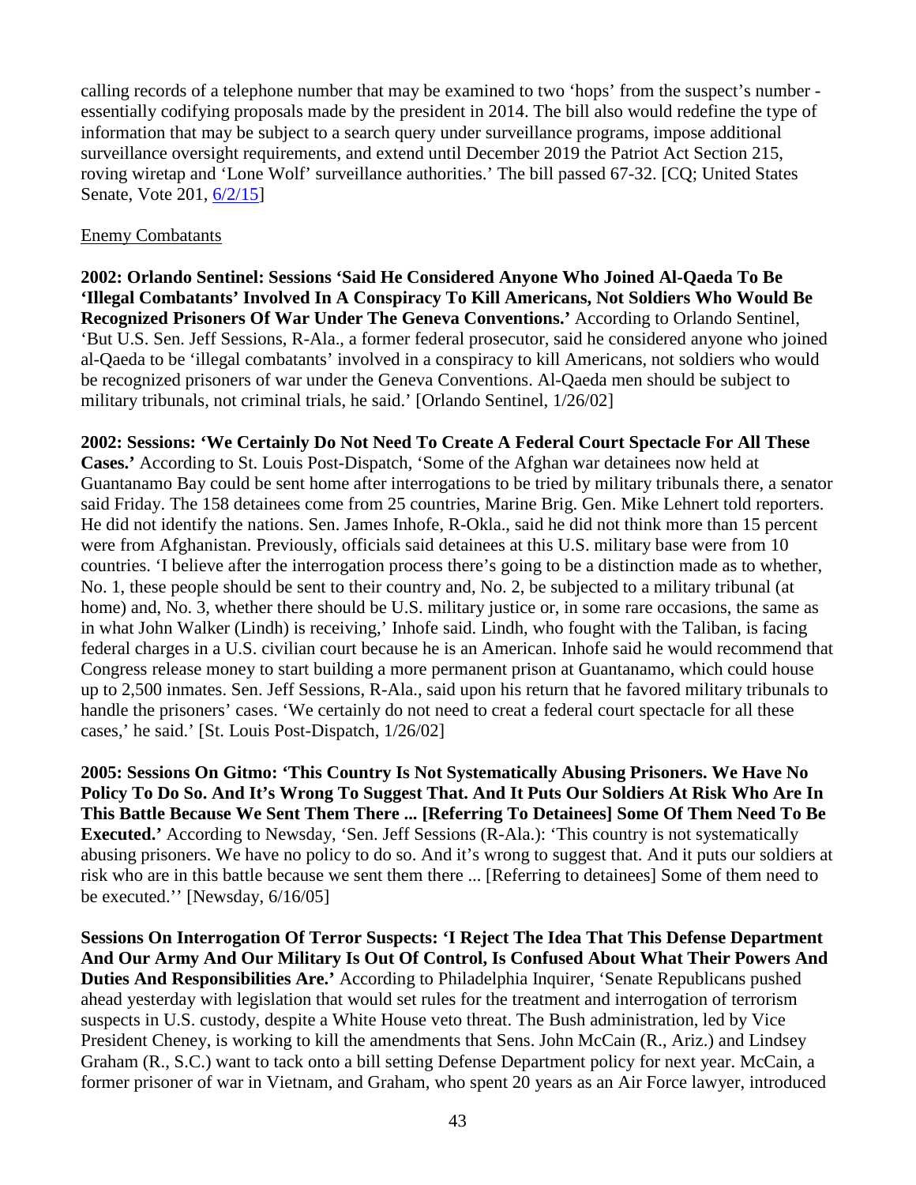calling records of a telephone number that may be examined to two 'hops' from the suspect's number - essentially codifying proposals made by the president in 2014. The bill also would redefine the type of information that may be subject to a search query under surveillance programs, impose additional surveillance oversight requirements, and extend until December 2019 the Patriot Act Section 215, roving wiretap and 'Lone Wolf' surveillance authorities.' The bill passed 67-32. [CQ; United States Senate, Vote 201, 6/2/15]

Enemy Combatants

**2002: Orlando Sentinel: Sessions 'Said He Considered Anyone Who Joined Al-Qaeda To Be 'Illegal Combatants' Involved In A Conspiracy To Kill Americans, Not Soldiers Who Would Be Recognized Prisoners Of War Under The Geneva Conventions.'** According to Orlando Sentinel, 'But U.S. Sen. Jeff Sessions, R-Ala., a former federal prosecutor, said he considered anyone who joined al-Qaeda to be 'illegal combatants' involved in a conspiracy to kill Americans, not soldiers who would be recognized prisoners of war under the Geneva Conventions. Al-Qaeda men should be subject to military tribunals, not criminal trials, he said.' [Orlando Sentinel, 1/26/02]

**2002: Sessions: 'We Certainly Do Not Need To Create A Federal Court Spectacle For All These Cases.'** According to St. Louis Post-Dispatch, 'Some of the Afghan war detainees now held at Guantanamo Bay could be sent home after interrogations to be tried by military tribunals there, a senator said Friday. The 158 detainees come from 25 countries, Marine Brig. Gen. Mike Lehnert told reporters. He did not identify the nations. Sen. James Inhofe, R-Okla., said he did not think more than 15 percent were from Afghanistan. Previously, officials said detainees at this U.S. military base were from 10 countries. 'I believe after the interrogation process there's going to be a distinction made as to whether, No. 1, these people should be sent to their country and, No. 2, be subjected to a military tribunal (at home) and, No. 3, whether there should be U.S. military justice or, in some rare occasions, the same as in what John Walker (Lindh) is receiving,' Inhofe said. Lindh, who fought with the Taliban, is facing federal charges in a U.S. civilian court because he is an American. Inhofe said he would recommend that Congress release money to start building a more permanent prison at Guantanamo, which could house up to 2,500 inmates. Sen. Jeff Sessions, R-Ala., said upon his return that he favored military tribunals to handle the prisoners' cases. 'We certainly do not need to creat a federal court spectacle for all these cases,' he said.' [St. Louis Post-Dispatch, 1/26/02]

**2005: Sessions On Gitmo: 'This Country Is Not Systematically Abusing Prisoners. We Have No Policy To Do So. And It's Wrong To Suggest That. And It Puts Our Soldiers At Risk Who Are In This Battle Because We Sent Them There ... [Referring To Detainees] Some Of Them Need To Be Executed.'** According to Newsday, 'Sen. Jeff Sessions (R-Ala.): 'This country is not systematically abusing prisoners. We have no policy to do so. And it's wrong to suggest that. And it puts our soldiers at risk who are in this battle because we sent them there ... [Referring to detainees] Some of them need to be executed.'' [Newsday, 6/16/05]

**Sessions On Interrogation Of Terror Suspects: 'I Reject The Idea That This Defense Department And Our Army And Our Military Is Out Of Control, Is Confused About What Their Powers And Duties And Responsibilities Are.'** According to Philadelphia Inquirer, 'Senate Republicans pushed ahead yesterday with legislation that would set rules for the treatment and interrogation of terrorism suspects in U.S. custody, despite a White House veto threat. The Bush administration, led by Vice President Cheney, is working to kill the amendments that Sens. John McCain (R., Ariz.) and Lindsey Graham (R., S.C.) want to tack onto a bill setting Defense Department policy for next year. McCain, a former prisoner of war in Vietnam, and Graham, who spent 20 years as an Air Force lawyer, introduced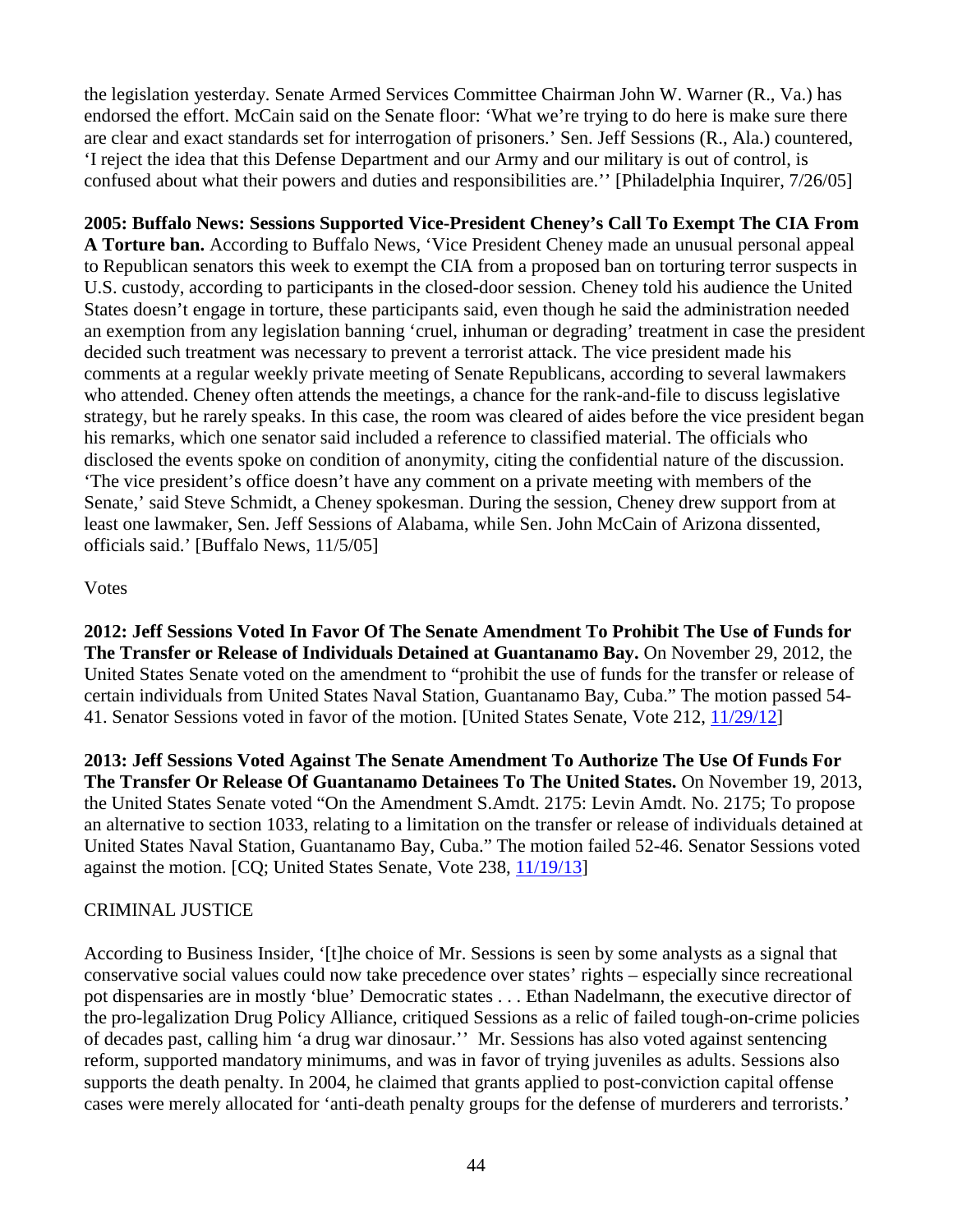the legislation yesterday. Senate Armed Services Committee Chairman John W. Warner (R., Va.) has endorsed the effort. McCain said on the Senate floor: 'What we're trying to do here is make sure there are clear and exact standards set for interrogation of prisoners.' Sen. Jeff Sessions (R., Ala.) countered, 'I reject the idea that this Defense Department and our Army and our military is out of control, is confused about what their powers and duties and responsibilities are.'' [Philadelphia Inquirer, 7/26/05]

**2005: Buffalo News: Sessions Supported Vice-President Cheney's Call To Exempt The CIA From A Torture ban.** According to Buffalo News, 'Vice President Cheney made an unusual personal appeal to Republican senators this week to exempt the CIA from a proposed ban on torturing terror suspects in U.S. custody, according to participants in the closed-door session. Cheney told his audience the United States doesn't engage in torture, these participants said, even though he said the administration needed an exemption from any legislation banning 'cruel, inhuman or degrading' treatment in case the president decided such treatment was necessary to prevent a terrorist attack. The vice president made his comments at a regular weekly private meeting of Senate Republicans, according to several lawmakers who attended. Cheney often attends the meetings, a chance for the rank-and-file to discuss legislative strategy, but he rarely speaks. In this case, the room was cleared of aides before the vice president began his remarks, which one senator said included a reference to classified material. The officials who disclosed the events spoke on condition of anonymity, citing the confidential nature of the discussion. 'The vice president's office doesn't have any comment on a private meeting with members of the Senate,' said Steve Schmidt, a Cheney spokesman. During the session, Cheney drew support from at least one lawmaker, Sen. Jeff Sessions of Alabama, while Sen. John McCain of Arizona dissented, officials said.' [Buffalo News, 11/5/05]

Votes

**2012: Jeff Sessions Voted In Favor Of The Senate Amendment To Prohibit The Use of Funds for The Transfer or Release of Individuals Detained at Guantanamo Bay.** On November 29, 2012, the United States Senate voted on the amendment to "prohibit the use of funds for the transfer or release of certain individuals from United States Naval Station, Guantanamo Bay, Cuba." The motion passed 54-41. Senator Sessions voted in favor of the motion. [United States Senate, Vote 212, 11/29/12]

**2013: Jeff Sessions Voted Against The Senate Amendment To Authorize The Use Of Funds For The Transfer Or Release Of Guantanamo Detainees To The United States.** On November 19, 2013, the United States Senate voted "On the Amendment S.Amdt. 2175: Levin Amdt. No. 2175; To propose an alternative to section 1033, relating to a limitation on the transfer or release of individuals detained at United States Naval Station, Guantanamo Bay, Cuba." The motion failed 52-46. Senator Sessions voted against the motion. [CQ; United States Senate, Vote 238, 11/19/13]

CRIMINAL JUSTICE

According to Business Insider, '[t]he choice of Mr. Sessions is seen by some analysts as a signal that conservative social values could now take precedence over states' rights – especially since recreational pot dispensaries are in mostly 'blue' Democratic states . . . Ethan Nadelmann, the executive director of the pro-legalization Drug Policy Alliance, critiqued Sessions as a relic of failed tough-on-crime policies of decades past, calling him 'a drug war dinosaur.'' Mr. Sessions has also voted against sentencing reform, supported mandatory minimums, and was in favor of trying juveniles as adults. Sessions also supports the death penalty. In 2004, he claimed that grants applied to post-conviction capital offense cases were merely allocated for 'anti-death penalty groups for the defense of murderers and terrorists.'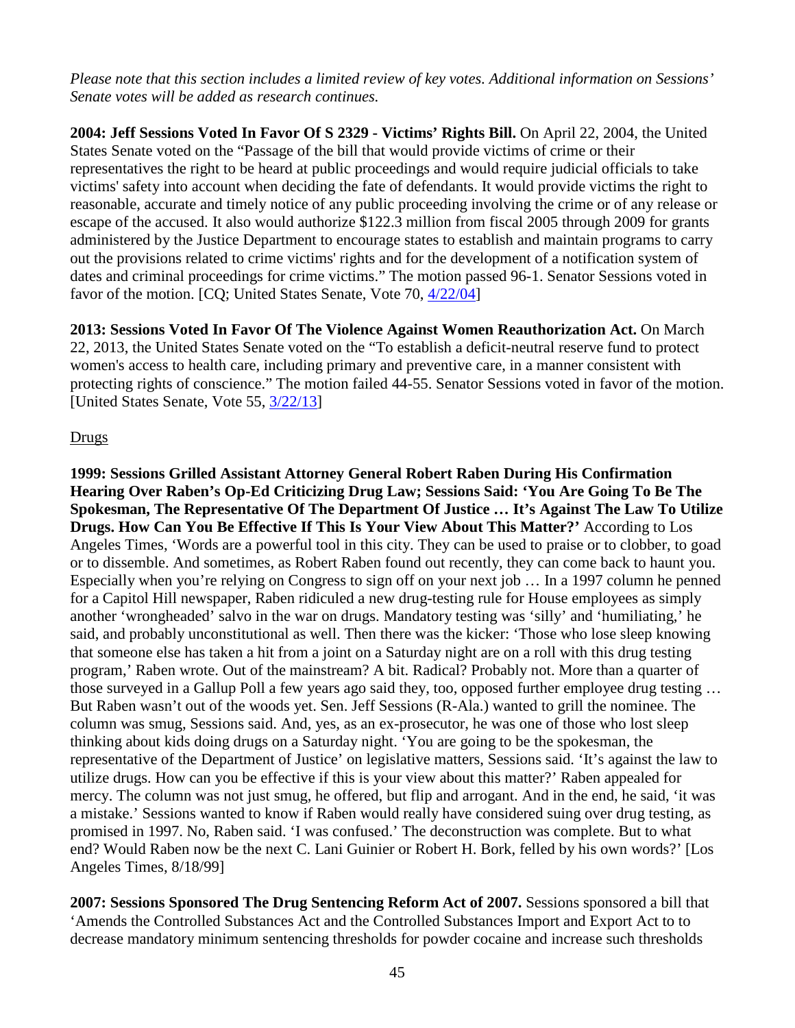*Please note that this section includes a limited review of key votes. Additional information on Sessions' Senate votes will be added as research continues.*

**2004: Jeff Sessions Voted In Favor Of S 2329 - Victims' Rights Bill.** On April 22, 2004, the United States Senate voted on the "Passage of the bill that would provide victims of crime or their representatives the right to be heard at public proceedings and would require judicial officials to take victims' safety into account when deciding the fate of defendants. It would provide victims the right to reasonable, accurate and timely notice of any public proceeding involving the crime or of any release or escape of the accused. It also would authorize $122.3 million from fiscal 2005 through 2009 for grants administered by the Justice Department to encourage states to establish and maintain programs to carry out the provisions related to crime victims' rights and for the development of a notification system of dates and criminal proceedings for crime victims." The motion passed 96-1. Senator Sessions voted in favor of the motion. [CQ; United States Senate, Vote 70, 4/22/04]

**2013: Sessions Voted In Favor Of The Violence Against Women Reauthorization Act.** On March 22, 2013, the United States Senate voted on the "To establish a deficit-neutral reserve fund to protect women's access to health care, including primary and preventive care, in a manner consistent with protecting rights of conscience." The motion failed 44-55. Senator Sessions voted in favor of the motion. [United States Senate, Vote 55, 3/22/13]

<u>Drugs</u>

**1999: Sessions Grilled Assistant Attorney General Robert Raben During His Confirmation Hearing Over Raben's Op-Ed Criticizing Drug Law; Sessions Said: 'You Are Going To Be The Spokesman, The Representative Of The Department Of Justice … It's Against The Law To Utilize Drugs. How Can You Be Effective If This Is Your View About This Matter?'** According to Los Angeles Times, 'Words are a powerful tool in this city. They can be used to praise or to clobber, to goad or to dissemble. And sometimes, as Robert Raben found out recently, they can come back to haunt you. Especially when you're relying on Congress to sign off on your next job … In a 1997 column he penned for a Capitol Hill newspaper, Raben ridiculed a new drug-testing rule for House employees as simply another 'wrongheaded' salvo in the war on drugs. Mandatory testing was 'silly' and 'humiliating,' he said, and probably unconstitutional as well. Then there was the kicker: 'Those who lose sleep knowing that someone else has taken a hit from a joint on a Saturday night are on a roll with this drug testing program,' Raben wrote. Out of the mainstream? A bit. Radical? Probably not. More than a quarter of those surveyed in a Gallup Poll a few years ago said they, too, opposed further employee drug testing … But Raben wasn't out of the woods yet. Sen. Jeff Sessions (R-Ala.) wanted to grill the nominee. The column was smug, Sessions said. And, yes, as an ex-prosecutor, he was one of those who lost sleep thinking about kids doing drugs on a Saturday night. 'You are going to be the spokesman, the representative of the Department of Justice' on legislative matters, Sessions said. 'It's against the law to utilize drugs. How can you be effective if this is your view about this matter?' Raben appealed for mercy. The column was not just smug, he offered, but flip and arrogant. And in the end, he said, 'it was a mistake.' Sessions wanted to know if Raben would really have considered suing over drug testing, as promised in 1997. No, Raben said. 'I was confused.' The deconstruction was complete. But to what end? Would Raben now be the next C. Lani Guinier or Robert H. Bork, felled by his own words?' [Los Angeles Times, 8/18/99]

**2007: Sessions Sponsored The Drug Sentencing Reform Act of 2007.** Sessions sponsored a bill that 'Amends the Controlled Substances Act and the Controlled Substances Import and Export Act to to decrease mandatory minimum sentencing thresholds for powder cocaine and increase such thresholds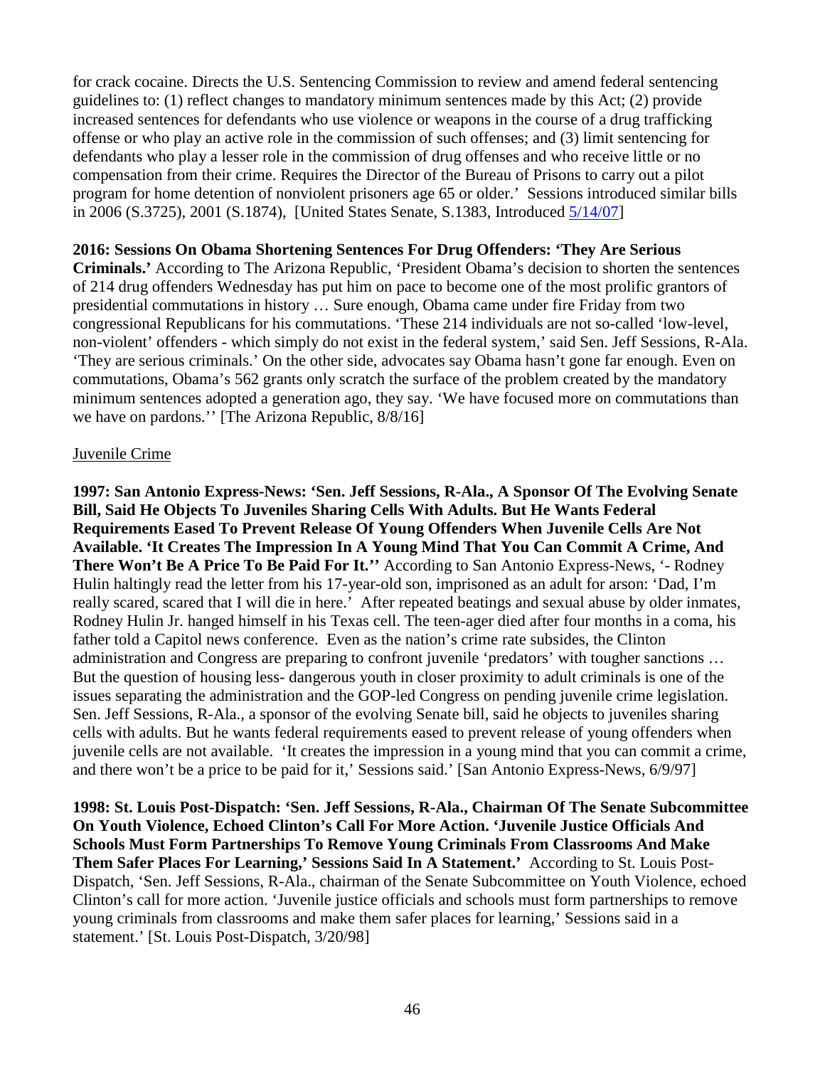for crack cocaine. Directs the U.S. Sentencing Commission to review and amend federal sentencing guidelines to: (1) reflect changes to mandatory minimum sentences made by this Act; (2) provide increased sentences for defendants who use violence or weapons in the course of a drug trafficking offense or who play an active role in the commission of such offenses; and (3) limit sentencing for defendants who play a lesser role in the commission of drug offenses and who receive little or no compensation from their crime. Requires the Director of the Bureau of Prisons to carry out a pilot program for home detention of nonviolent prisoners age 65 or older.' Sessions introduced similar bills in 2006 (S.3725), 2001 (S.1874), [United States Senate, S.1383, Introduced 5/14/07]

**2016: Sessions On Obama Shortening Sentences For Drug Offenders: 'They Are Serious Criminals.'** According to The Arizona Republic, 'President Obama's decision to shorten the sentences of 214 drug offenders Wednesday has put him on pace to become one of the most prolific grantors of presidential commutations in history … Sure enough, Obama came under fire Friday from two congressional Republicans for his commutations. 'These 214 individuals are not so-called 'low-level, non-violent' offenders - which simply do not exist in the federal system,' said Sen. Jeff Sessions, R-Ala. 'They are serious criminals.' On the other side, advocates say Obama hasn't gone far enough. Even on commutations, Obama's 562 grants only scratch the surface of the problem created by the mandatory minimum sentences adopted a generation ago, they say. 'We have focused more on commutations than we have on pardons.'' [The Arizona Republic, 8/8/16]

Juvenile Crime

**1997: San Antonio Express-News: 'Sen. Jeff Sessions, R-Ala., A Sponsor Of The Evolving Senate Bill, Said He Objects To Juveniles Sharing Cells With Adults. But He Wants Federal Requirements Eased To Prevent Release Of Young Offenders When Juvenile Cells Are Not Available. 'It Creates The Impression In A Young Mind That You Can Commit A Crime, And There Won't Be A Price To Be Paid For It.''** According to San Antonio Express-News, '- Rodney Hulin haltingly read the letter from his 17-year-old son, imprisoned as an adult for arson: 'Dad, I'm really scared, scared that I will die in here.' After repeated beatings and sexual abuse by older inmates, Rodney Hulin Jr. hanged himself in his Texas cell. The teen-ager died after four months in a coma, his father told a Capitol news conference. Even as the nation's crime rate subsides, the Clinton administration and Congress are preparing to confront juvenile 'predators' with tougher sanctions … But the question of housing less- dangerous youth in closer proximity to adult criminals is one of the issues separating the administration and the GOP-led Congress on pending juvenile crime legislation. Sen. Jeff Sessions, R-Ala., a sponsor of the evolving Senate bill, said he objects to juveniles sharing cells with adults. But he wants federal requirements eased to prevent release of young offenders when juvenile cells are not available. 'It creates the impression in a young mind that you can commit a crime, and there won't be a price to be paid for it,' Sessions said.' [San Antonio Express-News, 6/9/97]

**1998: St. Louis Post-Dispatch: 'Sen. Jeff Sessions, R-Ala., Chairman Of The Senate Subcommittee On Youth Violence, Echoed Clinton's Call For More Action. 'Juvenile Justice Officials And Schools Must Form Partnerships To Remove Young Criminals From Classrooms And Make Them Safer Places For Learning,' Sessions Said In A Statement.'** According to St. Louis Post-Dispatch, 'Sen. Jeff Sessions, R-Ala., chairman of the Senate Subcommittee on Youth Violence, echoed Clinton's call for more action. 'Juvenile justice officials and schools must form partnerships to remove young criminals from classrooms and make them safer places for learning,' Sessions said in a statement.' [St. Louis Post-Dispatch, 3/20/98]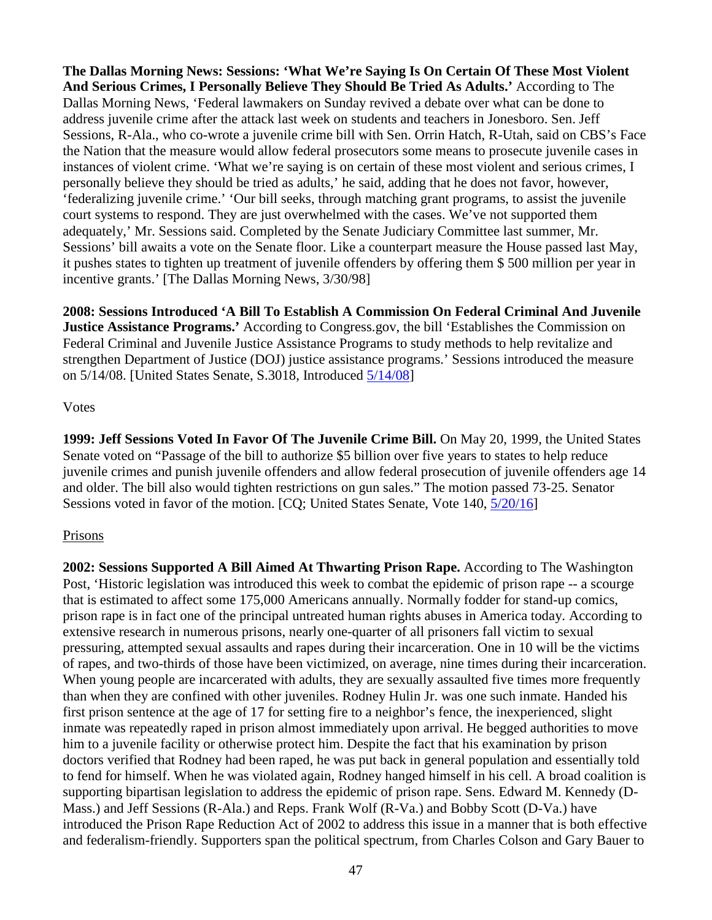**The Dallas Morning News: Sessions: 'What We're Saying Is On Certain Of These Most Violent And Serious Crimes, I Personally Believe They Should Be Tried As Adults.'** According to The Dallas Morning News, 'Federal lawmakers on Sunday revived a debate over what can be done to address juvenile crime after the attack last week on students and teachers in Jonesboro. Sen. Jeff Sessions, R-Ala., who co-wrote a juvenile crime bill with Sen. Orrin Hatch, R-Utah, said on CBS's Face the Nation that the measure would allow federal prosecutors some means to prosecute juvenile cases in instances of violent crime. 'What we're saying is on certain of these most violent and serious crimes, I personally believe they should be tried as adults,' he said, adding that he does not favor, however, 'federalizing juvenile crime.' 'Our bill seeks, through matching grant programs, to assist the juvenile court systems to respond. They are just overwhelmed with the cases. We've not supported them adequately,' Mr. Sessions said. Completed by the Senate Judiciary Committee last summer, Mr. Sessions' bill awaits a vote on the Senate floor. Like a counterpart measure the House passed last May, it pushes states to tighten up treatment of juvenile offenders by offering them $ 500 million per year in incentive grants.' [The Dallas Morning News, 3/30/98]

**2008: Sessions Introduced 'A Bill To Establish A Commission On Federal Criminal And Juvenile Justice Assistance Programs.'** According to Congress.gov, the bill 'Establishes the Commission on Federal Criminal and Juvenile Justice Assistance Programs to study methods to help revitalize and strengthen Department of Justice (DOJ) justice assistance programs.' Sessions introduced the measure on 5/14/08. [United States Senate, S.3018, Introduced 5/14/08]

Votes

**1999: Jeff Sessions Voted In Favor Of The Juvenile Crime Bill.** On May 20, 1999, the United States Senate voted on "Passage of the bill to authorize $5 billion over five years to states to help reduce juvenile crimes and punish juvenile offenders and allow federal prosecution of juvenile offenders age 14 and older. The bill also would tighten restrictions on gun sales." The motion passed 73-25. Senator Sessions voted in favor of the motion. [CQ; United States Senate, Vote 140, 5/20/16]

Prisons

**2002: Sessions Supported A Bill Aimed At Thwarting Prison Rape.** According to The Washington Post, 'Historic legislation was introduced this week to combat the epidemic of prison rape -- a scourge that is estimated to affect some 175,000 Americans annually. Normally fodder for stand-up comics, prison rape is in fact one of the principal untreated human rights abuses in America today. According to extensive research in numerous prisons, nearly one-quarter of all prisoners fall victim to sexual pressuring, attempted sexual assaults and rapes during their incarceration. One in 10 will be the victims of rapes, and two-thirds of those have been victimized, on average, nine times during their incarceration. When young people are incarcerated with adults, they are sexually assaulted five times more frequently than when they are confined with other juveniles. Rodney Hulin Jr. was one such inmate. Handed his first prison sentence at the age of 17 for setting fire to a neighbor's fence, the inexperienced, slight inmate was repeatedly raped in prison almost immediately upon arrival. He begged authorities to move him to a juvenile facility or otherwise protect him. Despite the fact that his examination by prison doctors verified that Rodney had been raped, he was put back in general population and essentially told to fend for himself. When he was violated again, Rodney hanged himself in his cell. A broad coalition is supporting bipartisan legislation to address the epidemic of prison rape. Sens. Edward M. Kennedy (D-Mass.) and Jeff Sessions (R-Ala.) and Reps. Frank Wolf (R-Va.) and Bobby Scott (D-Va.) have introduced the Prison Rape Reduction Act of 2002 to address this issue in a manner that is both effective and federalism-friendly. Supporters span the political spectrum, from Charles Colson and Gary Bauer to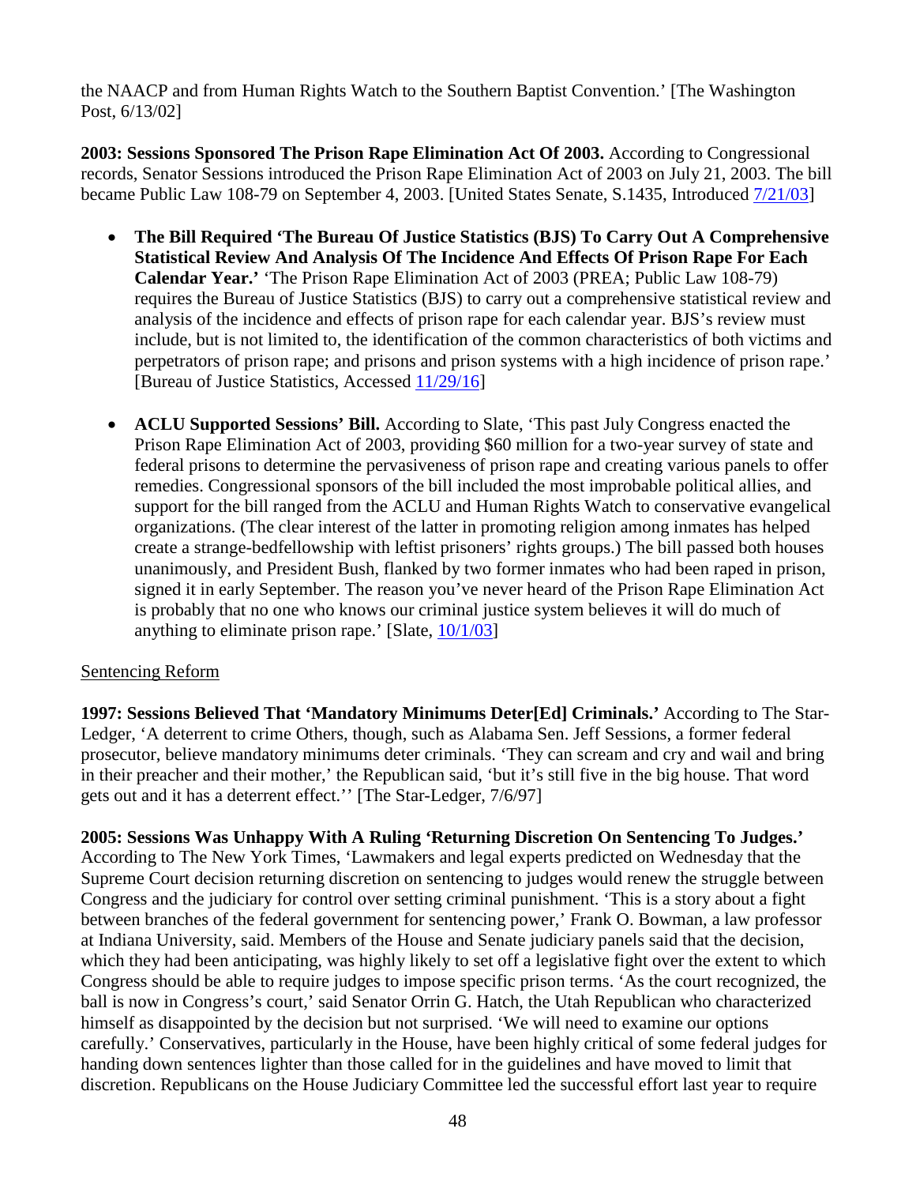the NAACP and from Human Rights Watch to the Southern Baptist Convention.' [The Washington Post, 6/13/02]

**2003: Sessions Sponsored The Prison Rape Elimination Act Of 2003.** According to Congressional records, Senator Sessions introduced the Prison Rape Elimination Act of 2003 on July 21, 2003. The bill became Public Law 108-79 on September 4, 2003. [United States Senate, S.1435, Introduced 7/21/03]

- **The Bill Required 'The Bureau Of Justice Statistics (BJS) To Carry Out A Comprehensive Statistical Review And Analysis Of The Incidence And Effects Of Prison Rape For Each Calendar Year.'** 'The Prison Rape Elimination Act of 2003 (PREA; Public Law 108-79) requires the Bureau of Justice Statistics (BJS) to carry out a comprehensive statistical review and analysis of the incidence and effects of prison rape for each calendar year. BJS's review must include, but is not limited to, the identification of the common characteristics of both victims and perpetrators of prison rape; and prisons and prison systems with a high incidence of prison rape.' [Bureau of Justice Statistics, Accessed 11/29/16]

- **ACLU Supported Sessions' Bill.** According to Slate, 'This past July Congress enacted the Prison Rape Elimination Act of 2003, providing $60 million for a two-year survey of state and federal prisons to determine the pervasiveness of prison rape and creating various panels to offer remedies. Congressional sponsors of the bill included the most improbable political allies, and support for the bill ranged from the ACLU and Human Rights Watch to conservative evangelical organizations. (The clear interest of the latter in promoting religion among inmates has helped create a strange-bedfellowship with leftist prisoners' rights groups.) The bill passed both houses unanimously, and President Bush, flanked by two former inmates who had been raped in prison, signed it in early September. The reason you've never heard of the Prison Rape Elimination Act is probably that no one who knows our criminal justice system believes it will do much of anything to eliminate prison rape.' [Slate, 10/1/03]

<u>Sentencing Reform</u>

**1997: Sessions Believed That 'Mandatory Minimums Deter[Ed] Criminals.'** According to The Star-Ledger, 'A deterrent to crime Others, though, such as Alabama Sen. Jeff Sessions, a former federal prosecutor, believe mandatory minimums deter criminals. 'They can scream and cry and wail and bring in their preacher and their mother,' the Republican said, 'but it's still five in the big house. That word gets out and it has a deterrent effect.'' [The Star-Ledger, 7/6/97]

**2005: Sessions Was Unhappy With A Ruling 'Returning Discretion On Sentencing To Judges.'** According to The New York Times, 'Lawmakers and legal experts predicted on Wednesday that the Supreme Court decision returning discretion on sentencing to judges would renew the struggle between Congress and the judiciary for control over setting criminal punishment. 'This is a story about a fight between branches of the federal government for sentencing power,' Frank O. Bowman, a law professor at Indiana University, said. Members of the House and Senate judiciary panels said that the decision, which they had been anticipating, was highly likely to set off a legislative fight over the extent to which Congress should be able to require judges to impose specific prison terms. 'As the court recognized, the ball is now in Congress's court,' said Senator Orrin G. Hatch, the Utah Republican who characterized himself as disappointed by the decision but not surprised. 'We will need to examine our options carefully.' Conservatives, particularly in the House, have been highly critical of some federal judges for handing down sentences lighter than those called for in the guidelines and have moved to limit that discretion. Republicans on the House Judiciary Committee led the successful effort last year to require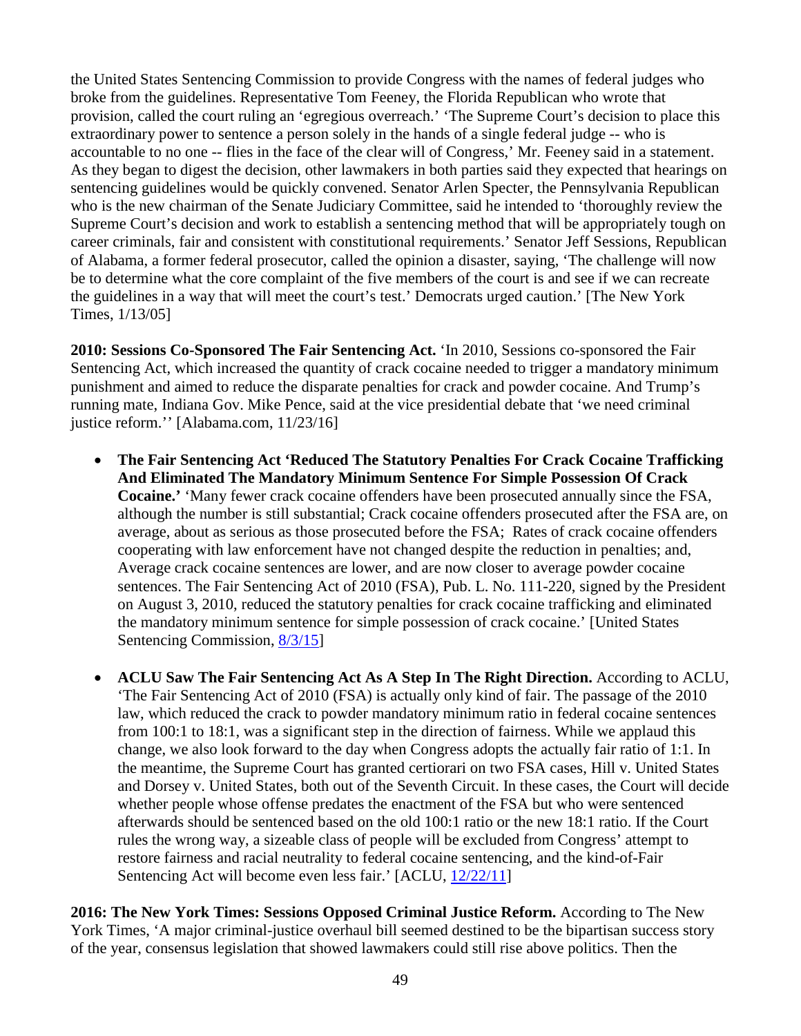the United States Sentencing Commission to provide Congress with the names of federal judges who broke from the guidelines. Representative Tom Feeney, the Florida Republican who wrote that provision, called the court ruling an 'egregious overreach.' 'The Supreme Court's decision to place this extraordinary power to sentence a person solely in the hands of a single federal judge -- who is accountable to no one -- flies in the face of the clear will of Congress,' Mr. Feeney said in a statement. As they began to digest the decision, other lawmakers in both parties said they expected that hearings on sentencing guidelines would be quickly convened. Senator Arlen Specter, the Pennsylvania Republican who is the new chairman of the Senate Judiciary Committee, said he intended to 'thoroughly review the Supreme Court's decision and work to establish a sentencing method that will be appropriately tough on career criminals, fair and consistent with constitutional requirements.' Senator Jeff Sessions, Republican of Alabama, a former federal prosecutor, called the opinion a disaster, saying, 'The challenge will now be to determine what the core complaint of the five members of the court is and see if we can recreate the guidelines in a way that will meet the court's test.' Democrats urged caution.' [The New York Times, 1/13/05]

**2010: Sessions Co-Sponsored The Fair Sentencing Act.** 'In 2010, Sessions co-sponsored the Fair Sentencing Act, which increased the quantity of crack cocaine needed to trigger a mandatory minimum punishment and aimed to reduce the disparate penalties for crack and powder cocaine. And Trump's running mate, Indiana Gov. Mike Pence, said at the vice presidential debate that 'we need criminal justice reform.'' [Alabama.com, 11/23/16]

- **The Fair Sentencing Act 'Reduced The Statutory Penalties For Crack Cocaine Trafficking And Eliminated The Mandatory Minimum Sentence For Simple Possession Of Crack Cocaine.'** 'Many fewer crack cocaine offenders have been prosecuted annually since the FSA, although the number is still substantial; Crack cocaine offenders prosecuted after the FSA are, on average, about as serious as those prosecuted before the FSA; Rates of crack cocaine offenders cooperating with law enforcement have not changed despite the reduction in penalties; and, Average crack cocaine sentences are lower, and are now closer to average powder cocaine sentences. The Fair Sentencing Act of 2010 (FSA), Pub. L. No. 111-220, signed by the President on August 3, 2010, reduced the statutory penalties for crack cocaine trafficking and eliminated the mandatory minimum sentence for simple possession of crack cocaine.' [United States Sentencing Commission, 8/3/15]

- **ACLU Saw The Fair Sentencing Act As A Step In The Right Direction.** According to ACLU, 'The Fair Sentencing Act of 2010 (FSA) is actually only kind of fair. The passage of the 2010 law, which reduced the crack to powder mandatory minimum ratio in federal cocaine sentences from 100:1 to 18:1, was a significant step in the direction of fairness. While we applaud this change, we also look forward to the day when Congress adopts the actually fair ratio of 1:1. In the meantime, the Supreme Court has granted certiorari on two FSA cases, Hill v. United States and Dorsey v. United States, both out of the Seventh Circuit. In these cases, the Court will decide whether people whose offense predates the enactment of the FSA but who were sentenced afterwards should be sentenced based on the old 100:1 ratio or the new 18:1 ratio. If the Court rules the wrong way, a sizeable class of people will be excluded from Congress' attempt to restore fairness and racial neutrality to federal cocaine sentencing, and the kind-of-Fair Sentencing Act will become even less fair.' [ACLU, 12/22/11]

**2016: The New York Times: Sessions Opposed Criminal Justice Reform.** According to The New York Times, 'A major criminal-justice overhaul bill seemed destined to be the bipartisan success story of the year, consensus legislation that showed lawmakers could still rise above politics. Then the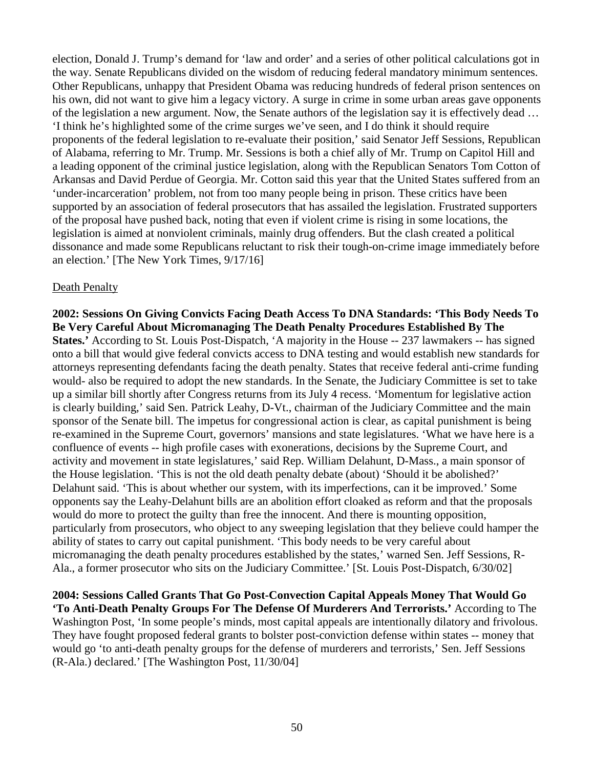election, Donald J. Trump's demand for 'law and order' and a series of other political calculations got in the way. Senate Republicans divided on the wisdom of reducing federal mandatory minimum sentences. Other Republicans, unhappy that President Obama was reducing hundreds of federal prison sentences on his own, did not want to give him a legacy victory. A surge in crime in some urban areas gave opponents of the legislation a new argument. Now, the Senate authors of the legislation say it is effectively dead … 'I think he's highlighted some of the crime surges we've seen, and I do think it should require proponents of the federal legislation to re-evaluate their position,' said Senator Jeff Sessions, Republican of Alabama, referring to Mr. Trump. Mr. Sessions is both a chief ally of Mr. Trump on Capitol Hill and a leading opponent of the criminal justice legislation, along with the Republican Senators Tom Cotton of Arkansas and David Perdue of Georgia. Mr. Cotton said this year that the United States suffered from an 'under-incarceration' problem, not from too many people being in prison. These critics have been supported by an association of federal prosecutors that has assailed the legislation. Frustrated supporters of the proposal have pushed back, noting that even if violent crime is rising in some locations, the legislation is aimed at nonviolent criminals, mainly drug offenders. But the clash created a political dissonance and made some Republicans reluctant to risk their tough-on-crime image immediately before an election.' [The New York Times, 9/17/16]

Death Penalty

**2002: Sessions On Giving Convicts Facing Death Access To DNA Standards: 'This Body Needs To Be Very Careful About Micromanaging The Death Penalty Procedures Established By The States.'** According to St. Louis Post-Dispatch, 'A majority in the House -- 237 lawmakers -- has signed onto a bill that would give federal convicts access to DNA testing and would establish new standards for attorneys representing defendants facing the death penalty. States that receive federal anti-crime funding would- also be required to adopt the new standards. In the Senate, the Judiciary Committee is set to take up a similar bill shortly after Congress returns from its July 4 recess. 'Momentum for legislative action is clearly building,' said Sen. Patrick Leahy, D-Vt., chairman of the Judiciary Committee and the main sponsor of the Senate bill. The impetus for congressional action is clear, as capital punishment is being re-examined in the Supreme Court, governors' mansions and state legislatures. 'What we have here is a confluence of events -- high profile cases with exonerations, decisions by the Supreme Court, and activity and movement in state legislatures,' said Rep. William Delahunt, D-Mass., a main sponsor of the House legislation. 'This is not the old death penalty debate (about) 'Should it be abolished?' Delahunt said. 'This is about whether our system, with its imperfections, can it be improved.' Some opponents say the Leahy-Delahunt bills are an abolition effort cloaked as reform and that the proposals would do more to protect the guilty than free the innocent. And there is mounting opposition, particularly from prosecutors, who object to any sweeping legislation that they believe could hamper the ability of states to carry out capital punishment. 'This body needs to be very careful about micromanaging the death penalty procedures established by the states,' warned Sen. Jeff Sessions, R-Ala., a former prosecutor who sits on the Judiciary Committee.' [St. Louis Post-Dispatch, 6/30/02]

**2004: Sessions Called Grants That Go Post-Convection Capital Appeals Money That Would Go 'To Anti-Death Penalty Groups For The Defense Of Murderers And Terrorists.'** According to The Washington Post, 'In some people's minds, most capital appeals are intentionally dilatory and frivolous. They have fought proposed federal grants to bolster post-conviction defense within states -- money that would go 'to anti-death penalty groups for the defense of murderers and terrorists,' Sen. Jeff Sessions (R-Ala.) declared.' [The Washington Post, 11/30/04]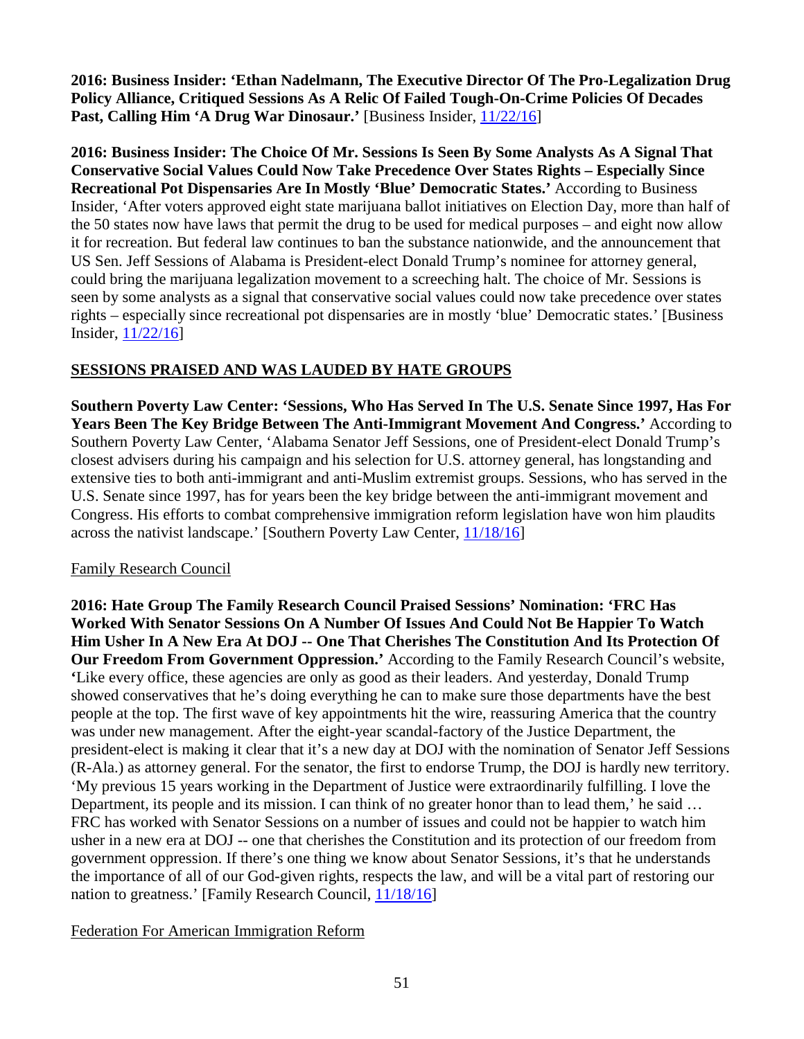**2016: Business Insider: 'Ethan Nadelmann, The Executive Director Of The Pro-Legalization Drug Policy Alliance, Critiqued Sessions As A Relic Of Failed Tough-On-Crime Policies Of Decades Past, Calling Him 'A Drug War Dinosaur.'** [Business Insider, 11/22/16]

**2016: Business Insider: The Choice Of Mr. Sessions Is Seen By Some Analysts As A Signal That Conservative Social Values Could Now Take Precedence Over States Rights – Especially Since Recreational Pot Dispensaries Are In Mostly 'Blue' Democratic States.'** According to Business Insider, 'After voters approved eight state marijuana ballot initiatives on Election Day, more than half of the 50 states now have laws that permit the drug to be used for medical purposes – and eight now allow it for recreation. But federal law continues to ban the substance nationwide, and the announcement that US Sen. Jeff Sessions of Alabama is President-elect Donald Trump's nominee for attorney general, could bring the marijuana legalization movement to a screeching halt. The choice of Mr. Sessions is seen by some analysts as a signal that conservative social values could now take precedence over states rights – especially since recreational pot dispensaries are in mostly 'blue' Democratic states.' [Business Insider, 11/22/16]

## SESSIONS PRAISED AND WAS LAUDED BY HATE GROUPS

**Southern Poverty Law Center: 'Sessions, Who Has Served In The U.S. Senate Since 1997, Has For Years Been The Key Bridge Between The Anti-Immigrant Movement And Congress.'** According to Southern Poverty Law Center, 'Alabama Senator Jeff Sessions, one of President-elect Donald Trump's closest advisers during his campaign and his selection for U.S. attorney general, has longstanding and extensive ties to both anti-immigrant and anti-Muslim extremist groups. Sessions, who has served in the U.S. Senate since 1997, has for years been the key bridge between the anti-immigrant movement and Congress. His efforts to combat comprehensive immigration reform legislation have won him plaudits across the nativist landscape.' [Southern Poverty Law Center, 11/18/16]

### Family Research Council

**2016: Hate Group The Family Research Council Praised Sessions' Nomination: 'FRC Has Worked With Senator Sessions On A Number Of Issues And Could Not Be Happier To Watch Him Usher In A New Era At DOJ -- One That Cherishes The Constitution And Its Protection Of Our Freedom From Government Oppression.'** According to the Family Research Council's website, 'Like every office, these agencies are only as good as their leaders. And yesterday, Donald Trump showed conservatives that he's doing everything he can to make sure those departments have the best people at the top. The first wave of key appointments hit the wire, reassuring America that the country was under new management. After the eight-year scandal-factory of the Justice Department, the president-elect is making it clear that it's a new day at DOJ with the nomination of Senator Jeff Sessions (R-Ala.) as attorney general. For the senator, the first to endorse Trump, the DOJ is hardly new territory. 'My previous 15 years working in the Department of Justice were extraordinarily fulfilling. I love the Department, its people and its mission. I can think of no greater honor than to lead them,' he said … FRC has worked with Senator Sessions on a number of issues and could not be happier to watch him usher in a new era at DOJ -- one that cherishes the Constitution and its protection of our freedom from government oppression. If there's one thing we know about Senator Sessions, it's that he understands the importance of all of our God-given rights, respects the law, and will be a vital part of restoring our nation to greatness.' [Family Research Council, 11/18/16]

### Federation For American Immigration Reform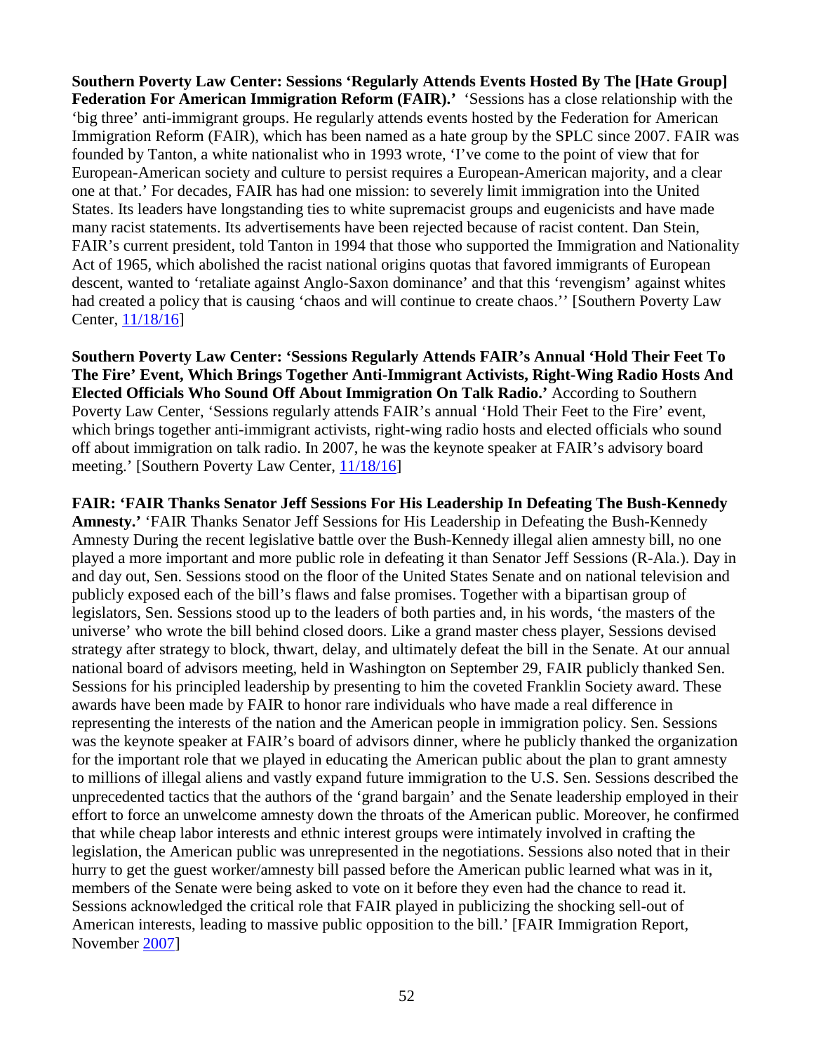**Southern Poverty Law Center: Sessions 'Regularly Attends Events Hosted By The [Hate Group] Federation For American Immigration Reform (FAIR).'** 'Sessions has a close relationship with the 'big three' anti-immigrant groups. He regularly attends events hosted by the Federation for American Immigration Reform (FAIR), which has been named as a hate group by the SPLC since 2007. FAIR was founded by Tanton, a white nationalist who in 1993 wrote, 'I've come to the point of view that for European-American society and culture to persist requires a European-American majority, and a clear one at that.' For decades, FAIR has had one mission: to severely limit immigration into the United States. Its leaders have longstanding ties to white supremacist groups and eugenicists and have made many racist statements. Its advertisements have been rejected because of racist content. Dan Stein, FAIR's current president, told Tanton in 1994 that those who supported the Immigration and Nationality Act of 1965, which abolished the racist national origins quotas that favored immigrants of European descent, wanted to 'retaliate against Anglo-Saxon dominance' and that this 'revengism' against whites had created a policy that is causing 'chaos and will continue to create chaos.'' [Southern Poverty Law Center, 11/18/16]

**Southern Poverty Law Center: 'Sessions Regularly Attends FAIR's Annual 'Hold Their Feet To The Fire' Event, Which Brings Together Anti-Immigrant Activists, Right-Wing Radio Hosts And Elected Officials Who Sound Off About Immigration On Talk Radio.'** According to Southern Poverty Law Center, 'Sessions regularly attends FAIR's annual 'Hold Their Feet to the Fire' event, which brings together anti-immigrant activists, right-wing radio hosts and elected officials who sound off about immigration on talk radio. In 2007, he was the keynote speaker at FAIR's advisory board meeting.' [Southern Poverty Law Center, 11/18/16]

**FAIR: 'FAIR Thanks Senator Jeff Sessions For His Leadership In Defeating The Bush-Kennedy Amnesty.'** 'FAIR Thanks Senator Jeff Sessions for His Leadership in Defeating the Bush-Kennedy Amnesty During the recent legislative battle over the Bush-Kennedy illegal alien amnesty bill, no one played a more important and more public role in defeating it than Senator Jeff Sessions (R-Ala.). Day in and day out, Sen. Sessions stood on the floor of the United States Senate and on national television and publicly exposed each of the bill's flaws and false promises. Together with a bipartisan group of legislators, Sen. Sessions stood up to the leaders of both parties and, in his words, 'the masters of the universe' who wrote the bill behind closed doors. Like a grand master chess player, Sessions devised strategy after strategy to block, thwart, delay, and ultimately defeat the bill in the Senate. At our annual national board of advisors meeting, held in Washington on September 29, FAIR publicly thanked Sen. Sessions for his principled leadership by presenting to him the coveted Franklin Society award. These awards have been made by FAIR to honor rare individuals who have made a real difference in representing the interests of the nation and the American people in immigration policy. Sen. Sessions was the keynote speaker at FAIR's board of advisors dinner, where he publicly thanked the organization for the important role that we played in educating the American public about the plan to grant amnesty to millions of illegal aliens and vastly expand future immigration to the U.S. Sen. Sessions described the unprecedented tactics that the authors of the 'grand bargain' and the Senate leadership employed in their effort to force an unwelcome amnesty down the throats of the American public. Moreover, he confirmed that while cheap labor interests and ethnic interest groups were intimately involved in crafting the legislation, the American public was unrepresented in the negotiations. Sessions also noted that in their hurry to get the guest worker/amnesty bill passed before the American public learned what was in it, members of the Senate were being asked to vote on it before they even had the chance to read it. Sessions acknowledged the critical role that FAIR played in publicizing the shocking sell-out of American interests, leading to massive public opposition to the bill.' [FAIR Immigration Report, November 2007]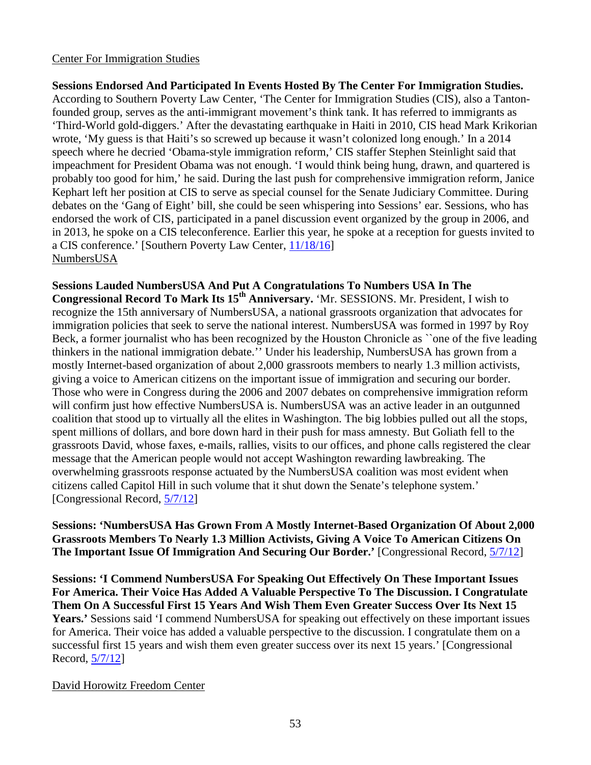Center For Immigration Studies

**Sessions Endorsed And Participated In Events Hosted By The Center For Immigration Studies.** According to Southern Poverty Law Center, 'The Center for Immigration Studies (CIS), also a Tanton-founded group, serves as the anti-immigrant movement's think tank. It has referred to immigrants as 'Third-World gold-diggers.' After the devastating earthquake in Haiti in 2010, CIS head Mark Krikorian wrote, 'My guess is that Haiti's so screwed up because it wasn't colonized long enough.' In a 2014 speech where he decried 'Obama-style immigration reform,' CIS staffer Stephen Steinlight said that impeachment for President Obama was not enough. 'I would think being hung, drawn, and quartered is probably too good for him,' he said. During the last push for comprehensive immigration reform, Janice Kephart left her position at CIS to serve as special counsel for the Senate Judiciary Committee. During debates on the 'Gang of Eight' bill, she could be seen whispering into Sessions' ear. Sessions, who has endorsed the work of CIS, participated in a panel discussion event organized by the group in 2006, and in 2013, he spoke on a CIS teleconference. Earlier this year, he spoke at a reception for guests invited to a CIS conference.' [Southern Poverty Law Center, 11/18/16]

NumbersUSA

**Sessions Lauded NumbersUSA And Put A Congratulations To Numbers USA In The Congressional Record To Mark Its 15th Anniversary.** 'Mr. SESSIONS. Mr. President, I wish to recognize the 15th anniversary of NumbersUSA, a national grassroots organization that advocates for immigration policies that seek to serve the national interest. NumbersUSA was formed in 1997 by Roy Beck, a former journalist who has been recognized by the Houston Chronicle as ``one of the five leading thinkers in the national immigration debate.'' Under his leadership, NumbersUSA has grown from a mostly Internet-based organization of about 2,000 grassroots members to nearly 1.3 million activists, giving a voice to American citizens on the important issue of immigration and securing our border. Those who were in Congress during the 2006 and 2007 debates on comprehensive immigration reform will confirm just how effective NumbersUSA is. NumbersUSA was an active leader in an outgunned coalition that stood up to virtually all the elites in Washington. The big lobbies pulled out all the stops, spent millions of dollars, and bore down hard in their push for mass amnesty. But Goliath fell to the grassroots David, whose faxes, e-mails, rallies, visits to our offices, and phone calls registered the clear message that the American people would not accept Washington rewarding lawbreaking. The overwhelming grassroots response actuated by the NumbersUSA coalition was most evident when citizens called Capitol Hill in such volume that it shut down the Senate's telephone system.' [Congressional Record, 5/7/12]

**Sessions: 'NumbersUSA Has Grown From A Mostly Internet-Based Organization Of About 2,000 Grassroots Members To Nearly 1.3 Million Activists, Giving A Voice To American Citizens On The Important Issue Of Immigration And Securing Our Border.'** [Congressional Record, 5/7/12]

**Sessions: 'I Commend NumbersUSA For Speaking Out Effectively On These Important Issues For America. Their Voice Has Added A Valuable Perspective To The Discussion. I Congratulate Them On A Successful First 15 Years And Wish Them Even Greater Success Over Its Next 15 Years.'** Sessions said 'I commend NumbersUSA for speaking out effectively on these important issues for America. Their voice has added a valuable perspective to the discussion. I congratulate them on a successful first 15 years and wish them even greater success over its next 15 years.' [Congressional Record, 5/7/12]

David Horowitz Freedom Center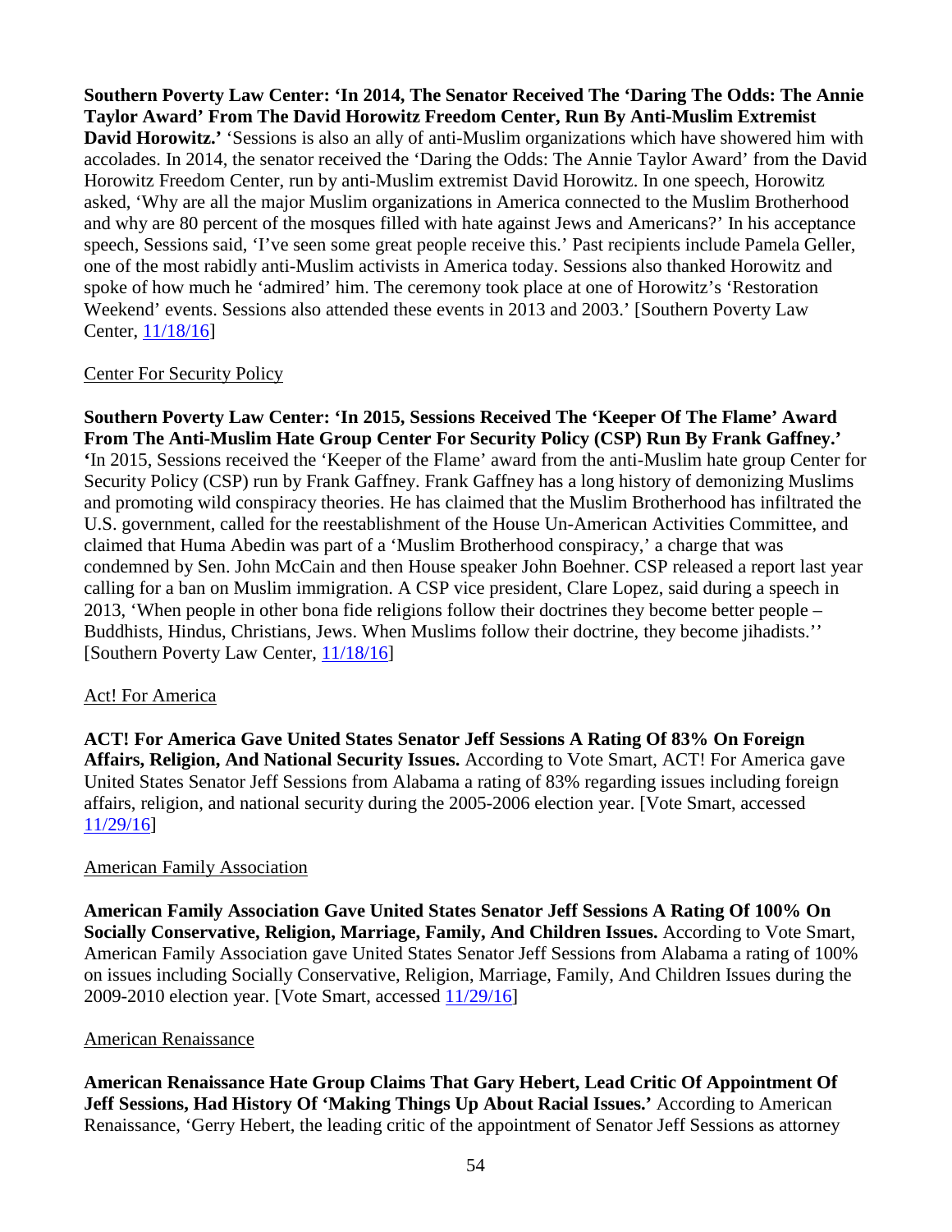**Southern Poverty Law Center: 'In 2014, The Senator Received The 'Daring The Odds: The Annie Taylor Award' From The David Horowitz Freedom Center, Run By Anti-Muslim Extremist David Horowitz.'** 'Sessions is also an ally of anti-Muslim organizations which have showered him with accolades. In 2014, the senator received the 'Daring the Odds: The Annie Taylor Award' from the David Horowitz Freedom Center, run by anti-Muslim extremist David Horowitz. In one speech, Horowitz asked, 'Why are all the major Muslim organizations in America connected to the Muslim Brotherhood and why are 80 percent of the mosques filled with hate against Jews and Americans?' In his acceptance speech, Sessions said, 'I've seen some great people receive this.' Past recipients include Pamela Geller, one of the most rabidly anti-Muslim activists in America today. Sessions also thanked Horowitz and spoke of how much he 'admired' him. The ceremony took place at one of Horowitz's 'Restoration Weekend' events. Sessions also attended these events in 2013 and 2003.' [Southern Poverty Law Center, 11/18/16]

<u>Center For Security Policy</u>

**Southern Poverty Law Center: 'In 2015, Sessions Received The 'Keeper Of The Flame' Award From The Anti-Muslim Hate Group Center For Security Policy (CSP) Run By Frank Gaffney.'** 'In 2015, Sessions received the 'Keeper of the Flame' award from the anti-Muslim hate group Center for Security Policy (CSP) run by Frank Gaffney. Frank Gaffney has a long history of demonizing Muslims and promoting wild conspiracy theories. He has claimed that the Muslim Brotherhood has infiltrated the U.S. government, called for the reestablishment of the House Un-American Activities Committee, and claimed that Huma Abedin was part of a 'Muslim Brotherhood conspiracy,' a charge that was condemned by Sen. John McCain and then House speaker John Boehner. CSP released a report last year calling for a ban on Muslim immigration. A CSP vice president, Clare Lopez, said during a speech in 2013, 'When people in other bona fide religions follow their doctrines they become better people – Buddhists, Hindus, Christians, Jews. When Muslims follow their doctrine, they become jihadists.'' [Southern Poverty Law Center, 11/18/16]

<u>Act! For America</u>

**ACT! For America Gave United States Senator Jeff Sessions A Rating Of 83% On Foreign Affairs, Religion, And National Security Issues.** According to Vote Smart, ACT! For America gave United States Senator Jeff Sessions from Alabama a rating of 83% regarding issues including foreign affairs, religion, and national security during the 2005-2006 election year. [Vote Smart, accessed 11/29/16]

<u>American Family Association</u>

**American Family Association Gave United States Senator Jeff Sessions A Rating Of 100% On Socially Conservative, Religion, Marriage, Family, And Children Issues.** According to Vote Smart, American Family Association gave United States Senator Jeff Sessions from Alabama a rating of 100% on issues including Socially Conservative, Religion, Marriage, Family, And Children Issues during the 2009-2010 election year. [Vote Smart, accessed 11/29/16]

<u>American Renaissance</u>

**American Renaissance Hate Group Claims That Gary Hebert, Lead Critic Of Appointment Of Jeff Sessions, Had History Of 'Making Things Up About Racial Issues.'** According to American Renaissance, 'Gerry Hebert, the leading critic of the appointment of Senator Jeff Sessions as attorney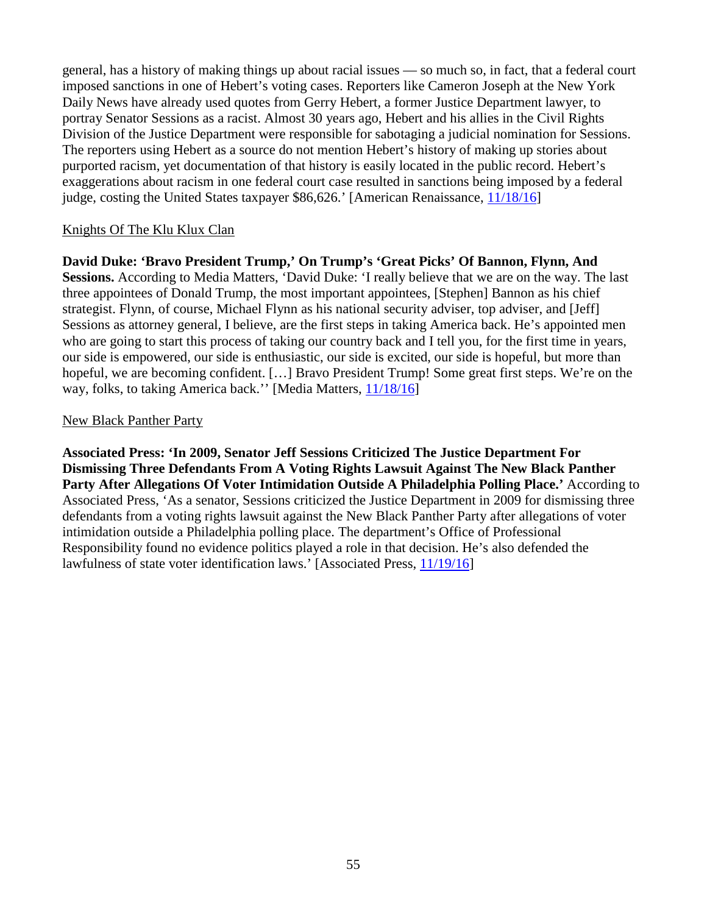general, has a history of making things up about racial issues — so much so, in fact, that a federal court imposed sanctions in one of Hebert's voting cases. Reporters like Cameron Joseph at the New York Daily News have already used quotes from Gerry Hebert, a former Justice Department lawyer, to portray Senator Sessions as a racist. Almost 30 years ago, Hebert and his allies in the Civil Rights Division of the Justice Department were responsible for sabotaging a judicial nomination for Sessions. The reporters using Hebert as a source do not mention Hebert's history of making up stories about purported racism, yet documentation of that history is easily located in the public record. Hebert's exaggerations about racism in one federal court case resulted in sanctions being imposed by a federal judge, costing the United States taxpayer $86,626.' [American Renaissance, 11/18/16]

Knights Of The Klu Klux Clan

**David Duke: 'Bravo President Trump,' On Trump's 'Great Picks' Of Bannon, Flynn, And Sessions.** According to Media Matters, 'David Duke: 'I really believe that we are on the way. The last three appointees of Donald Trump, the most important appointees, [Stephen] Bannon as his chief strategist. Flynn, of course, Michael Flynn as his national security adviser, top adviser, and [Jeff] Sessions as attorney general, I believe, are the first steps in taking America back. He's appointed men who are going to start this process of taking our country back and I tell you, for the first time in years, our side is empowered, our side is enthusiastic, our side is excited, our side is hopeful, but more than hopeful, we are becoming confident. […] Bravo President Trump! Some great first steps. We're on the way, folks, to taking America back.'' [Media Matters, 11/18/16]

New Black Panther Party

**Associated Press: 'In 2009, Senator Jeff Sessions Criticized The Justice Department For Dismissing Three Defendants From A Voting Rights Lawsuit Against The New Black Panther Party After Allegations Of Voter Intimidation Outside A Philadelphia Polling Place.'** According to Associated Press, 'As a senator, Sessions criticized the Justice Department in 2009 for dismissing three defendants from a voting rights lawsuit against the New Black Panther Party after allegations of voter intimidation outside a Philadelphia polling place. The department's Office of Professional Responsibility found no evidence politics played a role in that decision. He's also defended the lawfulness of state voter identification laws.' [Associated Press, 11/19/16]